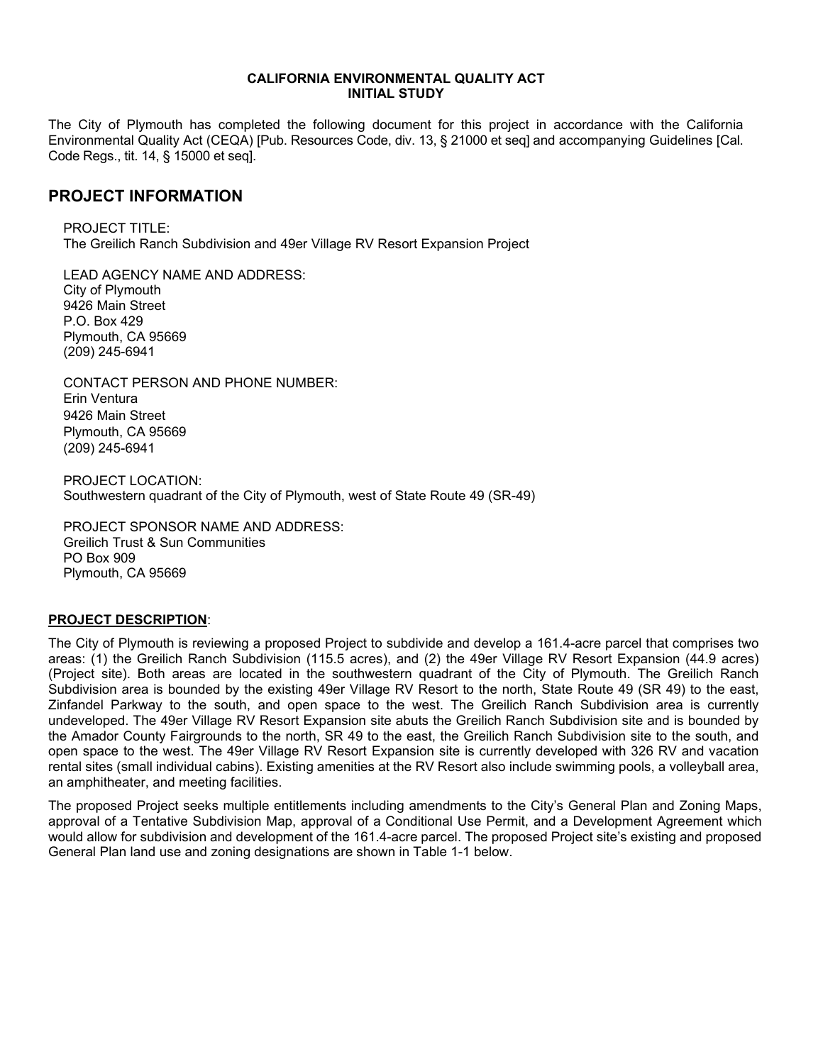**CALIFORNIA ENVIRONMENTAL QUALITY ACT**
**INITIAL STUDY**

The City of Plymouth has completed the following document for this project in accordance with the California Environmental Quality Act (CEQA) [Pub. Resources Code, div. 13, § 21000 et seq] and accompanying Guidelines [Cal. Code Regs., tit. 14, § 15000 et seq].

## PROJECT INFORMATION

PROJECT TITLE:
The Greilich Ranch Subdivision and 49er Village RV Resort Expansion Project

LEAD AGENCY NAME AND ADDRESS:
City of Plymouth
9426 Main Street
P.O. Box 429
Plymouth, CA 95669
(209) 245-6941

CONTACT PERSON AND PHONE NUMBER:
Erin Ventura
9426 Main Street
Plymouth, CA 95669
(209) 245-6941

PROJECT LOCATION:
Southwestern quadrant of the City of Plymouth, west of State Route 49 (SR-49)

PROJECT SPONSOR NAME AND ADDRESS:
Greilich Trust & Sun Communities
PO Box 909
Plymouth, CA 95669

**PROJECT DESCRIPTION**:

The City of Plymouth is reviewing a proposed Project to subdivide and develop a 161.4-acre parcel that comprises two areas: (1) the Greilich Ranch Subdivision (115.5 acres), and (2) the 49er Village RV Resort Expansion (44.9 acres) (Project site). Both areas are located in the southwestern quadrant of the City of Plymouth. The Greilich Ranch Subdivision area is bounded by the existing 49er Village RV Resort to the north, State Route 49 (SR 49) to the east, Zinfandel Parkway to the south, and open space to the west. The Greilich Ranch Subdivision area is currently undeveloped. The 49er Village RV Resort Expansion site abuts the Greilich Ranch Subdivision site and is bounded by the Amador County Fairgrounds to the north, SR 49 to the east, the Greilich Ranch Subdivision site to the south, and open space to the west. The 49er Village RV Resort Expansion site is currently developed with 326 RV and vacation rental sites (small individual cabins). Existing amenities at the RV Resort also include swimming pools, a volleyball area, an amphitheater, and meeting facilities.

The proposed Project seeks multiple entitlements including amendments to the City's General Plan and Zoning Maps, approval of a Tentative Subdivision Map, approval of a Conditional Use Permit, and a Development Agreement which would allow for subdivision and development of the 161.4-acre parcel. The proposed Project site's existing and proposed General Plan land use and zoning designations are shown in Table 1-1 below.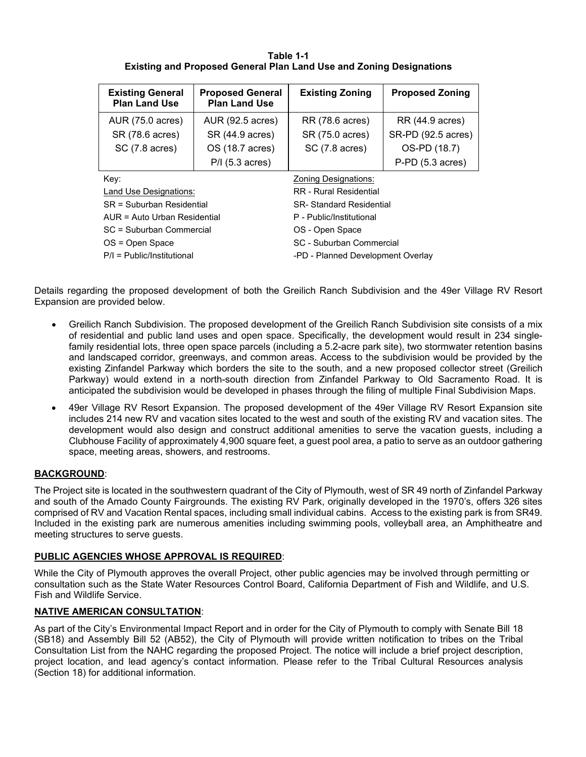**Table 1-1**
**Existing and Proposed General Plan Land Use and Zoning Designations**

| Existing General Plan Land Use | Proposed General Plan Land Use | Existing Zoning | Proposed Zoning |
|---|---|---|---|
| AUR (75.0 acres) | AUR (92.5 acres) | RR (78.6 acres) | RR (44.9 acres) |
| SR (78.6 acres) | SR (44.9 acres) | SR (75.0 acres) | SR-PD (92.5 acres) |
| SC (7.8 acres) | OS (18.7 acres) | SC (7.8 acres) | OS-PD (18.7) |
| | P/I (5.3 acres) | | P-PD (5.3 acres) |

Key:

Land Use Designations:
SR = Suburban Residential
AUR = Auto Urban Residential
SC = Suburban Commercial
OS = Open Space
P/I = Public/Institutional

Zoning Designations:
RR - Rural Residential
SR- Standard Residential
P - Public/Institutional
OS - Open Space
SC - Suburban Commercial
-PD - Planned Development Overlay

Details regarding the proposed development of both the Greilich Ranch Subdivision and the 49er Village RV Resort Expansion are provided below.

- Greilich Ranch Subdivision. The proposed development of the Greilich Ranch Subdivision site consists of a mix of residential and public land uses and open space. Specifically, the development would result in 234 single-family residential lots, three open space parcels (including a 5.2-acre park site), two stormwater retention basins and landscaped corridor, greenways, and common areas. Access to the subdivision would be provided by the existing Zinfandel Parkway which borders the site to the south, and a new proposed collector street (Greilich Parkway) would extend in a north-south direction from Zinfandel Parkway to Old Sacramento Road. It is anticipated the subdivision would be developed in phases through the filing of multiple Final Subdivision Maps.
- 49er Village RV Resort Expansion. The proposed development of the 49er Village RV Resort Expansion site includes 214 new RV and vacation sites located to the west and south of the existing RV and vacation sites. The development would also design and construct additional amenities to serve the vacation guests, including a Clubhouse Facility of approximately 4,900 square feet, a guest pool area, a patio to serve as an outdoor gathering space, meeting areas, showers, and restrooms.

**BACKGROUND**:

The Project site is located in the southwestern quadrant of the City of Plymouth, west of SR 49 north of Zinfandel Parkway and south of the Amado County Fairgrounds. The existing RV Park, originally developed in the 1970's, offers 326 sites comprised of RV and Vacation Rental spaces, including small individual cabins. Access to the existing park is from SR49. Included in the existing park are numerous amenities including swimming pools, volleyball area, an Amphitheatre and meeting structures to serve guests.

**PUBLIC AGENCIES WHOSE APPROVAL IS REQUIRED**:

While the City of Plymouth approves the overall Project, other public agencies may be involved through permitting or consultation such as the State Water Resources Control Board, California Department of Fish and Wildlife, and U.S. Fish and Wildlife Service.

**NATIVE AMERICAN CONSULTATION**:

As part of the City's Environmental Impact Report and in order for the City of Plymouth to comply with Senate Bill 18 (SB18) and Assembly Bill 52 (AB52), the City of Plymouth will provide written notification to tribes on the Tribal Consultation List from the NAHC regarding the proposed Project. The notice will include a brief project description, project location, and lead agency's contact information. Please refer to the Tribal Cultural Resources analysis (Section 18) for additional information.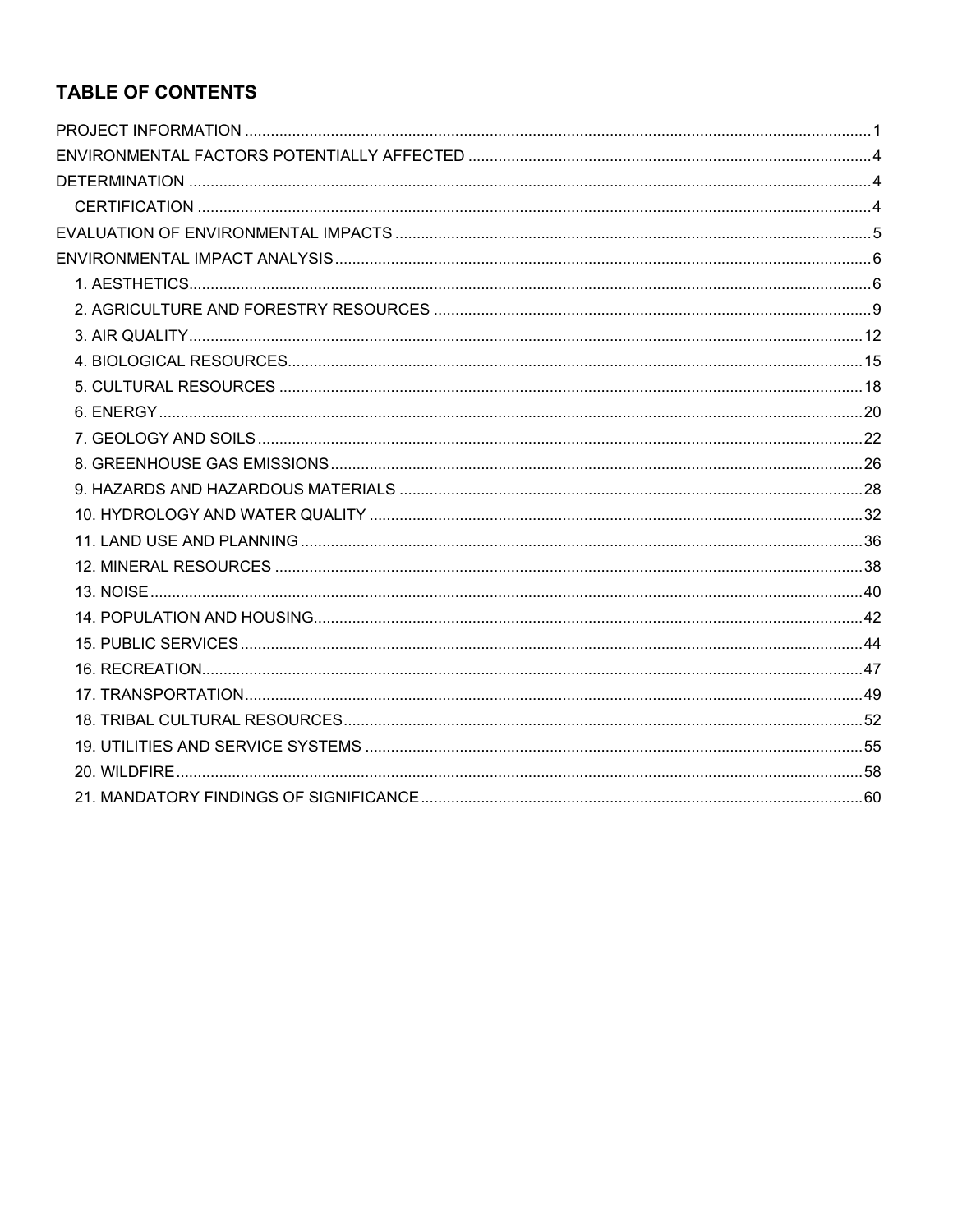## TABLE OF CONTENTS

PROJECT INFORMATION ........................................................................................................ 1
ENVIRONMENTAL FACTORS POTENTIALLY AFFECTED ........................................................ 4
DETERMINATION ................................................................................................................ 4
- CERTIFICATION ............................................................................................................ 4

EVALUATION OF ENVIRONMENTAL IMPACTS ....................................................................... 5
ENVIRONMENTAL IMPACT ANALYSIS ................................................................................... 6
- 1. AESTHETICS ............................................................................................................... 6
- 2. AGRICULTURE AND FORESTRY RESOURCES ..................................................................... 9
- 3. AIR QUALITY ............................................................................................................. 12
- 4. BIOLOGICAL RESOURCES ............................................................................................ 15
- 5. CULTURAL RESOURCES ............................................................................................... 18
- 6. ENERGY .................................................................................................................... 20
- 7. GEOLOGY AND SOILS .................................................................................................. 22
- 8. GREENHOUSE GAS EMISSIONS ..................................................................................... 26
- 9. HAZARDS AND HAZARDOUS MATERIALS ......................................................................... 28
- 10. HYDROLOGY AND WATER QUALITY ............................................................................... 32
- 11. LAND USE AND PLANNING .......................................................................................... 36
- 12. MINERAL RESOURCES ................................................................................................ 38
- 13. NOISE ..................................................................................................................... 40
- 14. POPULATION AND HOUSING ........................................................................................ 42
- 15. PUBLIC SERVICES ...................................................................................................... 44
- 16. RECREATION ............................................................................................................. 47
- 17. TRANSPORTATION ...................................................................................................... 49
- 18. TRIBAL CULTURAL RESOURCES ..................................................................................... 52
- 19. UTILITIES AND SERVICE SYSTEMS ................................................................................. 55
- 20. WILDFIRE .................................................................................................................. 58
- 21. MANDATORY FINDINGS OF SIGNIFICANCE ........................................................................ 60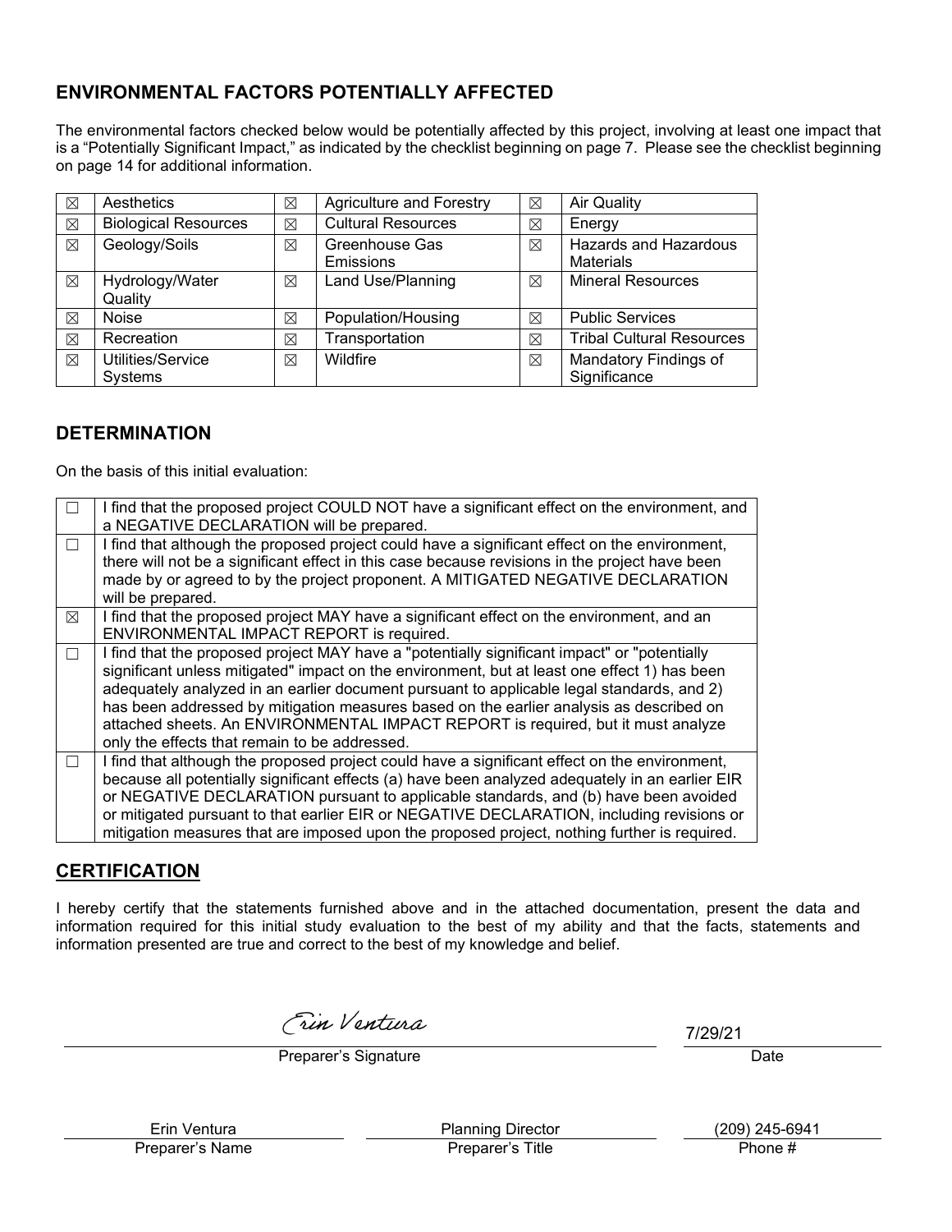## ENVIRONMENTAL FACTORS POTENTIALLY AFFECTED

The environmental factors checked below would be potentially affected by this project, involving at least one impact that is a "Potentially Significant Impact," as indicated by the checklist beginning on page 7. Please see the checklist beginning on page 14 for additional information.

| | | | | | |
|---|---|---|---|---|---|
| ☒ | Aesthetics | ☒ | Agriculture and Forestry | ☒ | Air Quality |
| ☒ | Biological Resources | ☒ | Cultural Resources | ☒ | Energy |
| ☒ | Geology/Soils | ☒ | Greenhouse Gas Emissions | ☒ | Hazards and Hazardous Materials |
| ☒ | Hydrology/Water Quality | ☒ | Land Use/Planning | ☒ | Mineral Resources |
| ☒ | Noise | ☒ | Population/Housing | ☒ | Public Services |
| ☒ | Recreation | ☒ | Transportation | ☒ | Tribal Cultural Resources |
| ☒ | Utilities/Service Systems | ☒ | Wildfire | ☒ | Mandatory Findings of Significance |

## DETERMINATION

On the basis of this initial evaluation:

| | |
|---|---|
| ☐ | I find that the proposed project COULD NOT have a significant effect on the environment, and a NEGATIVE DECLARATION will be prepared. |
| ☐ | I find that although the proposed project could have a significant effect on the environment, there will not be a significant effect in this case because revisions in the project have been made by or agreed to by the project proponent. A MITIGATED NEGATIVE DECLARATION will be prepared. |
| ☒ | I find that the proposed project MAY have a significant effect on the environment, and an ENVIRONMENTAL IMPACT REPORT is required. |
| ☐ | I find that the proposed project MAY have a "potentially significant impact" or "potentially significant unless mitigated" impact on the environment, but at least one effect 1) has been adequately analyzed in an earlier document pursuant to applicable legal standards, and 2) has been addressed by mitigation measures based on the earlier analysis as described on attached sheets. An ENVIRONMENTAL IMPACT REPORT is required, but it must analyze only the effects that remain to be addressed. |
| ☐ | I find that although the proposed project could have a significant effect on the environment, because all potentially significant effects (a) have been analyzed adequately in an earlier EIR or NEGATIVE DECLARATION pursuant to applicable standards, and (b) have been avoided or mitigated pursuant to that earlier EIR or NEGATIVE DECLARATION, including revisions or mitigation measures that are imposed upon the proposed project, nothing further is required. |

## CERTIFICATION

I hereby certify that the statements furnished above and in the attached documentation, present the data and information required for this initial study evaluation to the best of my ability and that the facts, statements and information presented are true and correct to the best of my knowledge and belief.

Erin Ventura — Preparer's Signature

7/29/21 — Date

Erin Ventura — Preparer's Name

Planning Director — Preparer's Title

(209) 245-6941 — Phone #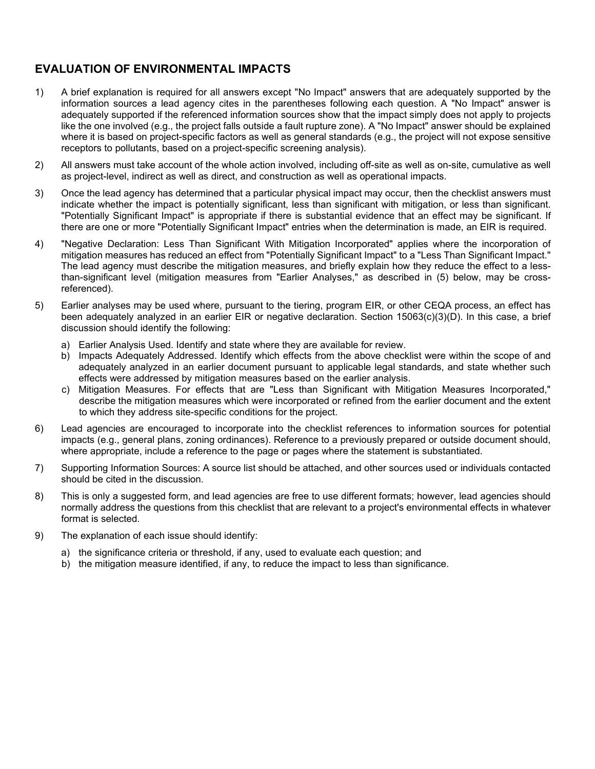## EVALUATION OF ENVIRONMENTAL IMPACTS

1) A brief explanation is required for all answers except "No Impact" answers that are adequately supported by the information sources a lead agency cites in the parentheses following each question. A "No Impact" answer is adequately supported if the referenced information sources show that the impact simply does not apply to projects like the one involved (e.g., the project falls outside a fault rupture zone). A "No Impact" answer should be explained where it is based on project-specific factors as well as general standards (e.g., the project will not expose sensitive receptors to pollutants, based on a project-specific screening analysis).

2) All answers must take account of the whole action involved, including off-site as well as on-site, cumulative as well as project-level, indirect as well as direct, and construction as well as operational impacts.

3) Once the lead agency has determined that a particular physical impact may occur, then the checklist answers must indicate whether the impact is potentially significant, less than significant with mitigation, or less than significant. "Potentially Significant Impact" is appropriate if there is substantial evidence that an effect may be significant. If there are one or more "Potentially Significant Impact" entries when the determination is made, an EIR is required.

4) "Negative Declaration: Less Than Significant With Mitigation Incorporated" applies where the incorporation of mitigation measures has reduced an effect from "Potentially Significant Impact" to a "Less Than Significant Impact." The lead agency must describe the mitigation measures, and briefly explain how they reduce the effect to a less-than-significant level (mitigation measures from "Earlier Analyses," as described in (5) below, may be cross-referenced).

5) Earlier analyses may be used where, pursuant to the tiering, program EIR, or other CEQA process, an effect has been adequately analyzed in an earlier EIR or negative declaration. Section 15063(c)(3)(D). In this case, a brief discussion should identify the following:

   a) Earlier Analysis Used. Identify and state where they are available for review.
   b) Impacts Adequately Addressed. Identify which effects from the above checklist were within the scope of and adequately analyzed in an earlier document pursuant to applicable legal standards, and state whether such effects were addressed by mitigation measures based on the earlier analysis.
   c) Mitigation Measures. For effects that are "Less than Significant with Mitigation Measures Incorporated," describe the mitigation measures which were incorporated or refined from the earlier document and the extent to which they address site-specific conditions for the project.

6) Lead agencies are encouraged to incorporate into the checklist references to information sources for potential impacts (e.g., general plans, zoning ordinances). Reference to a previously prepared or outside document should, where appropriate, include a reference to the page or pages where the statement is substantiated.

7) Supporting Information Sources: A source list should be attached, and other sources used or individuals contacted should be cited in the discussion.

8) This is only a suggested form, and lead agencies are free to use different formats; however, lead agencies should normally address the questions from this checklist that are relevant to a project's environmental effects in whatever format is selected.

9) The explanation of each issue should identify:

   a) the significance criteria or threshold, if any, used to evaluate each question; and
   b) the mitigation measure identified, if any, to reduce the impact to less than significance.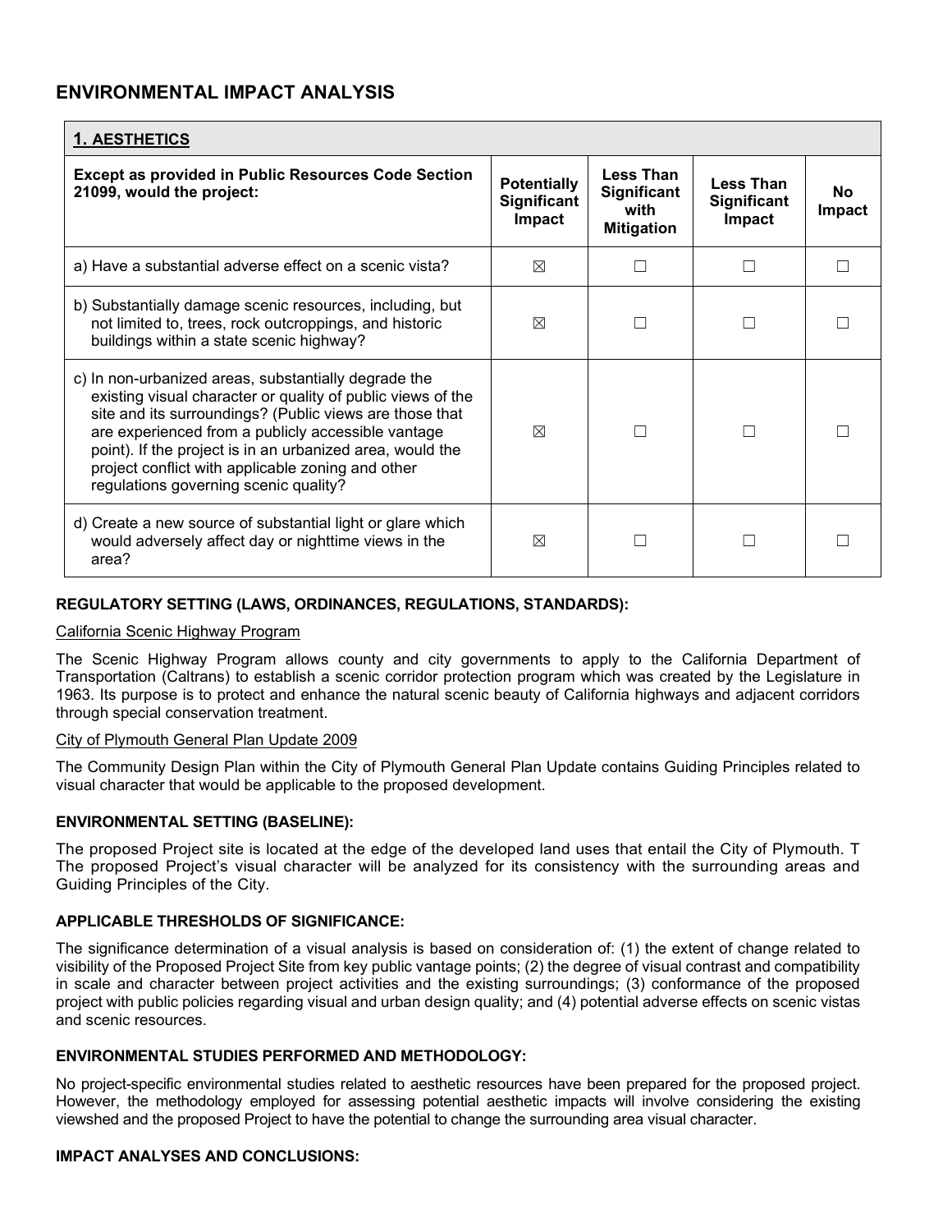# ENVIRONMENTAL IMPACT ANALYSIS

| 1. AESTHETICS | | | | |
|---|---|---|---|---|
| **Except as provided in Public Resources Code Section 21099, would the project:** | **Potentially Significant Impact** | **Less Than Significant with Mitigation** | **Less Than Significant Impact** | **No Impact** |
| a) Have a substantial adverse effect on a scenic vista? | ☒ | ☐ | ☐ | ☐ |
| b) Substantially damage scenic resources, including, but not limited to, trees, rock outcroppings, and historic buildings within a state scenic highway? | ☒ | ☐ | ☐ | ☐ |
| c) In non-urbanized areas, substantially degrade the existing visual character or quality of public views of the site and its surroundings? (Public views are those that are experienced from a publicly accessible vantage point). If the project is in an urbanized area, would the project conflict with applicable zoning and other regulations governing scenic quality? | ☒ | ☐ | ☐ | ☐ |
| d) Create a new source of substantial light or glare which would adversely affect day or nighttime views in the area? | ☒ | ☐ | ☐ | ☐ |

### REGULATORY SETTING (LAWS, ORDINANCES, REGULATIONS, STANDARDS):

California Scenic Highway Program

The Scenic Highway Program allows county and city governments to apply to the California Department of Transportation (Caltrans) to establish a scenic corridor protection program which was created by the Legislature in 1963. Its purpose is to protect and enhance the natural scenic beauty of California highways and adjacent corridors through special conservation treatment.

City of Plymouth General Plan Update 2009

The Community Design Plan within the City of Plymouth General Plan Update contains Guiding Principles related to visual character that would be applicable to the proposed development.

### ENVIRONMENTAL SETTING (BASELINE):

The proposed Project site is located at the edge of the developed land uses that entail the City of Plymouth. T The proposed Project's visual character will be analyzed for its consistency with the surrounding areas and Guiding Principles of the City.

### APPLICABLE THRESHOLDS OF SIGNIFICANCE:

The significance determination of a visual analysis is based on consideration of: (1) the extent of change related to visibility of the Proposed Project Site from key public vantage points; (2) the degree of visual contrast and compatibility in scale and character between project activities and the existing surroundings; (3) conformance of the proposed project with public policies regarding visual and urban design quality; and (4) potential adverse effects on scenic vistas and scenic resources.

### ENVIRONMENTAL STUDIES PERFORMED AND METHODOLOGY:

No project-specific environmental studies related to aesthetic resources have been prepared for the proposed project. However, the methodology employed for assessing potential aesthetic impacts will involve considering the existing viewshed and the proposed Project to have the potential to change the surrounding area visual character.

### IMPACT ANALYSES AND CONCLUSIONS: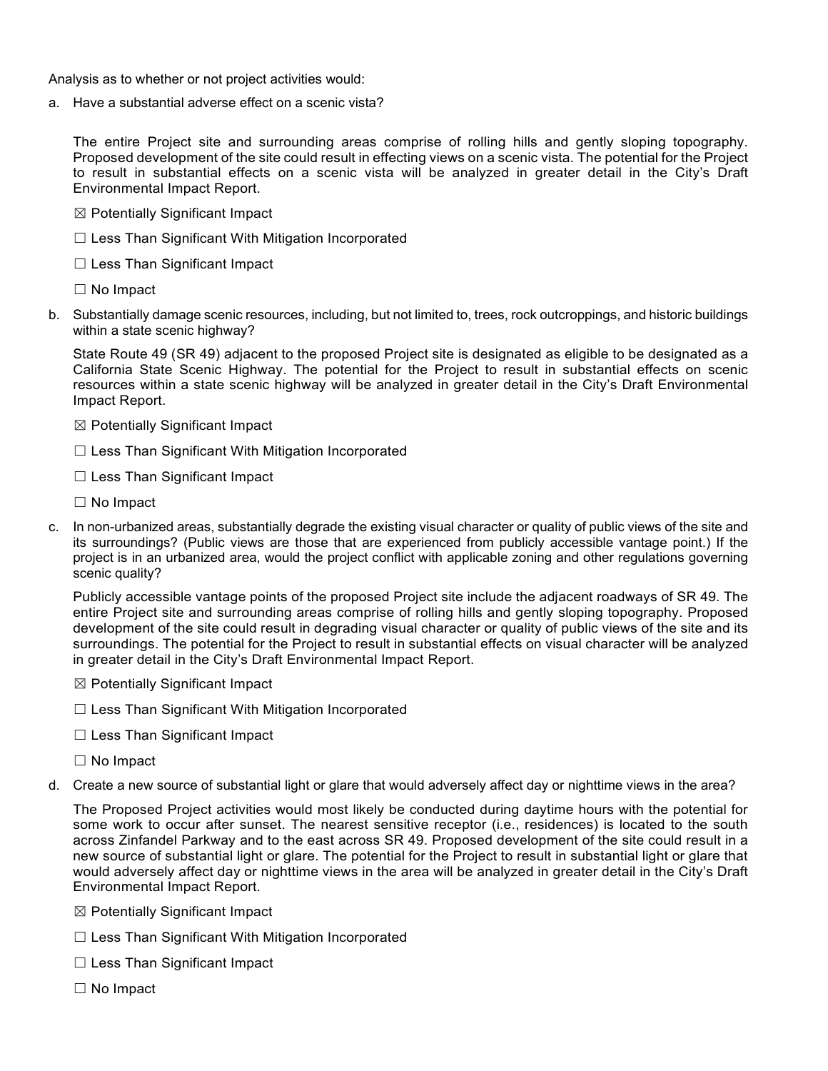Analysis as to whether or not project activities would:

a. Have a substantial adverse effect on a scenic vista?

The entire Project site and surrounding areas comprise of rolling hills and gently sloping topography. Proposed development of the site could result in effecting views on a scenic vista. The potential for the Project to result in substantial effects on a scenic vista will be analyzed in greater detail in the City's Draft Environmental Impact Report.

☒ Potentially Significant Impact

☐ Less Than Significant With Mitigation Incorporated

☐ Less Than Significant Impact

☐ No Impact

b. Substantially damage scenic resources, including, but not limited to, trees, rock outcroppings, and historic buildings within a state scenic highway?

State Route 49 (SR 49) adjacent to the proposed Project site is designated as eligible to be designated as a California State Scenic Highway. The potential for the Project to result in substantial effects on scenic resources within a state scenic highway will be analyzed in greater detail in the City's Draft Environmental Impact Report.

☒ Potentially Significant Impact

☐ Less Than Significant With Mitigation Incorporated

☐ Less Than Significant Impact

☐ No Impact

c. In non-urbanized areas, substantially degrade the existing visual character or quality of public views of the site and its surroundings? (Public views are those that are experienced from publicly accessible vantage point.) If the project is in an urbanized area, would the project conflict with applicable zoning and other regulations governing scenic quality?

Publicly accessible vantage points of the proposed Project site include the adjacent roadways of SR 49. The entire Project site and surrounding areas comprise of rolling hills and gently sloping topography. Proposed development of the site could result in degrading visual character or quality of public views of the site and its surroundings. The potential for the Project to result in substantial effects on visual character will be analyzed in greater detail in the City's Draft Environmental Impact Report.

☒ Potentially Significant Impact

☐ Less Than Significant With Mitigation Incorporated

☐ Less Than Significant Impact

☐ No Impact

d. Create a new source of substantial light or glare that would adversely affect day or nighttime views in the area?

The Proposed Project activities would most likely be conducted during daytime hours with the potential for some work to occur after sunset. The nearest sensitive receptor (i.e., residences) is located to the south across Zinfandel Parkway and to the east across SR 49. Proposed development of the site could result in a new source of substantial light or glare. The potential for the Project to result in substantial light or glare that would adversely affect day or nighttime views in the area will be analyzed in greater detail in the City's Draft Environmental Impact Report.

☒ Potentially Significant Impact

☐ Less Than Significant With Mitigation Incorporated

☐ Less Than Significant Impact

☐ No Impact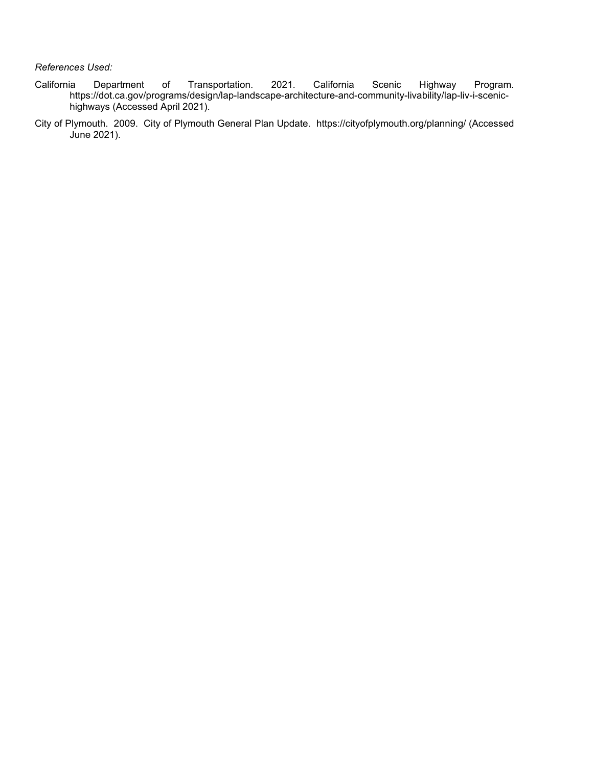*References Used:*

California Department of Transportation. 2021. California Scenic Highway Program. https://dot.ca.gov/programs/design/lap-landscape-architecture-and-community-livability/lap-liv-i-scenic-highways (Accessed April 2021).

City of Plymouth. 2009. City of Plymouth General Plan Update. https://cityofplymouth.org/planning/ (Accessed June 2021).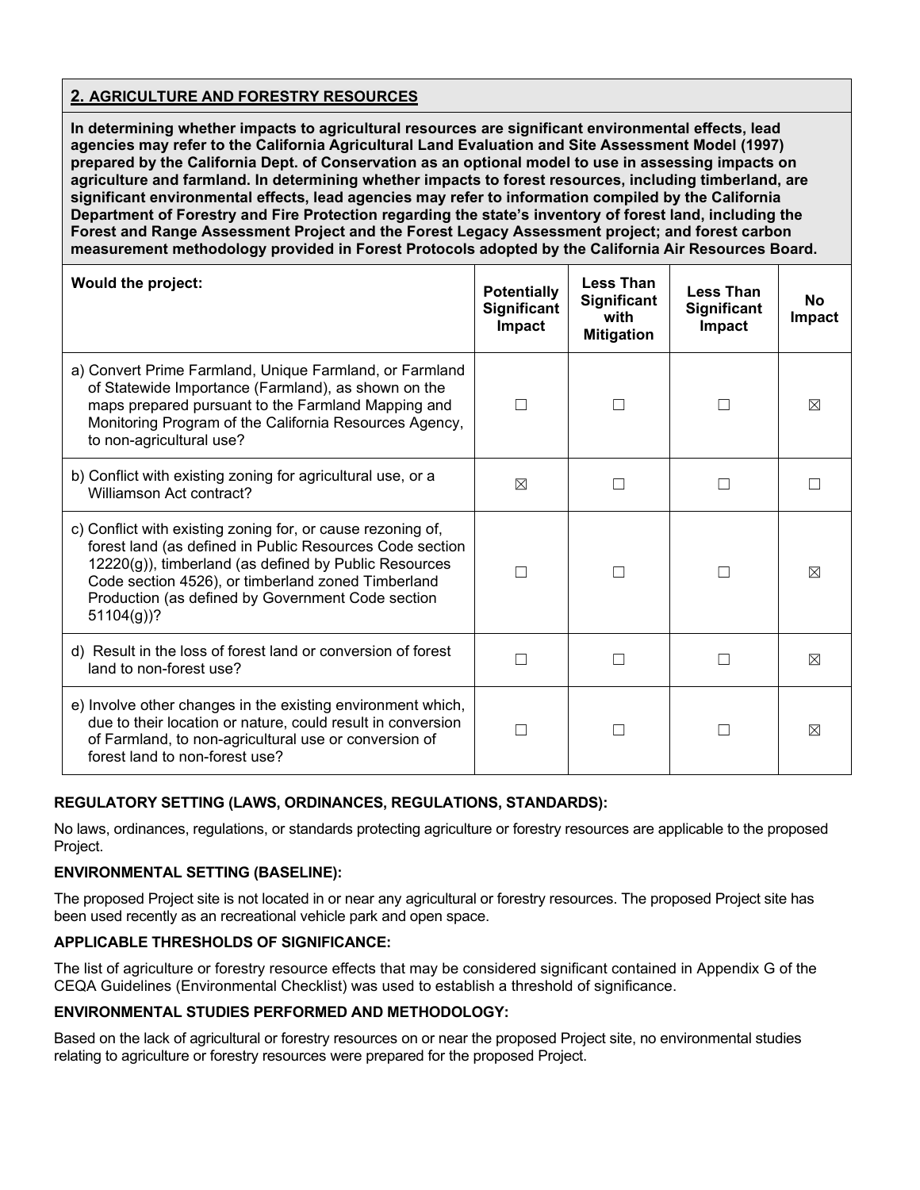## 2. AGRICULTURE AND FORESTRY RESOURCES

**In determining whether impacts to agricultural resources are significant environmental effects, lead agencies may refer to the California Agricultural Land Evaluation and Site Assessment Model (1997) prepared by the California Dept. of Conservation as an optional model to use in assessing impacts on agriculture and farmland. In determining whether impacts to forest resources, including timberland, are significant environmental effects, lead agencies may refer to information compiled by the California Department of Forestry and Fire Protection regarding the state's inventory of forest land, including the Forest and Range Assessment Project and the Forest Legacy Assessment project; and forest carbon measurement methodology provided in Forest Protocols adopted by the California Air Resources Board.**

| Would the project: | Potentially Significant Impact | Less Than Significant with Mitigation | Less Than Significant Impact | No Impact |
|---|---|---|---|---|
| a) Convert Prime Farmland, Unique Farmland, or Farmland of Statewide Importance (Farmland), as shown on the maps prepared pursuant to the Farmland Mapping and Monitoring Program of the California Resources Agency, to non-agricultural use? | ☐ | ☐ | ☐ | ☒ |
| b) Conflict with existing zoning for agricultural use, or a Williamson Act contract? | ☒ | ☐ | ☐ | ☐ |
| c) Conflict with existing zoning for, or cause rezoning of, forest land (as defined in Public Resources Code section 12220(g)), timberland (as defined by Public Resources Code section 4526), or timberland zoned Timberland Production (as defined by Government Code section 51104(g))? | ☐ | ☐ | ☐ | ☒ |
| d) Result in the loss of forest land or conversion of forest land to non-forest use? | ☐ | ☐ | ☐ | ☒ |
| e) Involve other changes in the existing environment which, due to their location or nature, could result in conversion of Farmland, to non-agricultural use or conversion of forest land to non-forest use? | ☐ | ☐ | ☐ | ☒ |

### REGULATORY SETTING (LAWS, ORDINANCES, REGULATIONS, STANDARDS):

No laws, ordinances, regulations, or standards protecting agriculture or forestry resources are applicable to the proposed Project.

### ENVIRONMENTAL SETTING (BASELINE):

The proposed Project site is not located in or near any agricultural or forestry resources. The proposed Project site has been used recently as an recreational vehicle park and open space.

### APPLICABLE THRESHOLDS OF SIGNIFICANCE:

The list of agriculture or forestry resource effects that may be considered significant contained in Appendix G of the CEQA Guidelines (Environmental Checklist) was used to establish a threshold of significance.

### ENVIRONMENTAL STUDIES PERFORMED AND METHODOLOGY:

Based on the lack of agricultural or forestry resources on or near the proposed Project site, no environmental studies relating to agriculture or forestry resources were prepared for the proposed Project.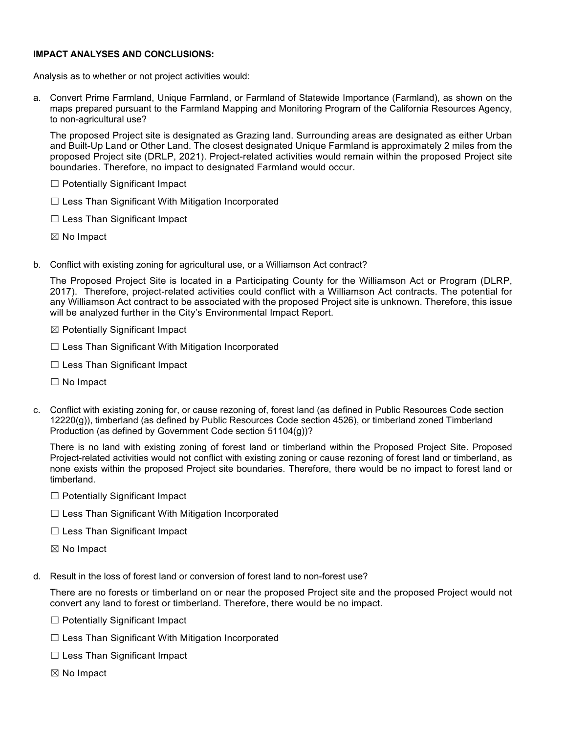**IMPACT ANALYSES AND CONCLUSIONS:**

Analysis as to whether or not project activities would:

a. Convert Prime Farmland, Unique Farmland, or Farmland of Statewide Importance (Farmland), as shown on the maps prepared pursuant to the Farmland Mapping and Monitoring Program of the California Resources Agency, to non-agricultural use?

   The proposed Project site is designated as Grazing land. Surrounding areas are designated as either Urban and Built-Up Land or Other Land. The closest designated Unique Farmland is approximately 2 miles from the proposed Project site (DRLP, 2021). Project-related activities would remain within the proposed Project site boundaries. Therefore, no impact to designated Farmland would occur.

   ☐ Potentially Significant Impact

   ☐ Less Than Significant With Mitigation Incorporated

   ☐ Less Than Significant Impact

   ☒ No Impact

b. Conflict with existing zoning for agricultural use, or a Williamson Act contract?

   The Proposed Project Site is located in a Participating County for the Williamson Act or Program (DLRP, 2017). Therefore, project-related activities could conflict with a Williamson Act contracts. The potential for any Williamson Act contract to be associated with the proposed Project site is unknown. Therefore, this issue will be analyzed further in the City's Environmental Impact Report.

   ☒ Potentially Significant Impact

   ☐ Less Than Significant With Mitigation Incorporated

   ☐ Less Than Significant Impact

   ☐ No Impact

c. Conflict with existing zoning for, or cause rezoning of, forest land (as defined in Public Resources Code section 12220(g)), timberland (as defined by Public Resources Code section 4526), or timberland zoned Timberland Production (as defined by Government Code section 51104(g))?

   There is no land with existing zoning of forest land or timberland within the Proposed Project Site. Proposed Project-related activities would not conflict with existing zoning or cause rezoning of forest land or timberland, as none exists within the proposed Project site boundaries. Therefore, there would be no impact to forest land or timberland.

   ☐ Potentially Significant Impact

   ☐ Less Than Significant With Mitigation Incorporated

   ☐ Less Than Significant Impact

   ☒ No Impact

d. Result in the loss of forest land or conversion of forest land to non-forest use?

   There are no forests or timberland on or near the proposed Project site and the proposed Project would not convert any land to forest or timberland. Therefore, there would be no impact.

   ☐ Potentially Significant Impact

   ☐ Less Than Significant With Mitigation Incorporated

   ☐ Less Than Significant Impact

   ☒ No Impact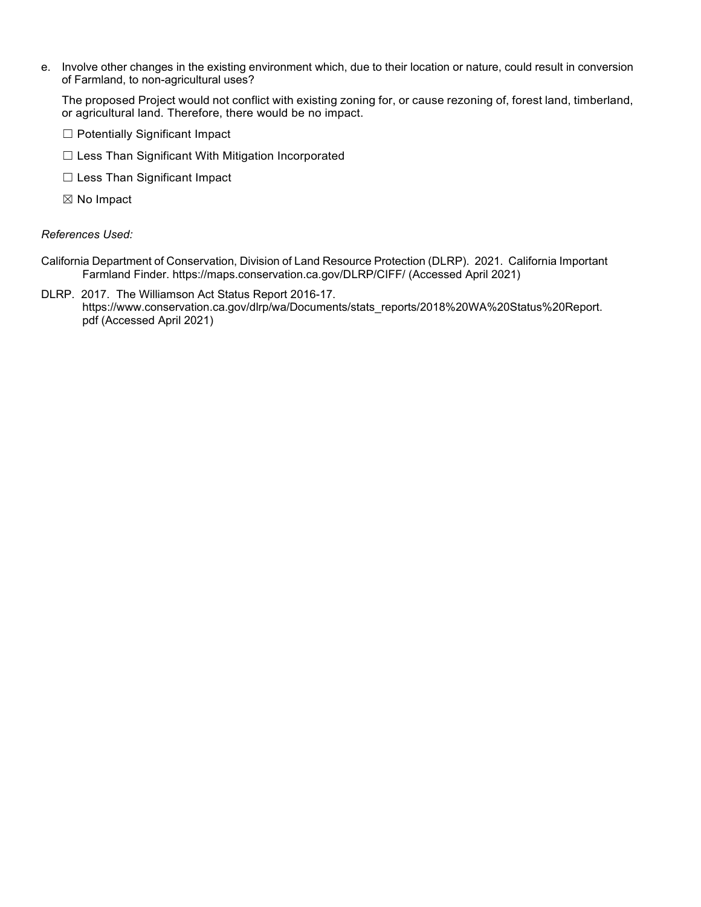e. Involve other changes in the existing environment which, due to their location or nature, could result in conversion of Farmland, to non-agricultural uses?

   The proposed Project would not conflict with existing zoning for, or cause rezoning of, forest land, timberland, or agricultural land. Therefore, there would be no impact.

   ☐ Potentially Significant Impact

   ☐ Less Than Significant With Mitigation Incorporated

   ☐ Less Than Significant Impact

   ☒ No Impact

*References Used:*

California Department of Conservation, Division of Land Resource Protection (DLRP). 2021. California Important Farmland Finder. https://maps.conservation.ca.gov/DLRP/CIFF/ (Accessed April 2021)

DLRP. 2017. The Williamson Act Status Report 2016-17. https://www.conservation.ca.gov/dlrp/wa/Documents/stats_reports/2018%20WA%20Status%20Report.pdf (Accessed April 2021)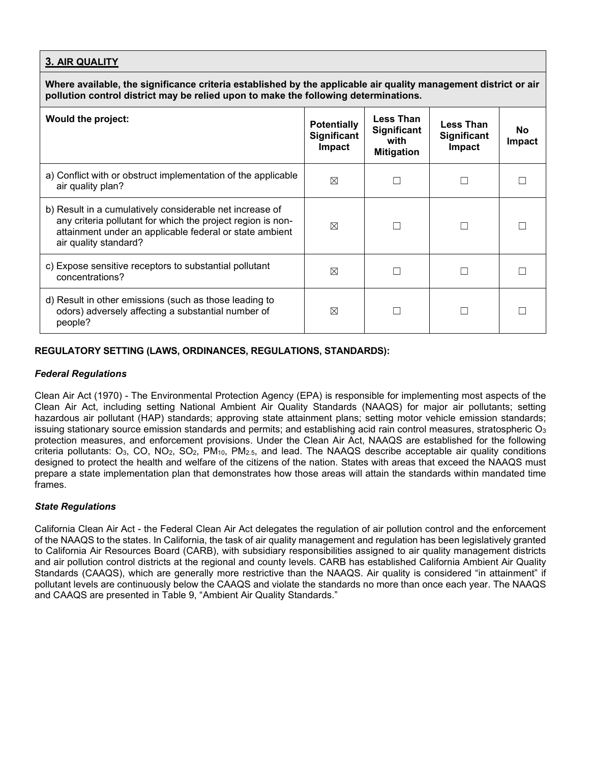## 3. AIR QUALITY

**Where available, the significance criteria established by the applicable air quality management district or air pollution control district may be relied upon to make the following determinations.**

| Would the project: | Potentially Significant Impact | Less Than Significant with Mitigation | Less Than Significant Impact | No Impact |
|---|---|---|---|---|
| a) Conflict with or obstruct implementation of the applicable air quality plan? | ☒ | ☐ | ☐ | ☐ |
| b) Result in a cumulatively considerable net increase of any criteria pollutant for which the project region is non-attainment under an applicable federal or state ambient air quality standard? | ☒ | ☐ | ☐ | ☐ |
| c) Expose sensitive receptors to substantial pollutant concentrations? | ☒ | ☐ | ☐ | ☐ |
| d) Result in other emissions (such as those leading to odors) adversely affecting a substantial number of people? | ☒ | ☐ | ☐ | ☐ |

**REGULATORY SETTING (LAWS, ORDINANCES, REGULATIONS, STANDARDS):**

***Federal Regulations***

Clean Air Act (1970) - The Environmental Protection Agency (EPA) is responsible for implementing most aspects of the Clean Air Act, including setting National Ambient Air Quality Standards (NAAQS) for major air pollutants; setting hazardous air pollutant (HAP) standards; approving state attainment plans; setting motor vehicle emission standards; issuing stationary source emission standards and permits; and establishing acid rain control measures, stratospheric $O_3$ protection measures, and enforcement provisions. Under the Clean Air Act, NAAQS are established for the following criteria pollutants: $O_3$, CO, $NO_2$, $SO_2$, $PM_{10}$, $PM_{2.5}$, and lead. The NAAQS describe acceptable air quality conditions designed to protect the health and welfare of the citizens of the nation. States with areas that exceed the NAAQS must prepare a state implementation plan that demonstrates how those areas will attain the standards within mandated time frames.

***State Regulations***

California Clean Air Act - the Federal Clean Air Act delegates the regulation of air pollution control and the enforcement of the NAAQS to the states. In California, the task of air quality management and regulation has been legislatively granted to California Air Resources Board (CARB), with subsidiary responsibilities assigned to air quality management districts and air pollution control districts at the regional and county levels. CARB has established California Ambient Air Quality Standards (CAAQS), which are generally more restrictive than the NAAQS. Air quality is considered "in attainment" if pollutant levels are continuously below the CAAQS and violate the standards no more than once each year. The NAAQS and CAAQS are presented in Table 9, "Ambient Air Quality Standards."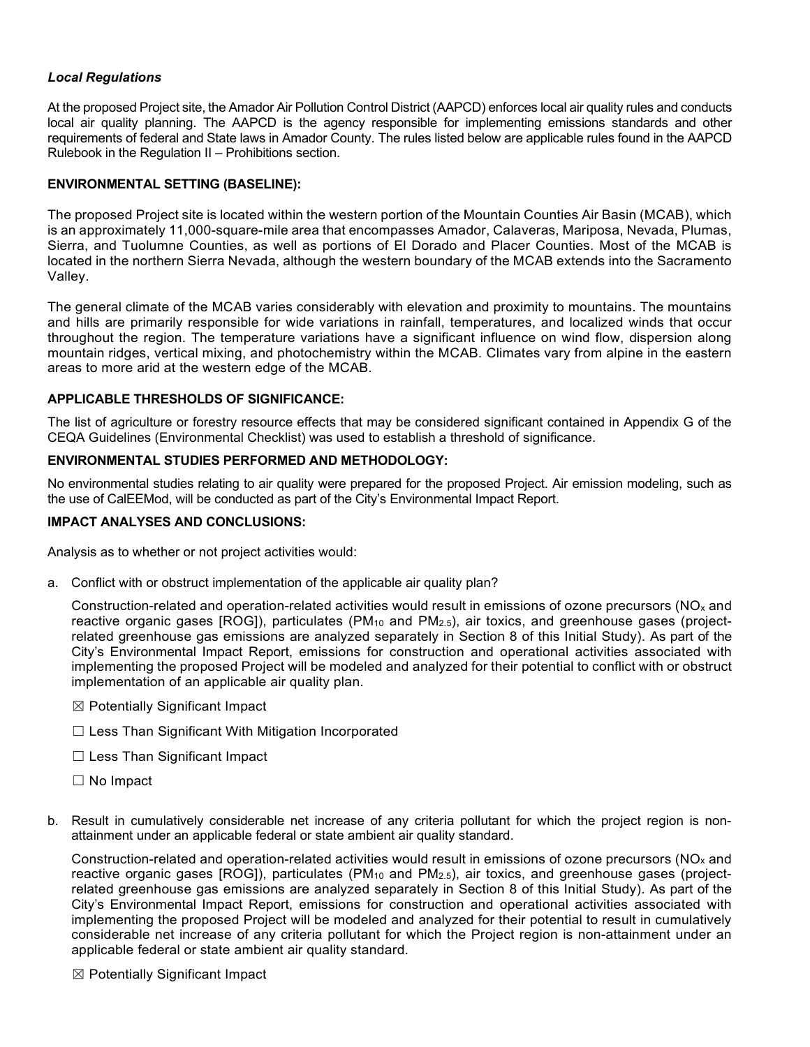***Local Regulations***

At the proposed Project site, the Amador Air Pollution Control District (AAPCD) enforces local air quality rules and conducts local air quality planning. The AAPCD is the agency responsible for implementing emissions standards and other requirements of federal and State laws in Amador County. The rules listed below are applicable rules found in the AAPCD Rulebook in the Regulation II – Prohibitions section.

**ENVIRONMENTAL SETTING (BASELINE):**

The proposed Project site is located within the western portion of the Mountain Counties Air Basin (MCAB), which is an approximately 11,000-square-mile area that encompasses Amador, Calaveras, Mariposa, Nevada, Plumas, Sierra, and Tuolumne Counties, as well as portions of El Dorado and Placer Counties. Most of the MCAB is located in the northern Sierra Nevada, although the western boundary of the MCAB extends into the Sacramento Valley.

The general climate of the MCAB varies considerably with elevation and proximity to mountains. The mountains and hills are primarily responsible for wide variations in rainfall, temperatures, and localized winds that occur throughout the region. The temperature variations have a significant influence on wind flow, dispersion along mountain ridges, vertical mixing, and photochemistry within the MCAB. Climates vary from alpine in the eastern areas to more arid at the western edge of the MCAB.

**APPLICABLE THRESHOLDS OF SIGNIFICANCE:**

The list of agriculture or forestry resource effects that may be considered significant contained in Appendix G of the CEQA Guidelines (Environmental Checklist) was used to establish a threshold of significance.

**ENVIRONMENTAL STUDIES PERFORMED AND METHODOLOGY:**

No environmental studies relating to air quality were prepared for the proposed Project. Air emission modeling, such as the use of CalEEMod, will be conducted as part of the City's Environmental Impact Report.

**IMPACT ANALYSES AND CONCLUSIONS:**

Analysis as to whether or not project activities would:

a. Conflict with or obstruct implementation of the applicable air quality plan?

   Construction-related and operation-related activities would result in emissions of ozone precursors ($NO_x$ and reactive organic gases [ROG]), particulates ($PM_{10}$ and $PM_{2.5}$), air toxics, and greenhouse gases (project-related greenhouse gas emissions are analyzed separately in Section 8 of this Initial Study). As part of the City's Environmental Impact Report, emissions for construction and operational activities associated with implementing the proposed Project will be modeled and analyzed for their potential to conflict with or obstruct implementation of an applicable air quality plan.

   ☒ Potentially Significant Impact

   ☐ Less Than Significant With Mitigation Incorporated

   ☐ Less Than Significant Impact

   ☐ No Impact

b. Result in cumulatively considerable net increase of any criteria pollutant for which the project region is non-attainment under an applicable federal or state ambient air quality standard.

   Construction-related and operation-related activities would result in emissions of ozone precursors ($NO_x$ and reactive organic gases [ROG]), particulates ($PM_{10}$ and $PM_{2.5}$), air toxics, and greenhouse gases (project-related greenhouse gas emissions are analyzed separately in Section 8 of this Initial Study). As part of the City's Environmental Impact Report, emissions for construction and operational activities associated with implementing the proposed Project will be modeled and analyzed for their potential to result in cumulatively considerable net increase of any criteria pollutant for which the Project region is non-attainment under an applicable federal or state ambient air quality standard.

   ☒ Potentially Significant Impact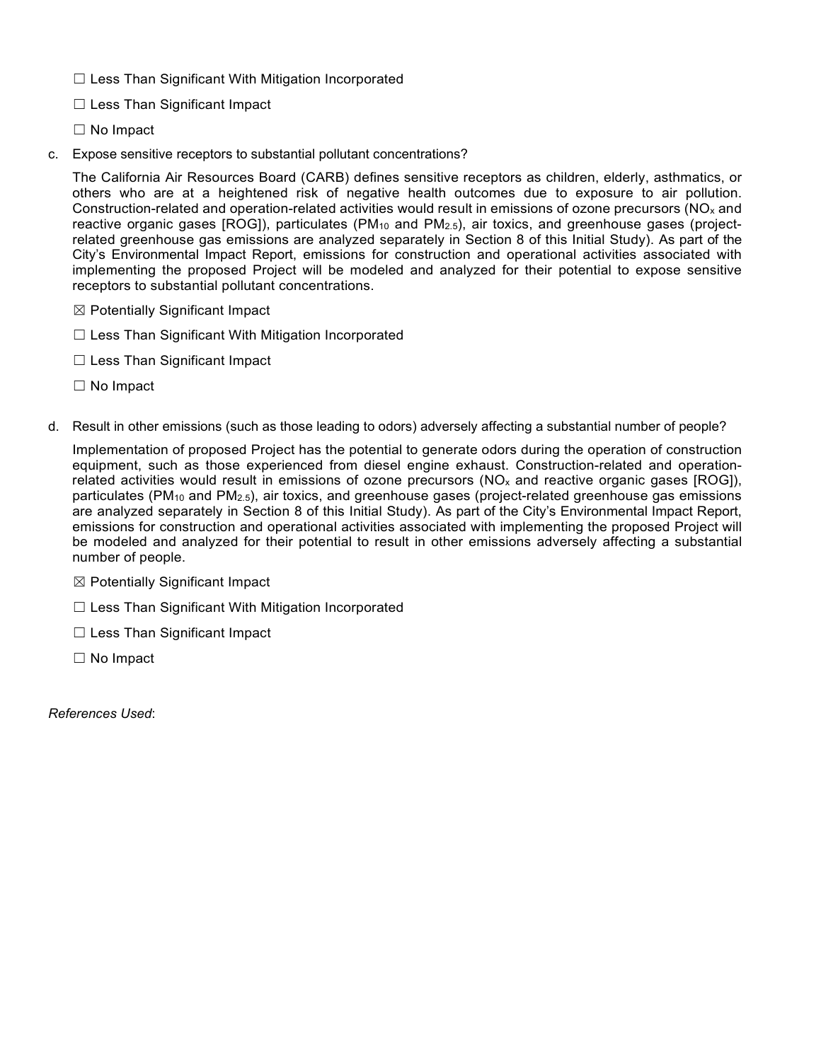☐ Less Than Significant With Mitigation Incorporated

☐ Less Than Significant Impact

☐ No Impact

c. Expose sensitive receptors to substantial pollutant concentrations?

   The California Air Resources Board (CARB) defines sensitive receptors as children, elderly, asthmatics, or others who are at a heightened risk of negative health outcomes due to exposure to air pollution. Construction-related and operation-related activities would result in emissions of ozone precursors ($NO_x$ and reactive organic gases [ROG]), particulates ($PM_{10}$ and $PM_{2.5}$), air toxics, and greenhouse gases (project-related greenhouse gas emissions are analyzed separately in Section 8 of this Initial Study). As part of the City's Environmental Impact Report, emissions for construction and operational activities associated with implementing the proposed Project will be modeled and analyzed for their potential to expose sensitive receptors to substantial pollutant concentrations.

   ☒ Potentially Significant Impact

   ☐ Less Than Significant With Mitigation Incorporated

   ☐ Less Than Significant Impact

   ☐ No Impact

d. Result in other emissions (such as those leading to odors) adversely affecting a substantial number of people?

   Implementation of proposed Project has the potential to generate odors during the operation of construction equipment, such as those experienced from diesel engine exhaust. Construction-related and operation-related activities would result in emissions of ozone precursors ($NO_x$ and reactive organic gases [ROG]), particulates ($PM_{10}$ and $PM_{2.5}$), air toxics, and greenhouse gases (project-related greenhouse gas emissions are analyzed separately in Section 8 of this Initial Study). As part of the City's Environmental Impact Report, emissions for construction and operational activities associated with implementing the proposed Project will be modeled and analyzed for their potential to result in other emissions adversely affecting a substantial number of people.

   ☒ Potentially Significant Impact

   ☐ Less Than Significant With Mitigation Incorporated

   ☐ Less Than Significant Impact

   ☐ No Impact

*References Used*: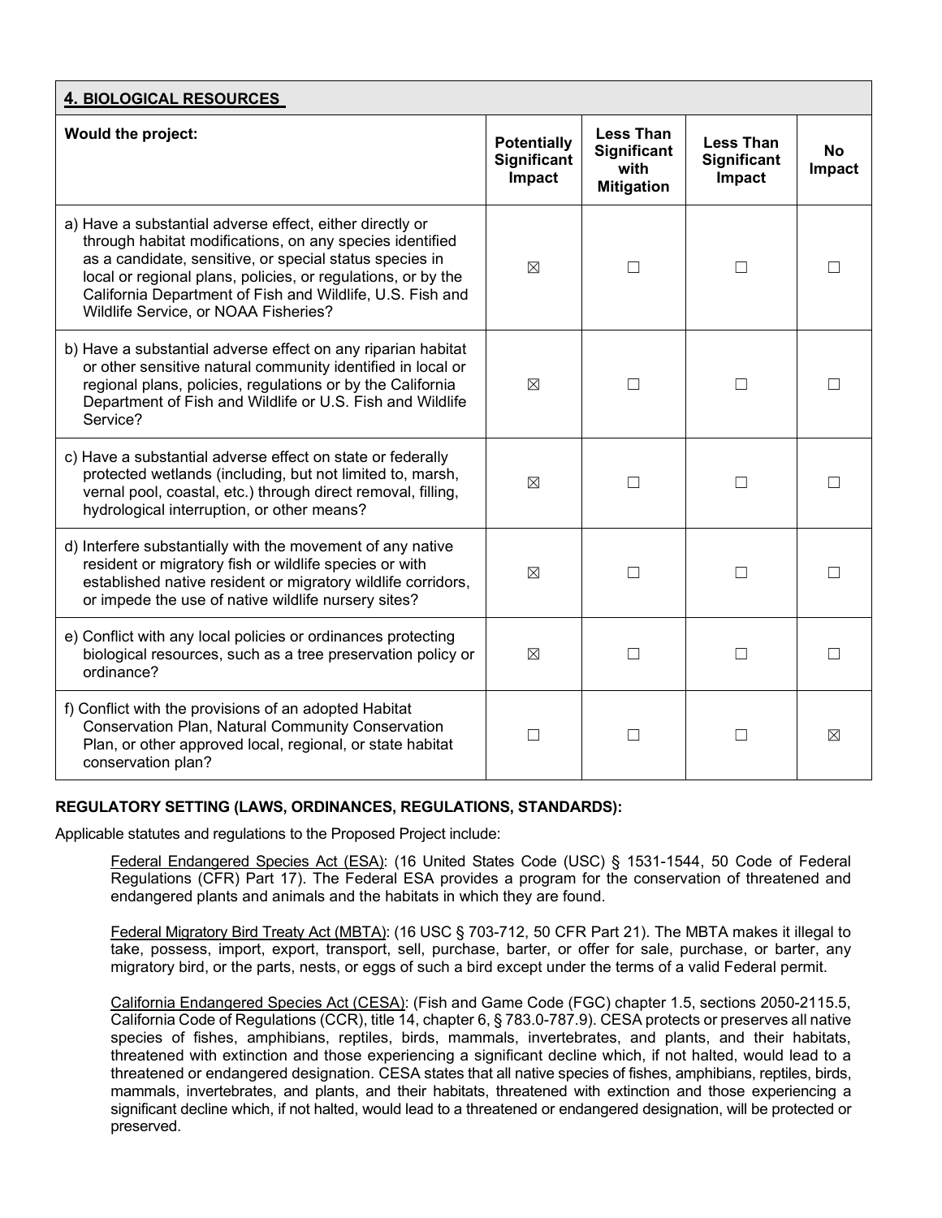| **4. BIOLOGICAL RESOURCES** | | | | |
|---|---|---|---|---|
| **Would the project:** | **Potentially Significant Impact** | **Less Than Significant with Mitigation** | **Less Than Significant Impact** | **No Impact** |
| a) Have a substantial adverse effect, either directly or through habitat modifications, on any species identified as a candidate, sensitive, or special status species in local or regional plans, policies, or regulations, or by the California Department of Fish and Wildlife, U.S. Fish and Wildlife Service, or NOAA Fisheries? | ☒ | ☐ | ☐ | ☐ |
| b) Have a substantial adverse effect on any riparian habitat or other sensitive natural community identified in local or regional plans, policies, regulations or by the California Department of Fish and Wildlife or U.S. Fish and Wildlife Service? | ☒ | ☐ | ☐ | ☐ |
| c) Have a substantial adverse effect on state or federally protected wetlands (including, but not limited to, marsh, vernal pool, coastal, etc.) through direct removal, filling, hydrological interruption, or other means? | ☒ | ☐ | ☐ | ☐ |
| d) Interfere substantially with the movement of any native resident or migratory fish or wildlife species or with established native resident or migratory wildlife corridors, or impede the use of native wildlife nursery sites? | ☒ | ☐ | ☐ | ☐ |
| e) Conflict with any local policies or ordinances protecting biological resources, such as a tree preservation policy or ordinance? | ☒ | ☐ | ☐ | ☐ |
| f) Conflict with the provisions of an adopted Habitat Conservation Plan, Natural Community Conservation Plan, or other approved local, regional, or state habitat conservation plan? | ☐ | ☐ | ☐ | ☒ |

**REGULATORY SETTING (LAWS, ORDINANCES, REGULATIONS, STANDARDS):**

Applicable statutes and regulations to the Proposed Project include:

Federal Endangered Species Act (ESA): (16 United States Code (USC) § 1531-1544, 50 Code of Federal Regulations (CFR) Part 17). The Federal ESA provides a program for the conservation of threatened and endangered plants and animals and the habitats in which they are found.

Federal Migratory Bird Treaty Act (MBTA): (16 USC § 703-712, 50 CFR Part 21). The MBTA makes it illegal to take, possess, import, export, transport, sell, purchase, barter, or offer for sale, purchase, or barter, any migratory bird, or the parts, nests, or eggs of such a bird except under the terms of a valid Federal permit.

California Endangered Species Act (CESA): (Fish and Game Code (FGC) chapter 1.5, sections 2050-2115.5, California Code of Regulations (CCR), title 14, chapter 6, § 783.0-787.9). CESA protects or preserves all native species of fishes, amphibians, reptiles, birds, mammals, invertebrates, and plants, and their habitats, threatened with extinction and those experiencing a significant decline which, if not halted, would lead to a threatened or endangered designation. CESA states that all native species of fishes, amphibians, reptiles, birds, mammals, invertebrates, and plants, and their habitats, threatened with extinction and those experiencing a significant decline which, if not halted, would lead to a threatened or endangered designation, will be protected or preserved.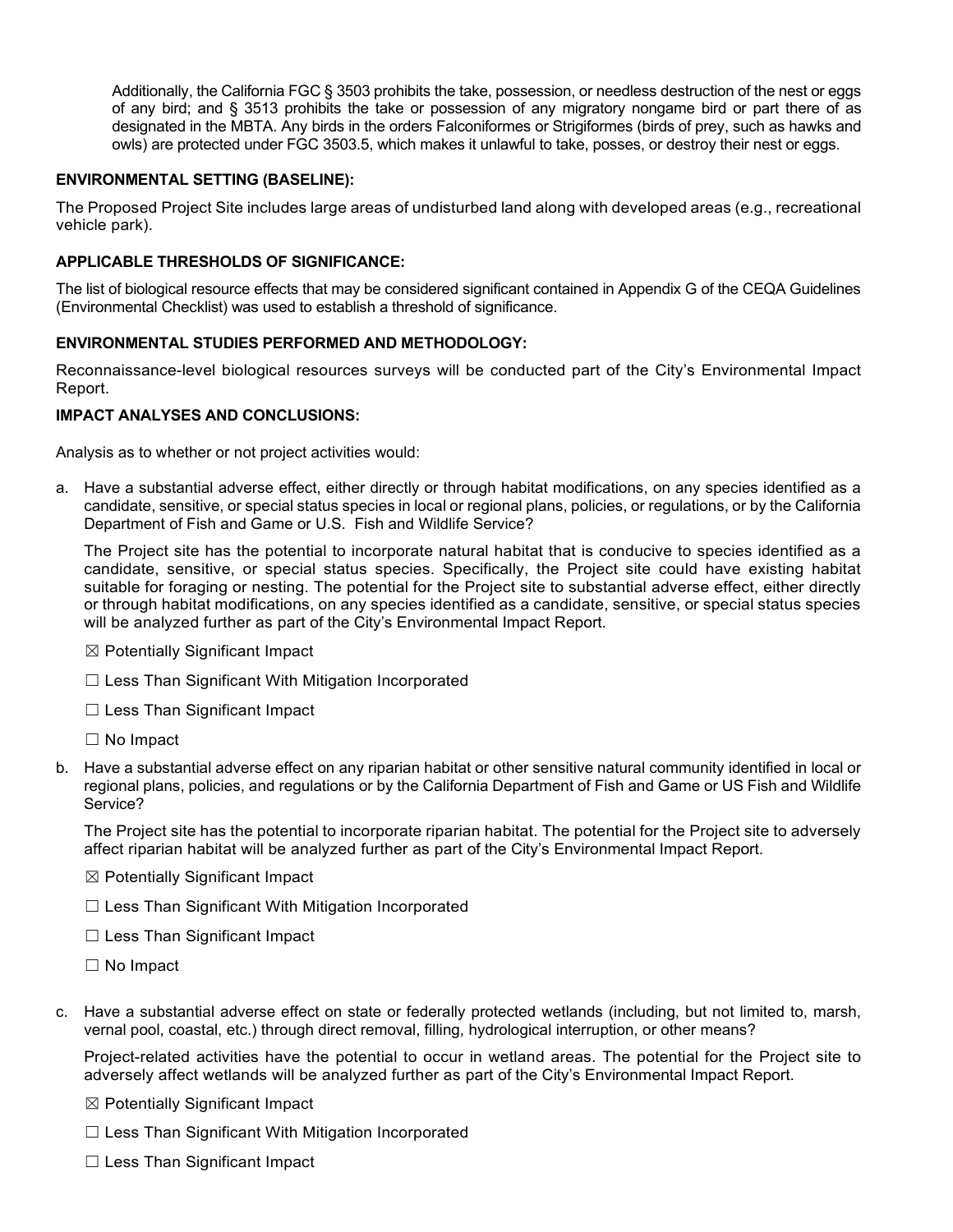Additionally, the California FGC § 3503 prohibits the take, possession, or needless destruction of the nest or eggs of any bird; and § 3513 prohibits the take or possession of any migratory nongame bird or part there of as designated in the MBTA. Any birds in the orders Falconiformes or Strigiformes (birds of prey, such as hawks and owls) are protected under FGC 3503.5, which makes it unlawful to take, posses, or destroy their nest or eggs.

**ENVIRONMENTAL SETTING (BASELINE):**

The Proposed Project Site includes large areas of undisturbed land along with developed areas (e.g., recreational vehicle park).

**APPLICABLE THRESHOLDS OF SIGNIFICANCE:**

The list of biological resource effects that may be considered significant contained in Appendix G of the CEQA Guidelines (Environmental Checklist) was used to establish a threshold of significance.

**ENVIRONMENTAL STUDIES PERFORMED AND METHODOLOGY:**

Reconnaissance-level biological resources surveys will be conducted part of the City's Environmental Impact Report.

**IMPACT ANALYSES AND CONCLUSIONS:**

Analysis as to whether or not project activities would:

a. Have a substantial adverse effect, either directly or through habitat modifications, on any species identified as a candidate, sensitive, or special status species in local or regional plans, policies, or regulations, or by the California Department of Fish and Game or U.S. Fish and Wildlife Service?

   The Project site has the potential to incorporate natural habitat that is conducive to species identified as a candidate, sensitive, or special status species. Specifically, the Project site could have existing habitat suitable for foraging or nesting. The potential for the Project site to substantial adverse effect, either directly or through habitat modifications, on any species identified as a candidate, sensitive, or special status species will be analyzed further as part of the City's Environmental Impact Report.

   ☒ Potentially Significant Impact

   ☐ Less Than Significant With Mitigation Incorporated

   ☐ Less Than Significant Impact

   ☐ No Impact

b. Have a substantial adverse effect on any riparian habitat or other sensitive natural community identified in local or regional plans, policies, and regulations or by the California Department of Fish and Game or US Fish and Wildlife Service?

   The Project site has the potential to incorporate riparian habitat. The potential for the Project site to adversely affect riparian habitat will be analyzed further as part of the City's Environmental Impact Report.

   ☒ Potentially Significant Impact

   ☐ Less Than Significant With Mitigation Incorporated

   ☐ Less Than Significant Impact

   ☐ No Impact

c. Have a substantial adverse effect on state or federally protected wetlands (including, but not limited to, marsh, vernal pool, coastal, etc.) through direct removal, filling, hydrological interruption, or other means?

   Project-related activities have the potential to occur in wetland areas. The potential for the Project site to adversely affect wetlands will be analyzed further as part of the City's Environmental Impact Report.

   ☒ Potentially Significant Impact

   ☐ Less Than Significant With Mitigation Incorporated

   ☐ Less Than Significant Impact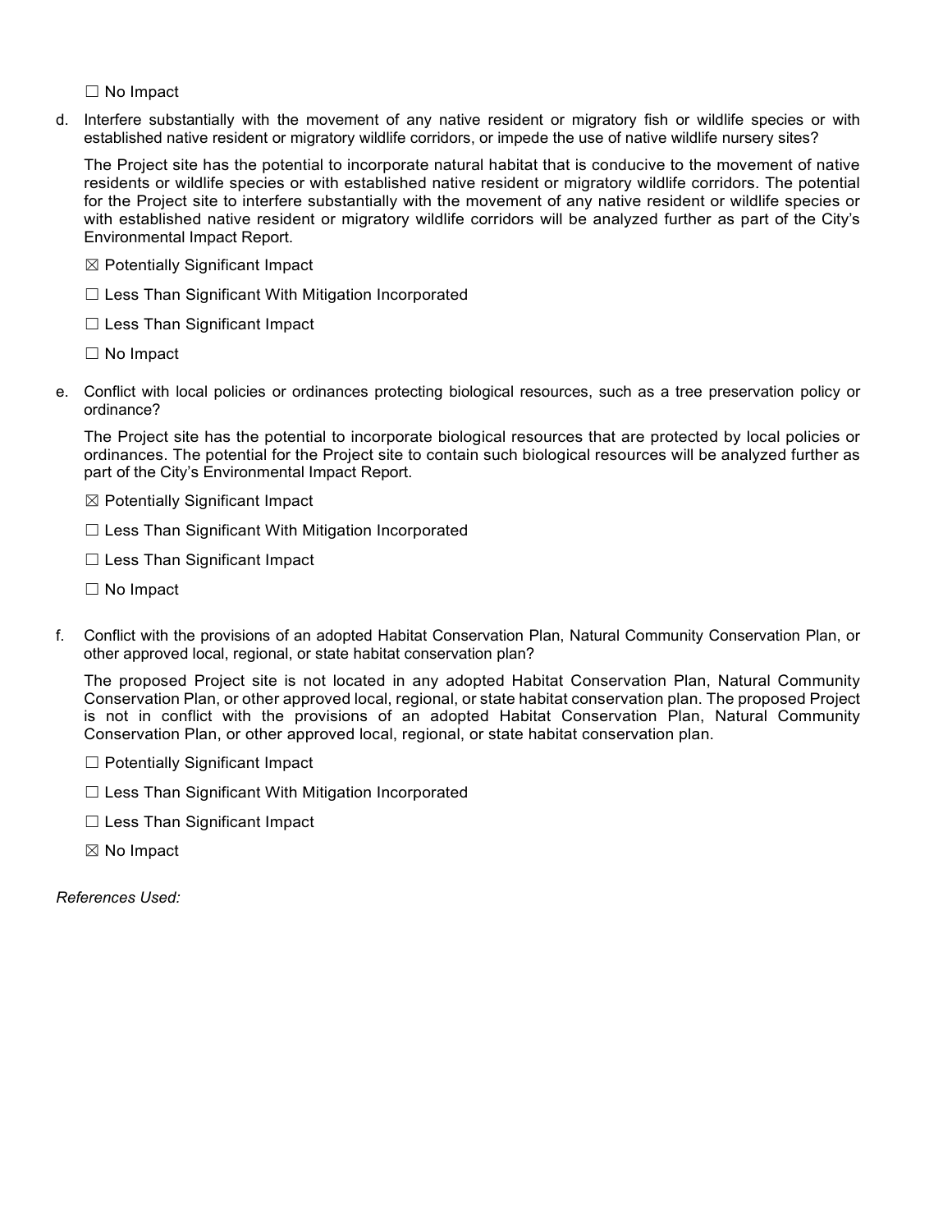☐ No Impact

d. Interfere substantially with the movement of any native resident or migratory fish or wildlife species or with established native resident or migratory wildlife corridors, or impede the use of native wildlife nursery sites?

   The Project site has the potential to incorporate natural habitat that is conducive to the movement of native residents or wildlife species or with established native resident or migratory wildlife corridors. The potential for the Project site to interfere substantially with the movement of any native resident or wildlife species or with established native resident or migratory wildlife corridors will be analyzed further as part of the City's Environmental Impact Report.

   ☒ Potentially Significant Impact

   ☐ Less Than Significant With Mitigation Incorporated

   ☐ Less Than Significant Impact

   ☐ No Impact

e. Conflict with local policies or ordinances protecting biological resources, such as a tree preservation policy or ordinance?

   The Project site has the potential to incorporate biological resources that are protected by local policies or ordinances. The potential for the Project site to contain such biological resources will be analyzed further as part of the City's Environmental Impact Report.

   ☒ Potentially Significant Impact

   ☐ Less Than Significant With Mitigation Incorporated

   ☐ Less Than Significant Impact

   ☐ No Impact

f. Conflict with the provisions of an adopted Habitat Conservation Plan, Natural Community Conservation Plan, or other approved local, regional, or state habitat conservation plan?

   The proposed Project site is not located in any adopted Habitat Conservation Plan, Natural Community Conservation Plan, or other approved local, regional, or state habitat conservation plan. The proposed Project is not in conflict with the provisions of an adopted Habitat Conservation Plan, Natural Community Conservation Plan, or other approved local, regional, or state habitat conservation plan.

   ☐ Potentially Significant Impact

   ☐ Less Than Significant With Mitigation Incorporated

   ☐ Less Than Significant Impact

   ☒ No Impact

*References Used:*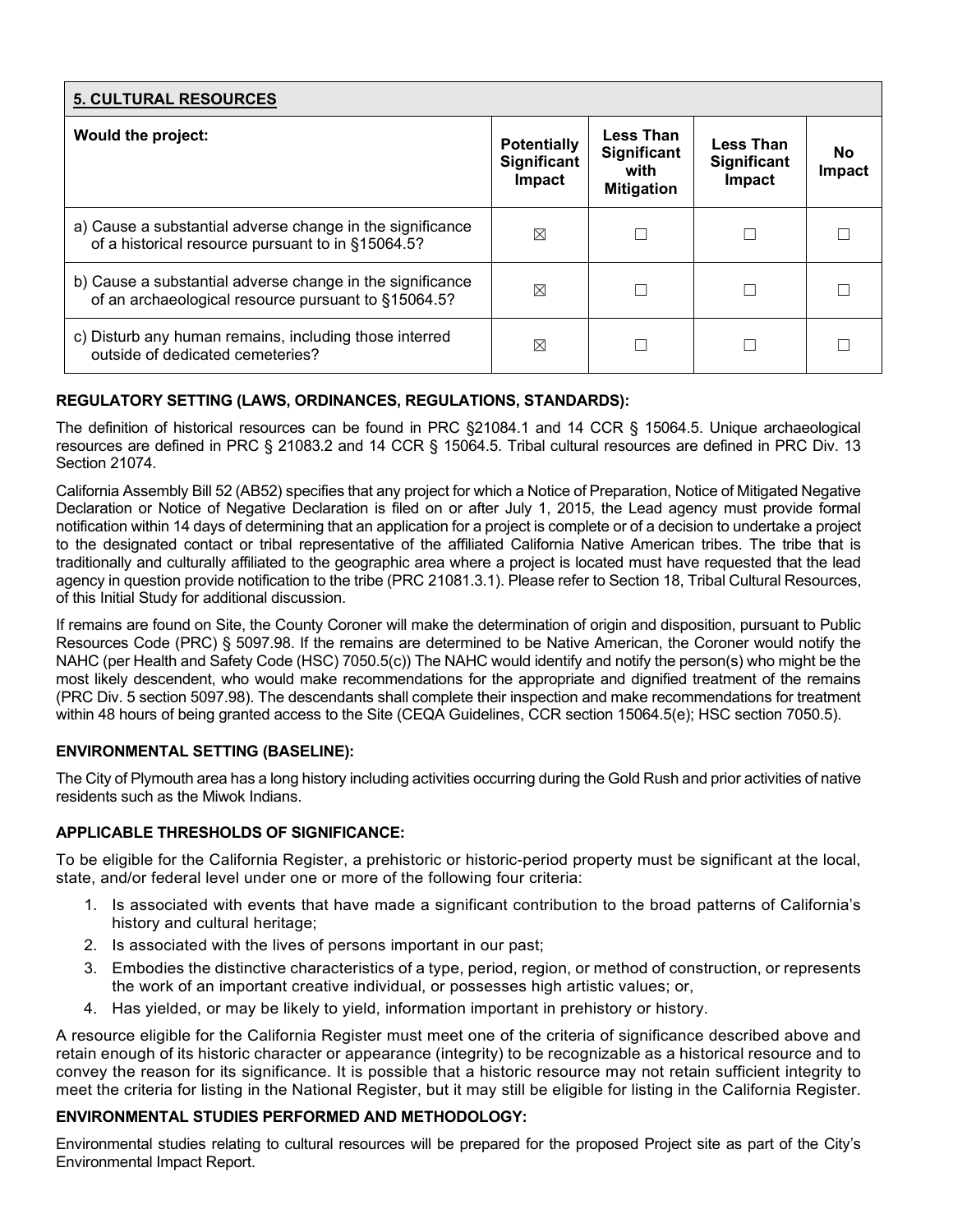| **5. CULTURAL RESOURCES** | | | | |
|---|---|---|---|---|
| **Would the project:** | **Potentially Significant Impact** | **Less Than Significant with Mitigation** | **Less Than Significant Impact** | **No Impact** |
| a) Cause a substantial adverse change in the significance of a historical resource pursuant to in §15064.5? | ☒ | ☐ | ☐ | ☐ |
| b) Cause a substantial adverse change in the significance of an archaeological resource pursuant to §15064.5? | ☒ | ☐ | ☐ | ☐ |
| c) Disturb any human remains, including those interred outside of dedicated cemeteries? | ☒ | ☐ | ☐ | ☐ |

**REGULATORY SETTING (LAWS, ORDINANCES, REGULATIONS, STANDARDS):**

The definition of historical resources can be found in PRC §21084.1 and 14 CCR § 15064.5. Unique archaeological resources are defined in PRC § 21083.2 and 14 CCR § 15064.5. Tribal cultural resources are defined in PRC Div. 13 Section 21074.

California Assembly Bill 52 (AB52) specifies that any project for which a Notice of Preparation, Notice of Mitigated Negative Declaration or Notice of Negative Declaration is filed on or after July 1, 2015, the Lead agency must provide formal notification within 14 days of determining that an application for a project is complete or of a decision to undertake a project to the designated contact or tribal representative of the affiliated California Native American tribes. The tribe that is traditionally and culturally affiliated to the geographic area where a project is located must have requested that the lead agency in question provide notification to the tribe (PRC 21081.3.1). Please refer to Section 18, Tribal Cultural Resources, of this Initial Study for additional discussion.

If remains are found on Site, the County Coroner will make the determination of origin and disposition, pursuant to Public Resources Code (PRC) § 5097.98. If the remains are determined to be Native American, the Coroner would notify the NAHC (per Health and Safety Code (HSC) 7050.5(c)) The NAHC would identify and notify the person(s) who might be the most likely descendent, who would make recommendations for the appropriate and dignified treatment of the remains (PRC Div. 5 section 5097.98). The descendants shall complete their inspection and make recommendations for treatment within 48 hours of being granted access to the Site (CEQA Guidelines, CCR section 15064.5(e); HSC section 7050.5).

**ENVIRONMENTAL SETTING (BASELINE):**

The City of Plymouth area has a long history including activities occurring during the Gold Rush and prior activities of native residents such as the Miwok Indians.

**APPLICABLE THRESHOLDS OF SIGNIFICANCE:**

To be eligible for the California Register, a prehistoric or historic-period property must be significant at the local, state, and/or federal level under one or more of the following four criteria:

1. Is associated with events that have made a significant contribution to the broad patterns of California's history and cultural heritage;
2. Is associated with the lives of persons important in our past;
3. Embodies the distinctive characteristics of a type, period, region, or method of construction, or represents the work of an important creative individual, or possesses high artistic values; or,
4. Has yielded, or may be likely to yield, information important in prehistory or history.

A resource eligible for the California Register must meet one of the criteria of significance described above and retain enough of its historic character or appearance (integrity) to be recognizable as a historical resource and to convey the reason for its significance. It is possible that a historic resource may not retain sufficient integrity to meet the criteria for listing in the National Register, but it may still be eligible for listing in the California Register.

**ENVIRONMENTAL STUDIES PERFORMED AND METHODOLOGY:**

Environmental studies relating to cultural resources will be prepared for the proposed Project site as part of the City's Environmental Impact Report.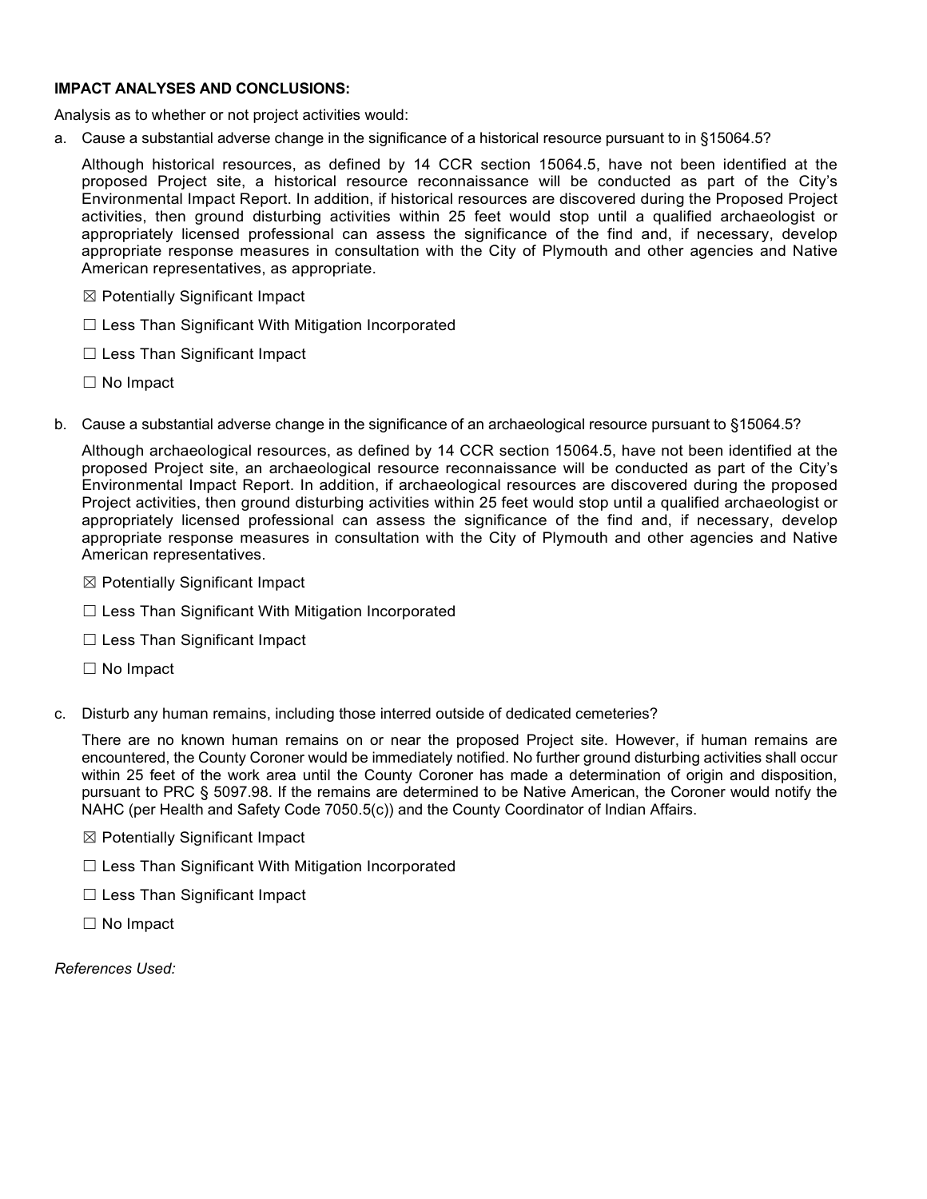**IMPACT ANALYSES AND CONCLUSIONS:**

Analysis as to whether or not project activities would:

a. Cause a substantial adverse change in the significance of a historical resource pursuant to in §15064.5?

   Although historical resources, as defined by 14 CCR section 15064.5, have not been identified at the proposed Project site, a historical resource reconnaissance will be conducted as part of the City's Environmental Impact Report. In addition, if historical resources are discovered during the Proposed Project activities, then ground disturbing activities within 25 feet would stop until a qualified archaeologist or appropriately licensed professional can assess the significance of the find and, if necessary, develop appropriate response measures in consultation with the City of Plymouth and other agencies and Native American representatives, as appropriate.

   ☒ Potentially Significant Impact

   ☐ Less Than Significant With Mitigation Incorporated

   ☐ Less Than Significant Impact

   ☐ No Impact

b. Cause a substantial adverse change in the significance of an archaeological resource pursuant to §15064.5?

   Although archaeological resources, as defined by 14 CCR section 15064.5, have not been identified at the proposed Project site, an archaeological resource reconnaissance will be conducted as part of the City's Environmental Impact Report. In addition, if archaeological resources are discovered during the proposed Project activities, then ground disturbing activities within 25 feet would stop until a qualified archaeologist or appropriately licensed professional can assess the significance of the find and, if necessary, develop appropriate response measures in consultation with the City of Plymouth and other agencies and Native American representatives.

   ☒ Potentially Significant Impact

   ☐ Less Than Significant With Mitigation Incorporated

   ☐ Less Than Significant Impact

   ☐ No Impact

c. Disturb any human remains, including those interred outside of dedicated cemeteries?

   There are no known human remains on or near the proposed Project site. However, if human remains are encountered, the County Coroner would be immediately notified. No further ground disturbing activities shall occur within 25 feet of the work area until the County Coroner has made a determination of origin and disposition, pursuant to PRC § 5097.98. If the remains are determined to be Native American, the Coroner would notify the NAHC (per Health and Safety Code 7050.5(c)) and the County Coordinator of Indian Affairs.

   ☒ Potentially Significant Impact

   ☐ Less Than Significant With Mitigation Incorporated

   ☐ Less Than Significant Impact

   ☐ No Impact

*References Used:*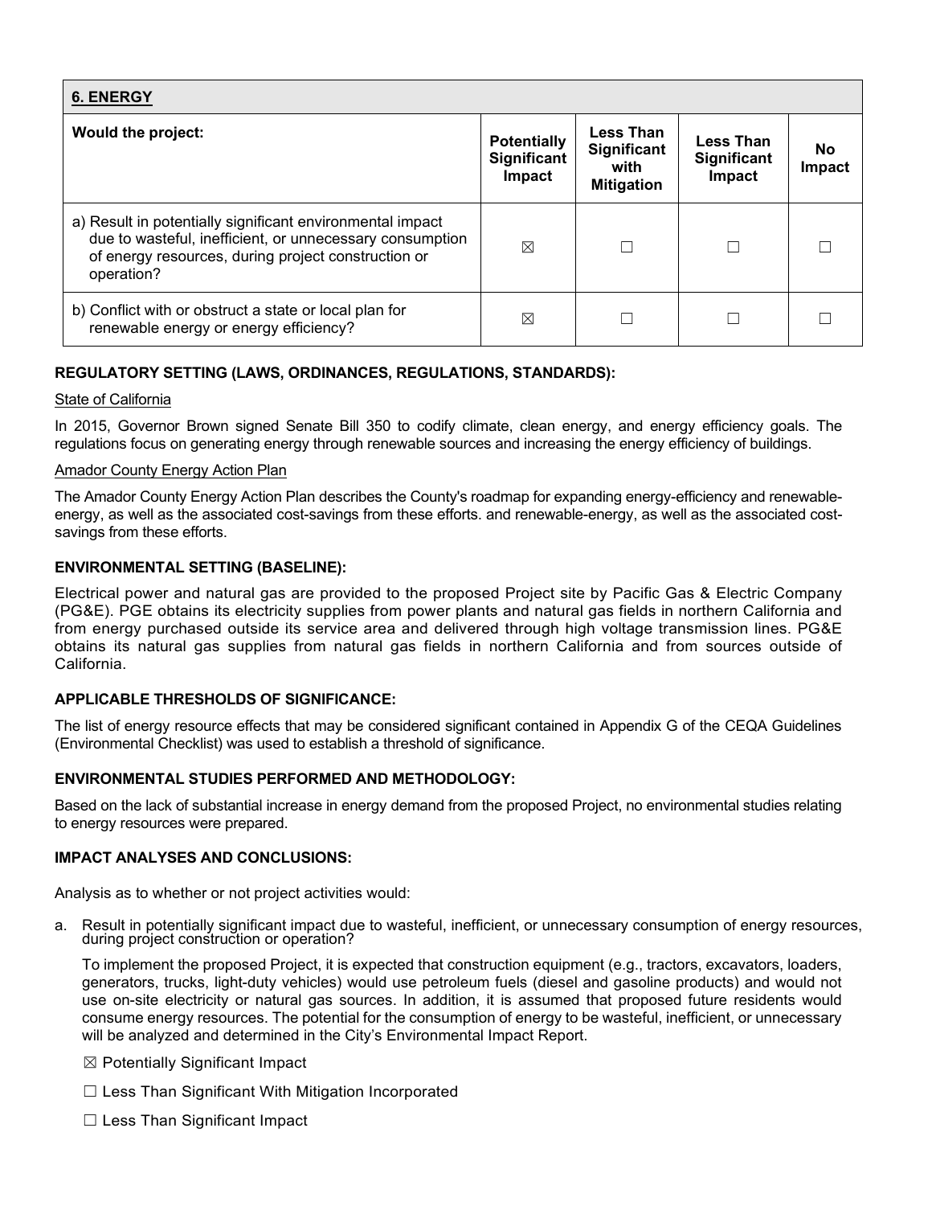| 6. ENERGY | | | | |
|---|---|---|---|---|
| **Would the project:** | **Potentially Significant Impact** | **Less Than Significant with Mitigation** | **Less Than Significant Impact** | **No Impact** |
| a) Result in potentially significant environmental impact due to wasteful, inefficient, or unnecessary consumption of energy resources, during project construction or operation? | ☒ | ☐ | ☐ | ☐ |
| b) Conflict with or obstruct a state or local plan for renewable energy or energy efficiency? | ☒ | ☐ | ☐ | ☐ |

**REGULATORY SETTING (LAWS, ORDINANCES, REGULATIONS, STANDARDS):**

State of California

In 2015, Governor Brown signed Senate Bill 350 to codify climate, clean energy, and energy efficiency goals. The regulations focus on generating energy through renewable sources and increasing the energy efficiency of buildings.

Amador County Energy Action Plan

The Amador County Energy Action Plan describes the County's roadmap for expanding energy-efficiency and renewable-energy, as well as the associated cost-savings from these efforts. and renewable-energy, as well as the associated cost-savings from these efforts.

**ENVIRONMENTAL SETTING (BASELINE):**

Electrical power and natural gas are provided to the proposed Project site by Pacific Gas & Electric Company (PG&E). PGE obtains its electricity supplies from power plants and natural gas fields in northern California and from energy purchased outside its service area and delivered through high voltage transmission lines. PG&E obtains its natural gas supplies from natural gas fields in northern California and from sources outside of California.

**APPLICABLE THRESHOLDS OF SIGNIFICANCE:**

The list of energy resource effects that may be considered significant contained in Appendix G of the CEQA Guidelines (Environmental Checklist) was used to establish a threshold of significance.

**ENVIRONMENTAL STUDIES PERFORMED AND METHODOLOGY:**

Based on the lack of substantial increase in energy demand from the proposed Project, no environmental studies relating to energy resources were prepared.

**IMPACT ANALYSES AND CONCLUSIONS:**

Analysis as to whether or not project activities would:

a. Result in potentially significant impact due to wasteful, inefficient, or unnecessary consumption of energy resources, during project construction or operation?

   To implement the proposed Project, it is expected that construction equipment (e.g., tractors, excavators, loaders, generators, trucks, light-duty vehicles) would use petroleum fuels (diesel and gasoline products) and would not use on-site electricity or natural gas sources. In addition, it is assumed that proposed future residents would consume energy resources. The potential for the consumption of energy to be wasteful, inefficient, or unnecessary will be analyzed and determined in the City's Environmental Impact Report.

   ☒ Potentially Significant Impact

   ☐ Less Than Significant With Mitigation Incorporated

   ☐ Less Than Significant Impact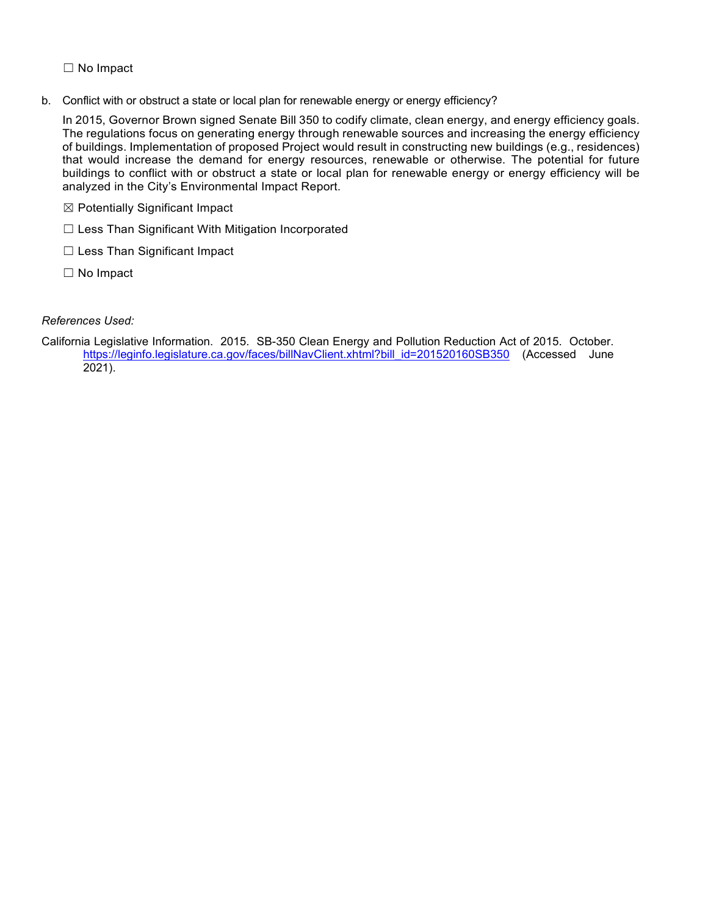☐ No Impact

b. Conflict with or obstruct a state or local plan for renewable energy or energy efficiency?

   In 2015, Governor Brown signed Senate Bill 350 to codify climate, clean energy, and energy efficiency goals. The regulations focus on generating energy through renewable sources and increasing the energy efficiency of buildings. Implementation of proposed Project would result in constructing new buildings (e.g., residences) that would increase the demand for energy resources, renewable or otherwise. The potential for future buildings to conflict with or obstruct a state or local plan for renewable energy or energy efficiency will be analyzed in the City's Environmental Impact Report.

   ☒ Potentially Significant Impact

   ☐ Less Than Significant With Mitigation Incorporated

   ☐ Less Than Significant Impact

   ☐ No Impact

*References Used:*

California Legislative Information. 2015. SB-350 Clean Energy and Pollution Reduction Act of 2015. October. https://leginfo.legislature.ca.gov/faces/billNavClient.xhtml?bill_id=201520160SB350 (Accessed June 2021).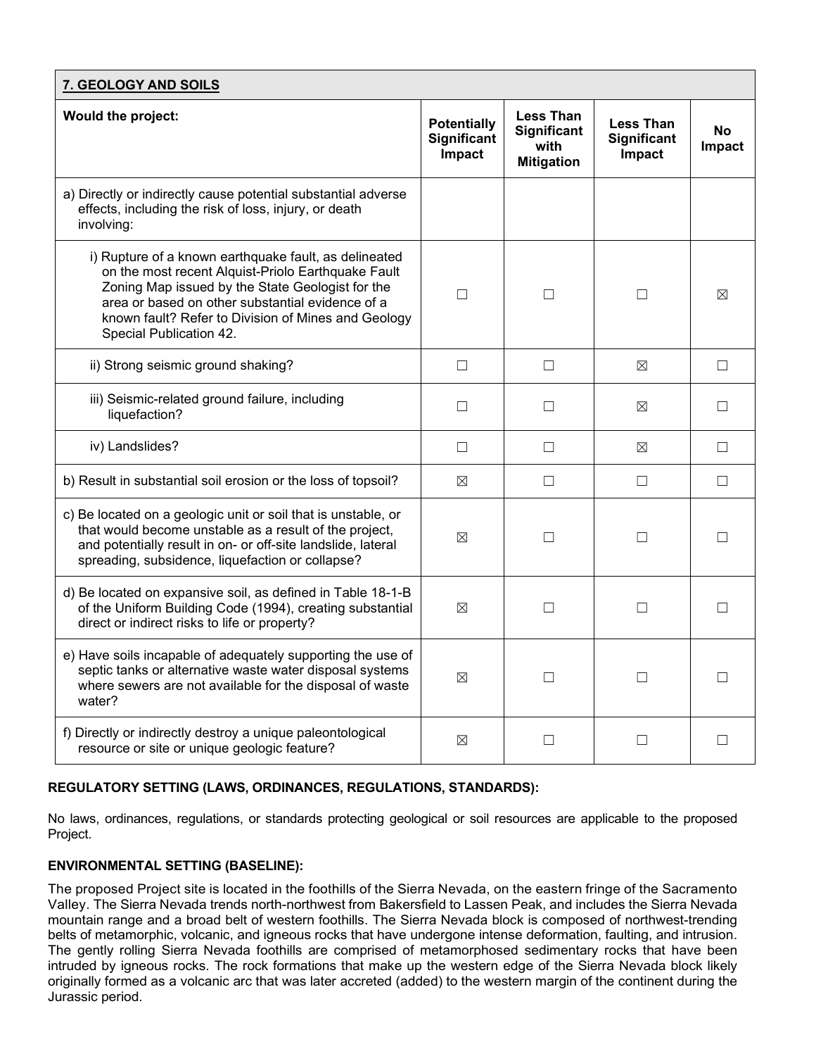| 7. GEOLOGY AND SOILS | | | | |
|---|---|---|---|---|
| **Would the project:** | **Potentially Significant Impact** | **Less Than Significant with Mitigation** | **Less Than Significant Impact** | **No Impact** |
| a) Directly or indirectly cause potential substantial adverse effects, including the risk of loss, injury, or death involving: | | | | |
| i) Rupture of a known earthquake fault, as delineated on the most recent Alquist-Priolo Earthquake Fault Zoning Map issued by the State Geologist for the area or based on other substantial evidence of a known fault? Refer to Division of Mines and Geology Special Publication 42. | ☐ | ☐ | ☐ | ☒ |
| ii) Strong seismic ground shaking? | ☐ | ☐ | ☒ | ☐ |
| iii) Seismic-related ground failure, including liquefaction? | ☐ | ☐ | ☒ | ☐ |
| iv) Landslides? | ☐ | ☐ | ☒ | ☐ |
| b) Result in substantial soil erosion or the loss of topsoil? | ☒ | ☐ | ☐ | ☐ |
| c) Be located on a geologic unit or soil that is unstable, or that would become unstable as a result of the project, and potentially result in on- or off-site landslide, lateral spreading, subsidence, liquefaction or collapse? | ☒ | ☐ | ☐ | ☐ |
| d) Be located on expansive soil, as defined in Table 18-1-B of the Uniform Building Code (1994), creating substantial direct or indirect risks to life or property? | ☒ | ☐ | ☐ | ☐ |
| e) Have soils incapable of adequately supporting the use of septic tanks or alternative waste water disposal systems where sewers are not available for the disposal of waste water? | ☒ | ☐ | ☐ | ☐ |
| f) Directly or indirectly destroy a unique paleontological resource or site or unique geologic feature? | ☒ | ☐ | ☐ | ☐ |

**REGULATORY SETTING (LAWS, ORDINANCES, REGULATIONS, STANDARDS):**

No laws, ordinances, regulations, or standards protecting geological or soil resources are applicable to the proposed Project.

**ENVIRONMENTAL SETTING (BASELINE):**

The proposed Project site is located in the foothills of the Sierra Nevada, on the eastern fringe of the Sacramento Valley. The Sierra Nevada trends north-northwest from Bakersfield to Lassen Peak, and includes the Sierra Nevada mountain range and a broad belt of western foothills. The Sierra Nevada block is composed of northwest-trending belts of metamorphic, volcanic, and igneous rocks that have undergone intense deformation, faulting, and intrusion. The gently rolling Sierra Nevada foothills are comprised of metamorphosed sedimentary rocks that have been intruded by igneous rocks. The rock formations that make up the western edge of the Sierra Nevada block likely originally formed as a volcanic arc that was later accreted (added) to the western margin of the continent during the Jurassic period.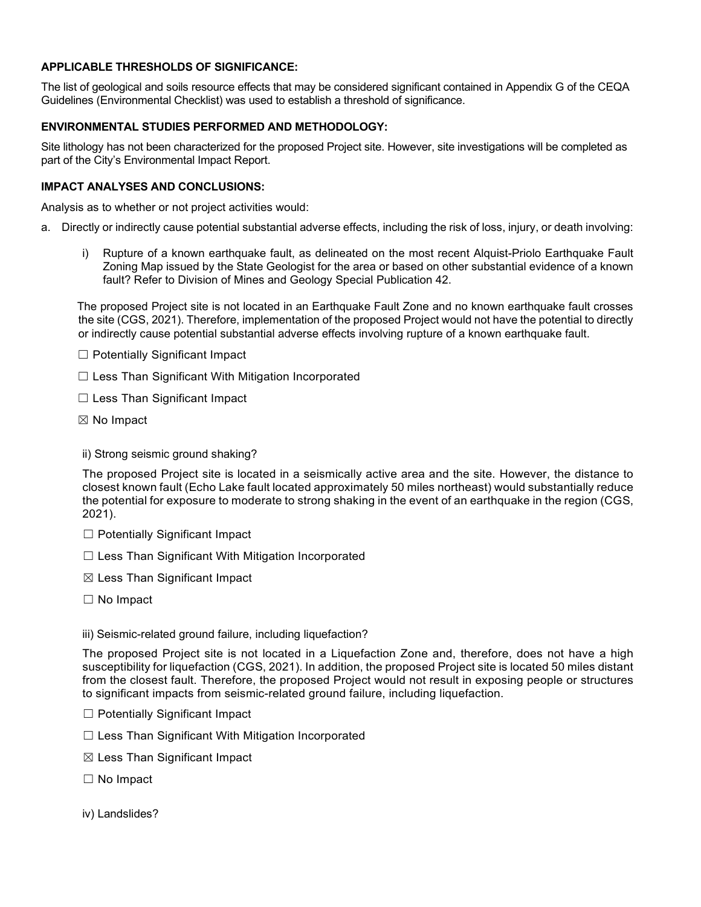**APPLICABLE THRESHOLDS OF SIGNIFICANCE:**

The list of geological and soils resource effects that may be considered significant contained in Appendix G of the CEQA Guidelines (Environmental Checklist) was used to establish a threshold of significance.

**ENVIRONMENTAL STUDIES PERFORMED AND METHODOLOGY:**

Site lithology has not been characterized for the proposed Project site. However, site investigations will be completed as part of the City's Environmental Impact Report.

**IMPACT ANALYSES AND CONCLUSIONS:**

Analysis as to whether or not project activities would:

a. Directly or indirectly cause potential substantial adverse effects, including the risk of loss, injury, or death involving:

   i) Rupture of a known earthquake fault, as delineated on the most recent Alquist-Priolo Earthquake Fault Zoning Map issued by the State Geologist for the area or based on other substantial evidence of a known fault? Refer to Division of Mines and Geology Special Publication 42.

   The proposed Project site is not located in an Earthquake Fault Zone and no known earthquake fault crosses the site (CGS, 2021). Therefore, implementation of the proposed Project would not have the potential to directly or indirectly cause potential substantial adverse effects involving rupture of a known earthquake fault.

   ☐ Potentially Significant Impact

   ☐ Less Than Significant With Mitigation Incorporated

   ☐ Less Than Significant Impact

   ☒ No Impact

   ii) Strong seismic ground shaking?

   The proposed Project site is located in a seismically active area and the site. However, the distance to closest known fault (Echo Lake fault located approximately 50 miles northeast) would substantially reduce the potential for exposure to moderate to strong shaking in the event of an earthquake in the region (CGS, 2021).

   ☐ Potentially Significant Impact

   ☐ Less Than Significant With Mitigation Incorporated

   ☒ Less Than Significant Impact

   ☐ No Impact

   iii) Seismic-related ground failure, including liquefaction?

   The proposed Project site is not located in a Liquefaction Zone and, therefore, does not have a high susceptibility for liquefaction (CGS, 2021). In addition, the proposed Project site is located 50 miles distant from the closest fault. Therefore, the proposed Project would not result in exposing people or structures to significant impacts from seismic-related ground failure, including liquefaction.

   ☐ Potentially Significant Impact

   ☐ Less Than Significant With Mitigation Incorporated

   ☒ Less Than Significant Impact

   ☐ No Impact

   iv) Landslides?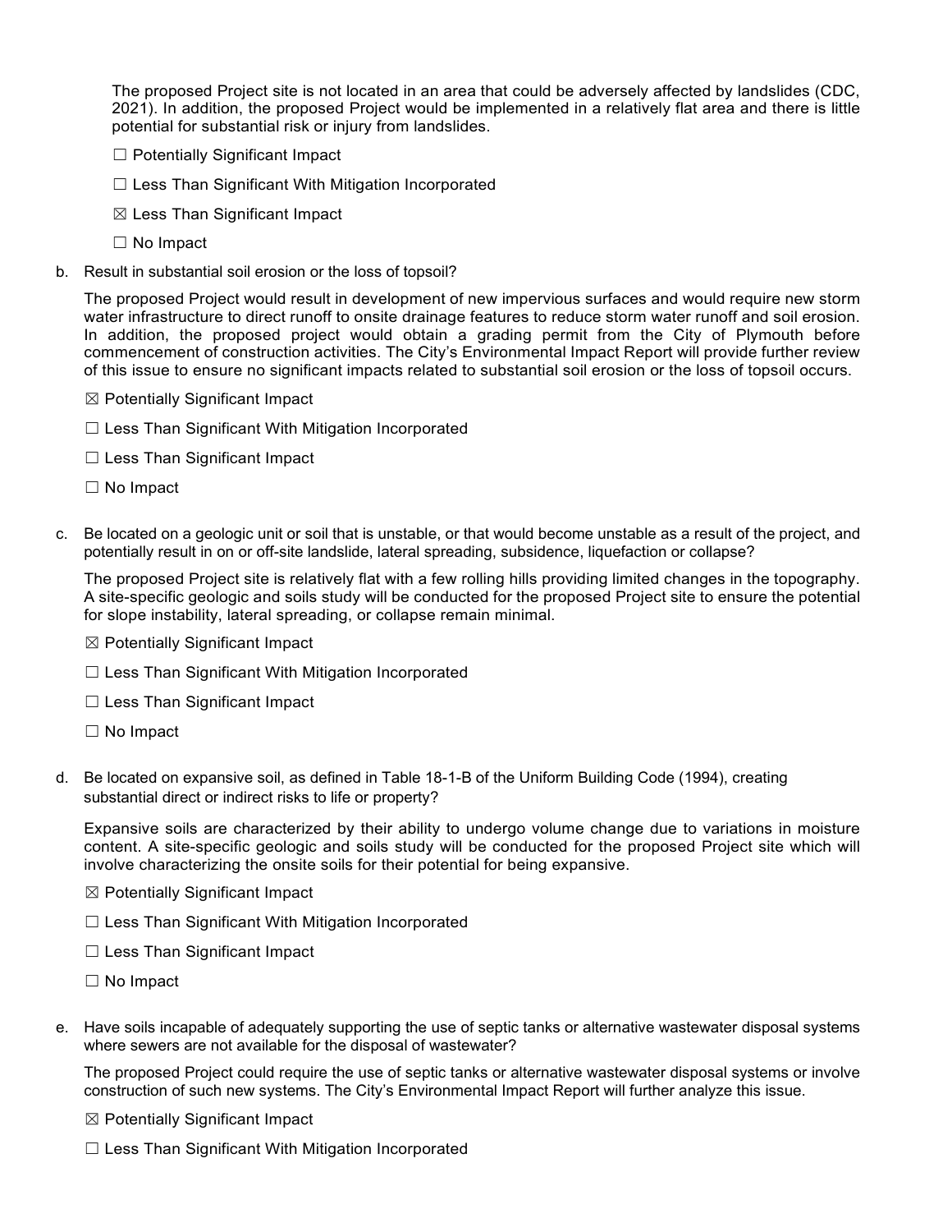The proposed Project site is not located in an area that could be adversely affected by landslides (CDC, 2021). In addition, the proposed Project would be implemented in a relatively flat area and there is little potential for substantial risk or injury from landslides.

☐ Potentially Significant Impact

☐ Less Than Significant With Mitigation Incorporated

☒ Less Than Significant Impact

☐ No Impact

b. Result in substantial soil erosion or the loss of topsoil?

The proposed Project would result in development of new impervious surfaces and would require new storm water infrastructure to direct runoff to onsite drainage features to reduce storm water runoff and soil erosion. In addition, the proposed project would obtain a grading permit from the City of Plymouth before commencement of construction activities. The City's Environmental Impact Report will provide further review of this issue to ensure no significant impacts related to substantial soil erosion or the loss of topsoil occurs.

☒ Potentially Significant Impact

☐ Less Than Significant With Mitigation Incorporated

☐ Less Than Significant Impact

☐ No Impact

c. Be located on a geologic unit or soil that is unstable, or that would become unstable as a result of the project, and potentially result in on or off-site landslide, lateral spreading, subsidence, liquefaction or collapse?

The proposed Project site is relatively flat with a few rolling hills providing limited changes in the topography. A site-specific geologic and soils study will be conducted for the proposed Project site to ensure the potential for slope instability, lateral spreading, or collapse remain minimal.

☒ Potentially Significant Impact

☐ Less Than Significant With Mitigation Incorporated

☐ Less Than Significant Impact

☐ No Impact

d. Be located on expansive soil, as defined in Table 18-1-B of the Uniform Building Code (1994), creating substantial direct or indirect risks to life or property?

Expansive soils are characterized by their ability to undergo volume change due to variations in moisture content. A site-specific geologic and soils study will be conducted for the proposed Project site which will involve characterizing the onsite soils for their potential for being expansive.

☒ Potentially Significant Impact

☐ Less Than Significant With Mitigation Incorporated

☐ Less Than Significant Impact

☐ No Impact

e. Have soils incapable of adequately supporting the use of septic tanks or alternative wastewater disposal systems where sewers are not available for the disposal of wastewater?

The proposed Project could require the use of septic tanks or alternative wastewater disposal systems or involve construction of such new systems. The City's Environmental Impact Report will further analyze this issue.

☒ Potentially Significant Impact

☐ Less Than Significant With Mitigation Incorporated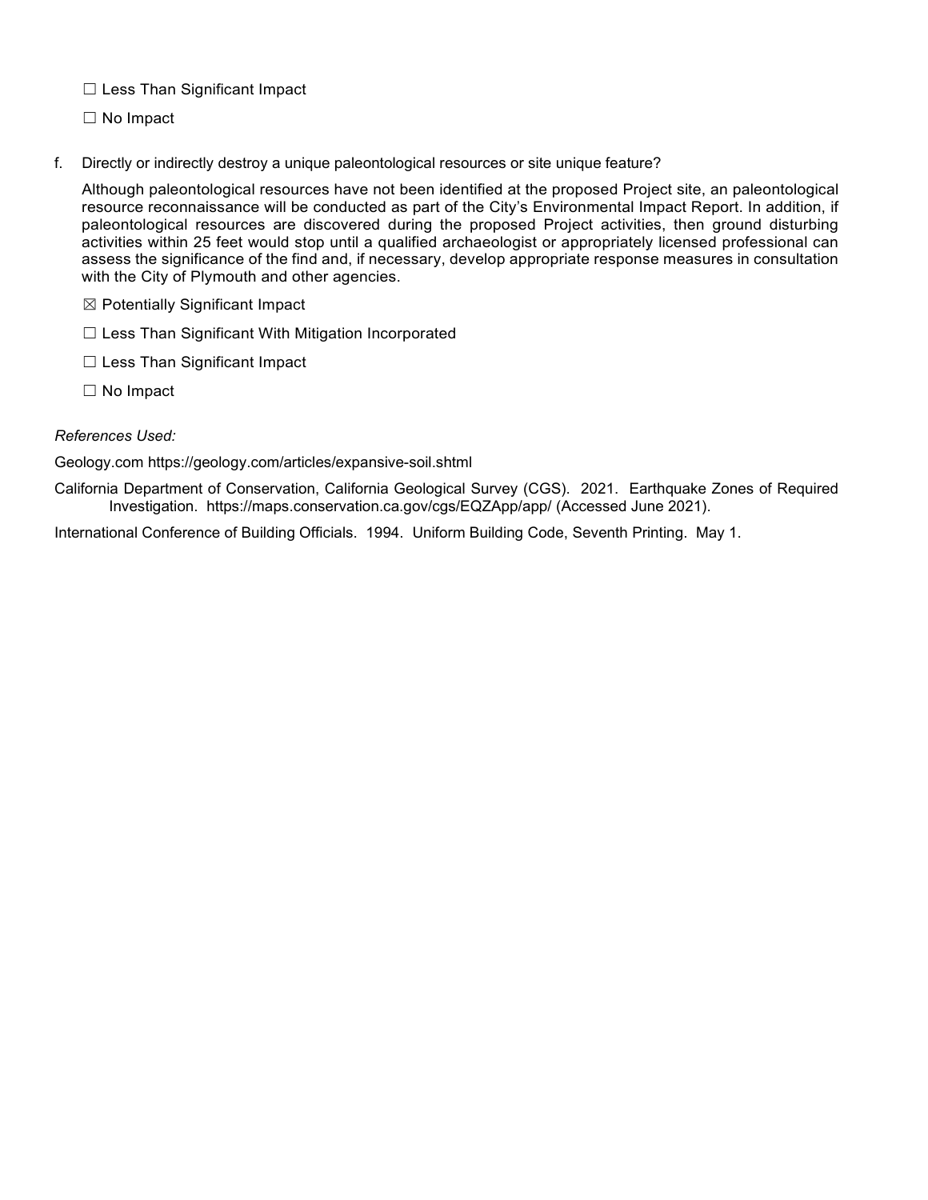☐ Less Than Significant Impact

☐ No Impact

f. Directly or indirectly destroy a unique paleontological resources or site unique feature?

Although paleontological resources have not been identified at the proposed Project site, an paleontological resource reconnaissance will be conducted as part of the City's Environmental Impact Report. In addition, if paleontological resources are discovered during the proposed Project activities, then ground disturbing activities within 25 feet would stop until a qualified archaeologist or appropriately licensed professional can assess the significance of the find and, if necessary, develop appropriate response measures in consultation with the City of Plymouth and other agencies.

☒ Potentially Significant Impact

☐ Less Than Significant With Mitigation Incorporated

☐ Less Than Significant Impact

☐ No Impact

*References Used:*

Geology.com https://geology.com/articles/expansive-soil.shtml

California Department of Conservation, California Geological Survey (CGS). 2021. Earthquake Zones of Required Investigation. https://maps.conservation.ca.gov/cgs/EQZApp/app/ (Accessed June 2021).

International Conference of Building Officials. 1994. Uniform Building Code, Seventh Printing. May 1.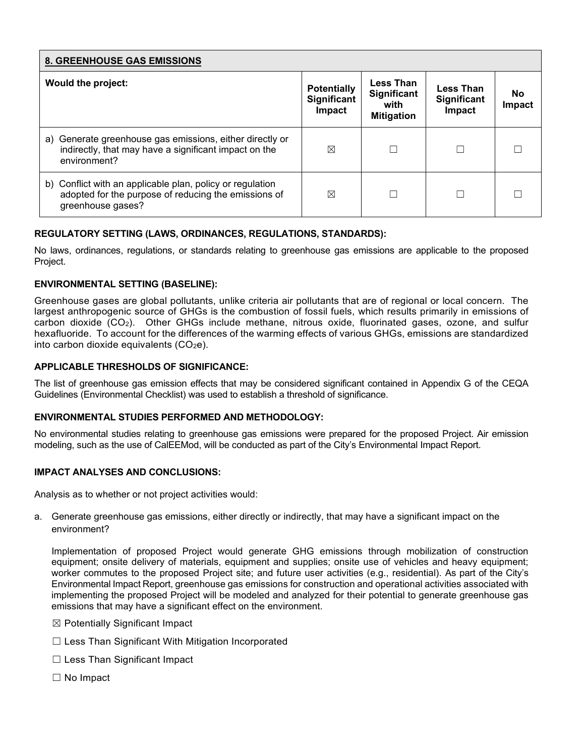| 8. GREENHOUSE GAS EMISSIONS | | | | |
|---|---|---|---|---|
| **Would the project:** | **Potentially Significant Impact** | **Less Than Significant with Mitigation** | **Less Than Significant Impact** | **No Impact** |
| a) Generate greenhouse gas emissions, either directly or indirectly, that may have a significant impact on the environment? | ☒ | ☐ | ☐ | ☐ |
| b) Conflict with an applicable plan, policy or regulation adopted for the purpose of reducing the emissions of greenhouse gases? | ☒ | ☐ | ☐ | ☐ |

**REGULATORY SETTING (LAWS, ORDINANCES, REGULATIONS, STANDARDS):**

No laws, ordinances, regulations, or standards relating to greenhouse gas emissions are applicable to the proposed Project.

**ENVIRONMENTAL SETTING (BASELINE):**

Greenhouse gases are global pollutants, unlike criteria air pollutants that are of regional or local concern. The largest anthropogenic source of GHGs is the combustion of fossil fuels, which results primarily in emissions of carbon dioxide ($CO_2$). Other GHGs include methane, nitrous oxide, fluorinated gases, ozone, and sulfur hexafluoride. To account for the differences of the warming effects of various GHGs, emissions are standardized into carbon dioxide equivalents ($CO_2e$).

**APPLICABLE THRESHOLDS OF SIGNIFICANCE:**

The list of greenhouse gas emission effects that may be considered significant contained in Appendix G of the CEQA Guidelines (Environmental Checklist) was used to establish a threshold of significance.

**ENVIRONMENTAL STUDIES PERFORMED AND METHODOLOGY:**

No environmental studies relating to greenhouse gas emissions were prepared for the proposed Project. Air emission modeling, such as the use of CalEEMod, will be conducted as part of the City's Environmental Impact Report.

**IMPACT ANALYSES AND CONCLUSIONS:**

Analysis as to whether or not project activities would:

a. Generate greenhouse gas emissions, either directly or indirectly, that may have a significant impact on the environment?

   Implementation of proposed Project would generate GHG emissions through mobilization of construction equipment; onsite delivery of materials, equipment and supplies; onsite use of vehicles and heavy equipment; worker commutes to the proposed Project site; and future user activities (e.g., residential). As part of the City's Environmental Impact Report, greenhouse gas emissions for construction and operational activities associated with implementing the proposed Project will be modeled and analyzed for their potential to generate greenhouse gas emissions that may have a significant effect on the environment.

   ☒ Potentially Significant Impact

   ☐ Less Than Significant With Mitigation Incorporated

   ☐ Less Than Significant Impact

   ☐ No Impact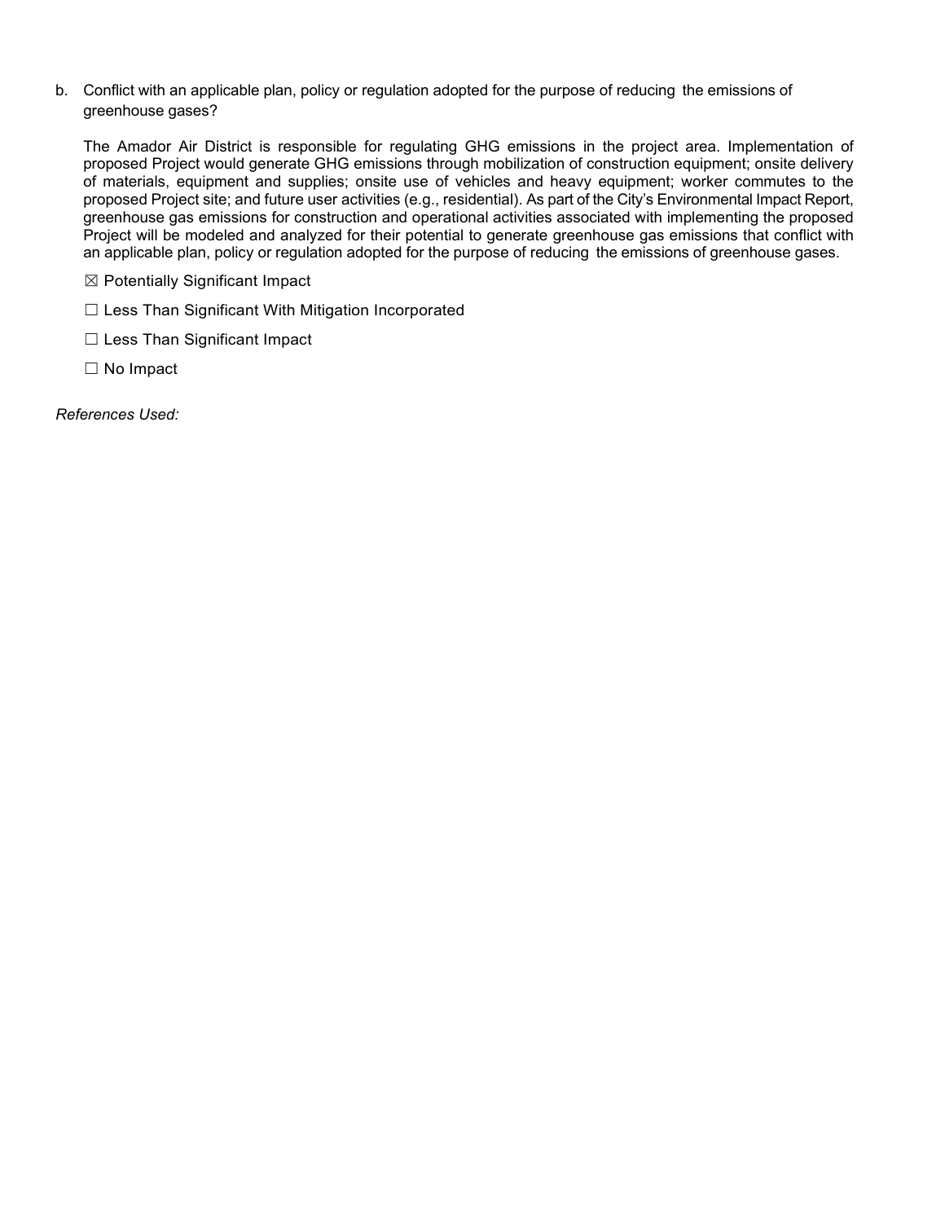b. Conflict with an applicable plan, policy or regulation adopted for the purpose of reducing the emissions of greenhouse gases?

The Amador Air District is responsible for regulating GHG emissions in the project area. Implementation of proposed Project would generate GHG emissions through mobilization of construction equipment; onsite delivery of materials, equipment and supplies; onsite use of vehicles and heavy equipment; worker commutes to the proposed Project site; and future user activities (e.g., residential). As part of the City's Environmental Impact Report, greenhouse gas emissions for construction and operational activities associated with implementing the proposed Project will be modeled and analyzed for their potential to generate greenhouse gas emissions that conflict with an applicable plan, policy or regulation adopted for the purpose of reducing the emissions of greenhouse gases.

☒ Potentially Significant Impact

☐ Less Than Significant With Mitigation Incorporated

☐ Less Than Significant Impact

☐ No Impact

*References Used:*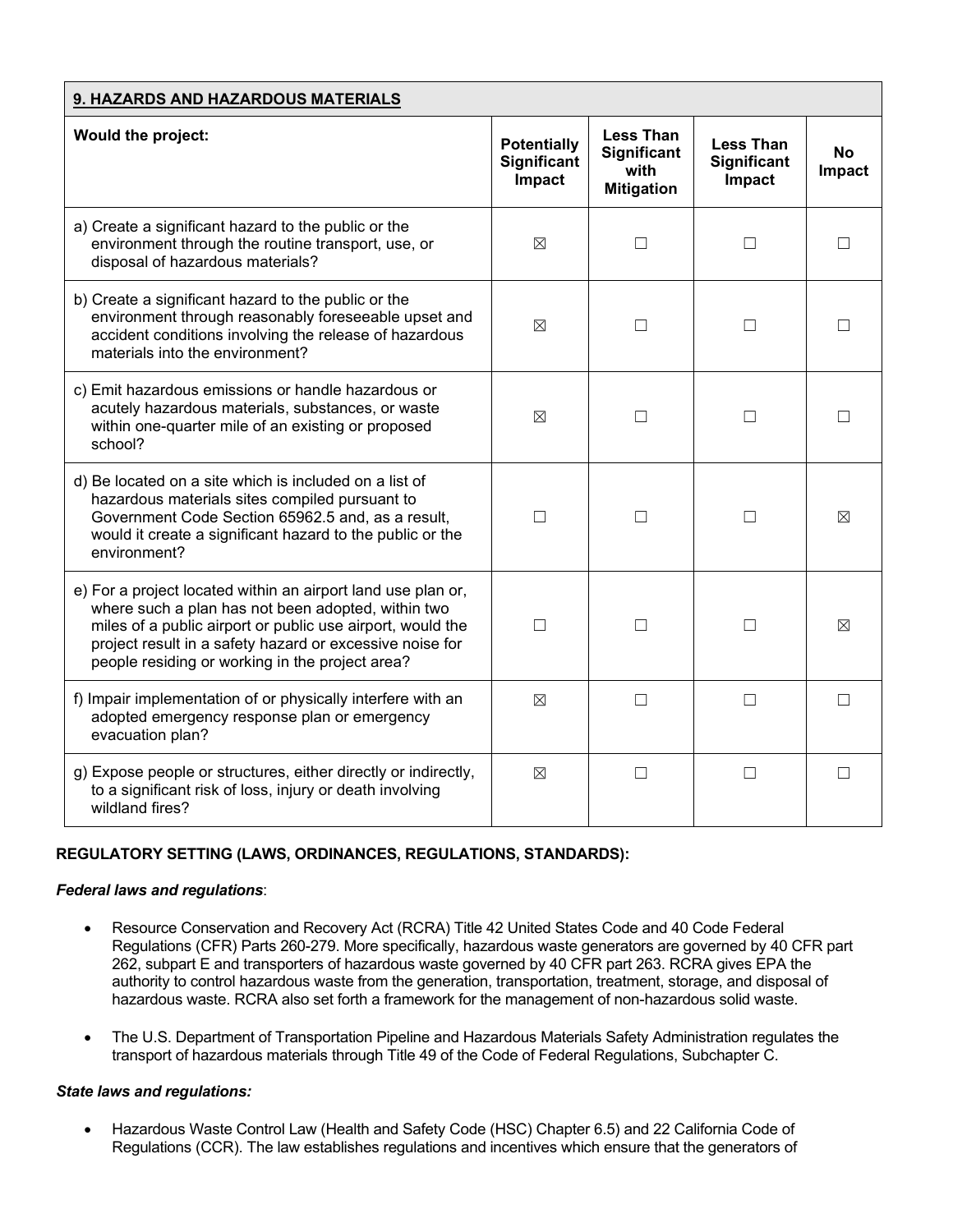| 9. HAZARDS AND HAZARDOUS MATERIALS | | | | |
|---|---|---|---|---|
| **Would the project:** | **Potentially Significant Impact** | **Less Than Significant with Mitigation** | **Less Than Significant Impact** | **No Impact** |
| a) Create a significant hazard to the public or the environment through the routine transport, use, or disposal of hazardous materials? | ☒ | ☐ | ☐ | ☐ |
| b) Create a significant hazard to the public or the environment through reasonably foreseeable upset and accident conditions involving the release of hazardous materials into the environment? | ☒ | ☐ | ☐ | ☐ |
| c) Emit hazardous emissions or handle hazardous or acutely hazardous materials, substances, or waste within one-quarter mile of an existing or proposed school? | ☒ | ☐ | ☐ | ☐ |
| d) Be located on a site which is included on a list of hazardous materials sites compiled pursuant to Government Code Section 65962.5 and, as a result, would it create a significant hazard to the public or the environment? | ☐ | ☐ | ☐ | ☒ |
| e) For a project located within an airport land use plan or, where such a plan has not been adopted, within two miles of a public airport or public use airport, would the project result in a safety hazard or excessive noise for people residing or working in the project area? | ☐ | ☐ | ☐ | ☒ |
| f) Impair implementation of or physically interfere with an adopted emergency response plan or emergency evacuation plan? | ☒ | ☐ | ☐ | ☐ |
| g) Expose people or structures, either directly or indirectly, to a significant risk of loss, injury or death involving wildland fires? | ☒ | ☐ | ☐ | ☐ |

**REGULATORY SETTING (LAWS, ORDINANCES, REGULATIONS, STANDARDS):**

***Federal laws and regulations***:

- Resource Conservation and Recovery Act (RCRA) Title 42 United States Code and 40 Code Federal Regulations (CFR) Parts 260-279. More specifically, hazardous waste generators are governed by 40 CFR part 262, subpart E and transporters of hazardous waste governed by 40 CFR part 263. RCRA gives EPA the authority to control hazardous waste from the generation, transportation, treatment, storage, and disposal of hazardous waste. RCRA also set forth a framework for the management of non-hazardous solid waste.

- The U.S. Department of Transportation Pipeline and Hazardous Materials Safety Administration regulates the transport of hazardous materials through Title 49 of the Code of Federal Regulations, Subchapter C.

***State laws and regulations:***

- Hazardous Waste Control Law (Health and Safety Code (HSC) Chapter 6.5) and 22 California Code of Regulations (CCR). The law establishes regulations and incentives which ensure that the generators of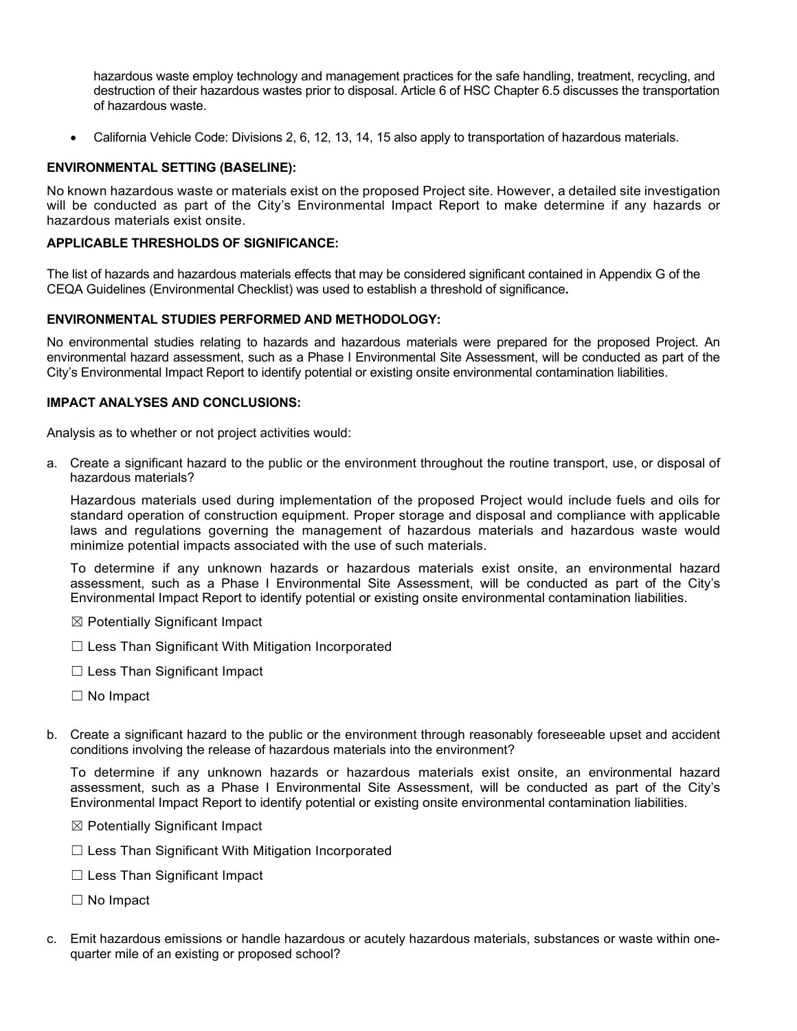hazardous waste employ technology and management practices for the safe handling, treatment, recycling, and destruction of their hazardous wastes prior to disposal. Article 6 of HSC Chapter 6.5 discusses the transportation of hazardous waste.

- California Vehicle Code: Divisions 2, 6, 12, 13, 14, 15 also apply to transportation of hazardous materials.

**ENVIRONMENTAL SETTING (BASELINE):**

No known hazardous waste or materials exist on the proposed Project site. However, a detailed site investigation will be conducted as part of the City's Environmental Impact Report to make determine if any hazards or hazardous materials exist onsite.

**APPLICABLE THRESHOLDS OF SIGNIFICANCE:**

The list of hazards and hazardous materials effects that may be considered significant contained in Appendix G of the CEQA Guidelines (Environmental Checklist) was used to establish a threshold of significance**.**

**ENVIRONMENTAL STUDIES PERFORMED AND METHODOLOGY:**

No environmental studies relating to hazards and hazardous materials were prepared for the proposed Project. An environmental hazard assessment, such as a Phase I Environmental Site Assessment, will be conducted as part of the City's Environmental Impact Report to identify potential or existing onsite environmental contamination liabilities.

**IMPACT ANALYSES AND CONCLUSIONS:**

Analysis as to whether or not project activities would:

a. Create a significant hazard to the public or the environment throughout the routine transport, use, or disposal of hazardous materials?

   Hazardous materials used during implementation of the proposed Project would include fuels and oils for standard operation of construction equipment. Proper storage and disposal and compliance with applicable laws and regulations governing the management of hazardous materials and hazardous waste would minimize potential impacts associated with the use of such materials.

   To determine if any unknown hazards or hazardous materials exist onsite, an environmental hazard assessment, such as a Phase I Environmental Site Assessment, will be conducted as part of the City's Environmental Impact Report to identify potential or existing onsite environmental contamination liabilities.

   ☒ Potentially Significant Impact

   ☐ Less Than Significant With Mitigation Incorporated

   ☐ Less Than Significant Impact

   ☐ No Impact

b. Create a significant hazard to the public or the environment through reasonably foreseeable upset and accident conditions involving the release of hazardous materials into the environment?

   To determine if any unknown hazards or hazardous materials exist onsite, an environmental hazard assessment, such as a Phase I Environmental Site Assessment, will be conducted as part of the City's Environmental Impact Report to identify potential or existing onsite environmental contamination liabilities.

   ☒ Potentially Significant Impact

   ☐ Less Than Significant With Mitigation Incorporated

   ☐ Less Than Significant Impact

   ☐ No Impact

c. Emit hazardous emissions or handle hazardous or acutely hazardous materials, substances or waste within one-quarter mile of an existing or proposed school?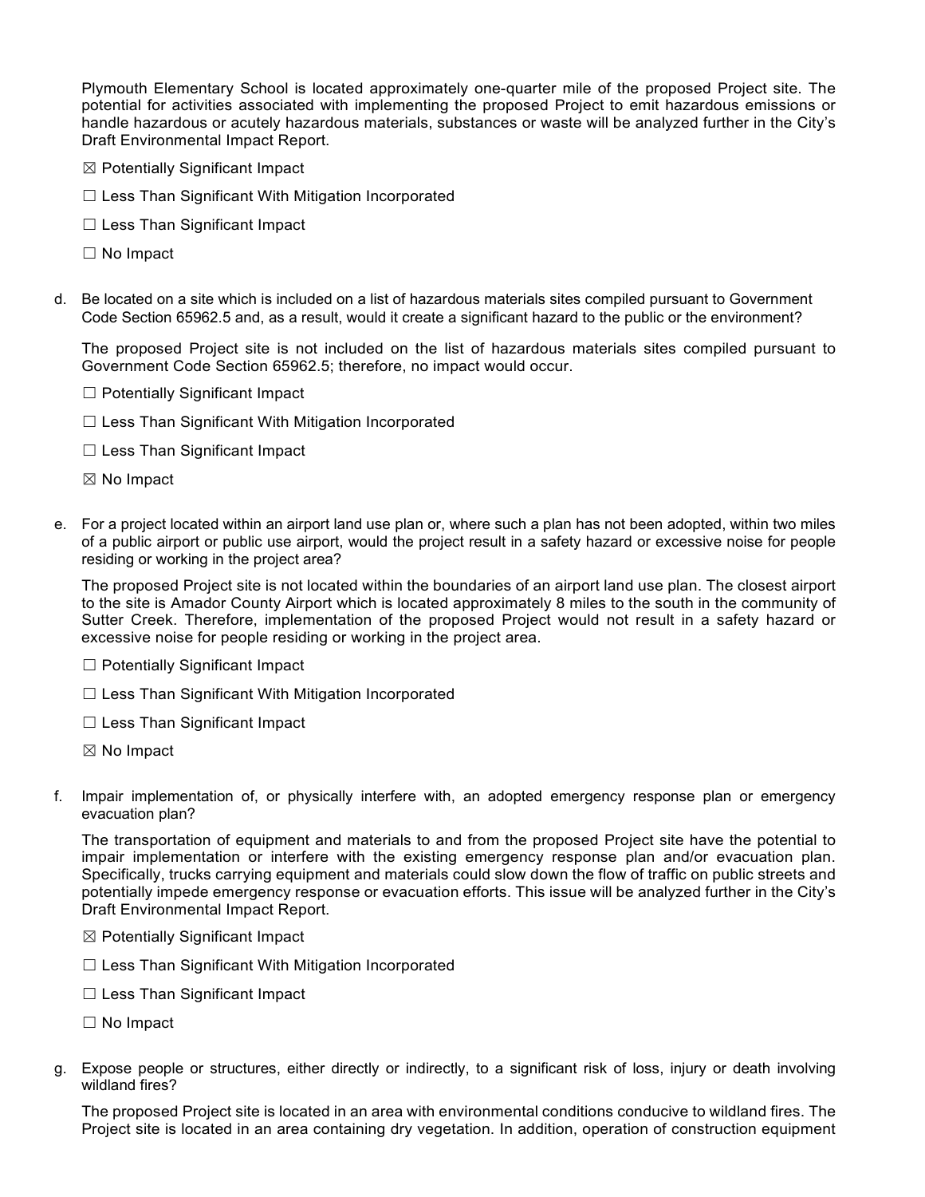Plymouth Elementary School is located approximately one-quarter mile of the proposed Project site. The potential for activities associated with implementing the proposed Project to emit hazardous emissions or handle hazardous or acutely hazardous materials, substances or waste will be analyzed further in the City's Draft Environmental Impact Report.

☒ Potentially Significant Impact

☐ Less Than Significant With Mitigation Incorporated

☐ Less Than Significant Impact

☐ No Impact

d. Be located on a site which is included on a list of hazardous materials sites compiled pursuant to Government Code Section 65962.5 and, as a result, would it create a significant hazard to the public or the environment?

The proposed Project site is not included on the list of hazardous materials sites compiled pursuant to Government Code Section 65962.5; therefore, no impact would occur.

☐ Potentially Significant Impact

☐ Less Than Significant With Mitigation Incorporated

☐ Less Than Significant Impact

☒ No Impact

e. For a project located within an airport land use plan or, where such a plan has not been adopted, within two miles of a public airport or public use airport, would the project result in a safety hazard or excessive noise for people residing or working in the project area?

The proposed Project site is not located within the boundaries of an airport land use plan. The closest airport to the site is Amador County Airport which is located approximately 8 miles to the south in the community of Sutter Creek. Therefore, implementation of the proposed Project would not result in a safety hazard or excessive noise for people residing or working in the project area.

☐ Potentially Significant Impact

☐ Less Than Significant With Mitigation Incorporated

☐ Less Than Significant Impact

☒ No Impact

f. Impair implementation of, or physically interfere with, an adopted emergency response plan or emergency evacuation plan?

The transportation of equipment and materials to and from the proposed Project site have the potential to impair implementation or interfere with the existing emergency response plan and/or evacuation plan. Specifically, trucks carrying equipment and materials could slow down the flow of traffic on public streets and potentially impede emergency response or evacuation efforts. This issue will be analyzed further in the City's Draft Environmental Impact Report.

☒ Potentially Significant Impact

☐ Less Than Significant With Mitigation Incorporated

☐ Less Than Significant Impact

☐ No Impact

g. Expose people or structures, either directly or indirectly, to a significant risk of loss, injury or death involving wildland fires?

The proposed Project site is located in an area with environmental conditions conducive to wildland fires. The Project site is located in an area containing dry vegetation. In addition, operation of construction equipment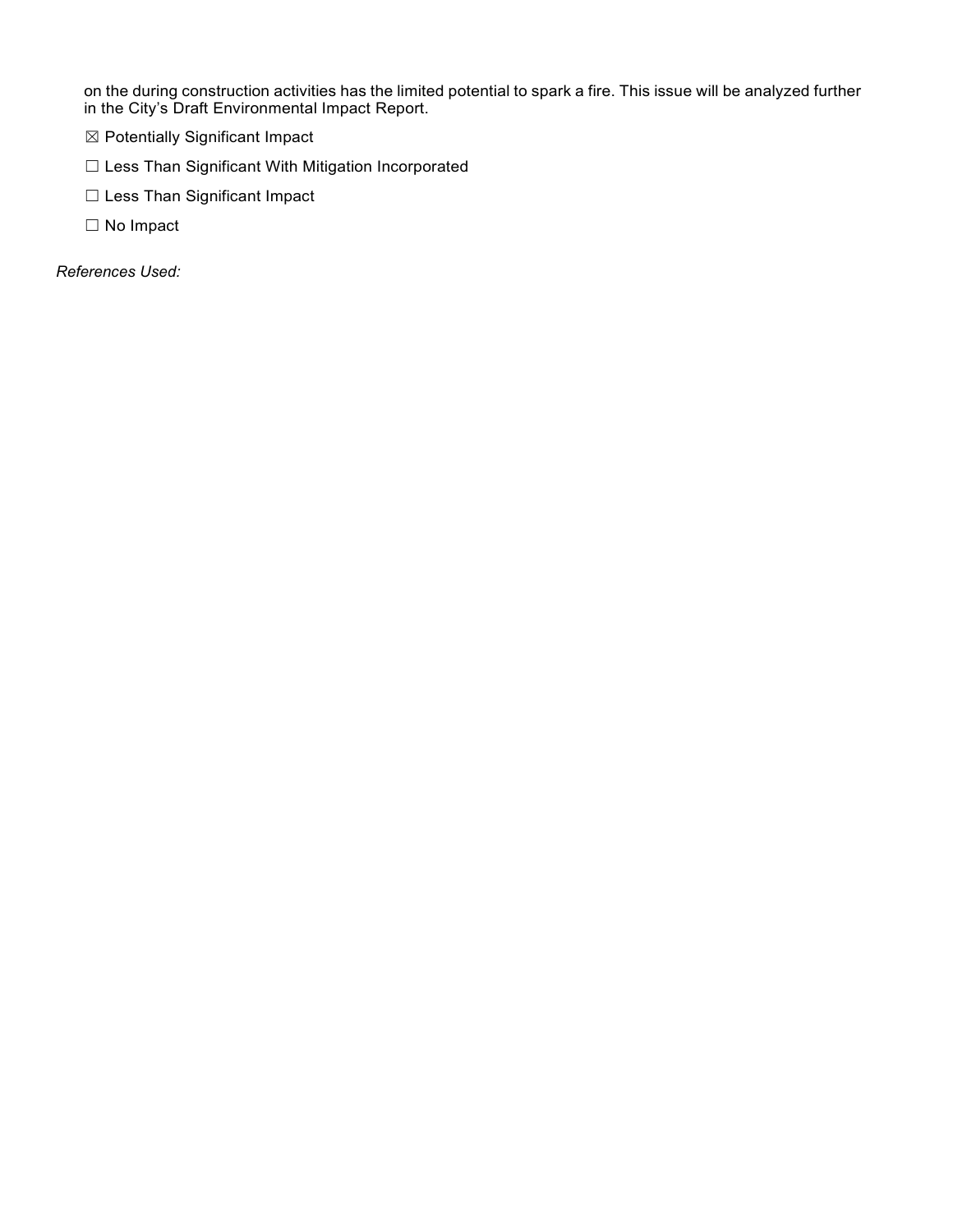on the during construction activities has the limited potential to spark a fire. This issue will be analyzed further in the City’s Draft Environmental Impact Report.

☒ Potentially Significant Impact

☐ Less Than Significant With Mitigation Incorporated

☐ Less Than Significant Impact

☐ No Impact

*References Used:*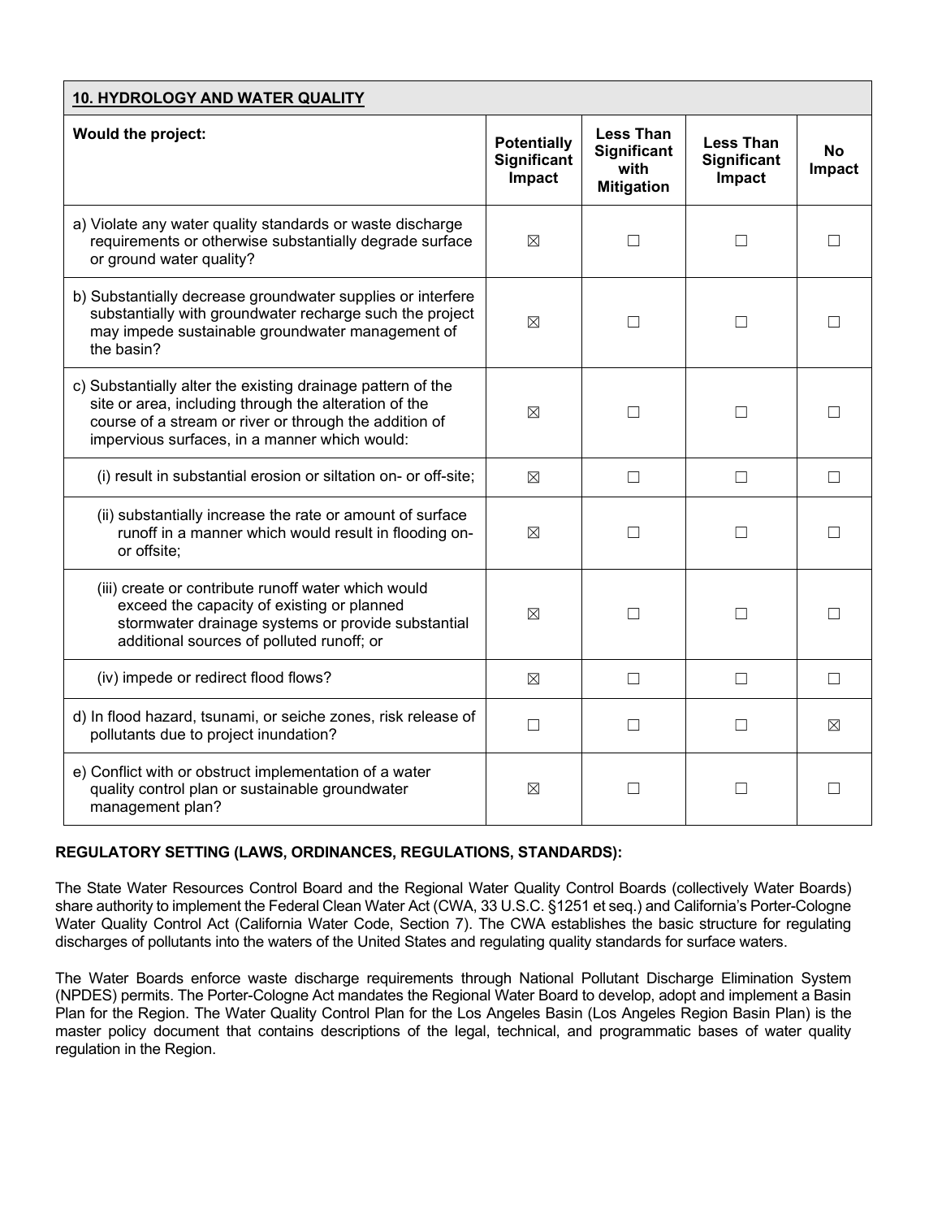| **10. HYDROLOGY AND WATER QUALITY** | | | | |
|---|---|---|---|---|
| **Would the project:** | **Potentially Significant Impact** | **Less Than Significant with Mitigation** | **Less Than Significant Impact** | **No Impact** |
| a) Violate any water quality standards or waste discharge requirements or otherwise substantially degrade surface or ground water quality? | ☒ | ☐ | ☐ | ☐ |
| b) Substantially decrease groundwater supplies or interfere substantially with groundwater recharge such the project may impede sustainable groundwater management of the basin? | ☒ | ☐ | ☐ | ☐ |
| c) Substantially alter the existing drainage pattern of the site or area, including through the alteration of the course of a stream or river or through the addition of impervious surfaces, in a manner which would: | ☒ | ☐ | ☐ | ☐ |
| (i) result in substantial erosion or siltation on- or off-site; | ☒ | ☐ | ☐ | ☐ |
| (ii) substantially increase the rate or amount of surface runoff in a manner which would result in flooding on- or offsite; | ☒ | ☐ | ☐ | ☐ |
| (iii) create or contribute runoff water which would exceed the capacity of existing or planned stormwater drainage systems or provide substantial additional sources of polluted runoff; or | ☒ | ☐ | ☐ | ☐ |
| (iv) impede or redirect flood flows? | ☒ | ☐ | ☐ | ☐ |
| d) In flood hazard, tsunami, or seiche zones, risk release of pollutants due to project inundation? | ☐ | ☐ | ☐ | ☒ |
| e) Conflict with or obstruct implementation of a water quality control plan or sustainable groundwater management plan? | ☒ | ☐ | ☐ | ☐ |

**REGULATORY SETTING (LAWS, ORDINANCES, REGULATIONS, STANDARDS):**

The State Water Resources Control Board and the Regional Water Quality Control Boards (collectively Water Boards) share authority to implement the Federal Clean Water Act (CWA, 33 U.S.C. §1251 et seq.) and California's Porter-Cologne Water Quality Control Act (California Water Code, Section 7). The CWA establishes the basic structure for regulating discharges of pollutants into the waters of the United States and regulating quality standards for surface waters.

The Water Boards enforce waste discharge requirements through National Pollutant Discharge Elimination System (NPDES) permits. The Porter-Cologne Act mandates the Regional Water Board to develop, adopt and implement a Basin Plan for the Region. The Water Quality Control Plan for the Los Angeles Basin (Los Angeles Region Basin Plan) is the master policy document that contains descriptions of the legal, technical, and programmatic bases of water quality regulation in the Region.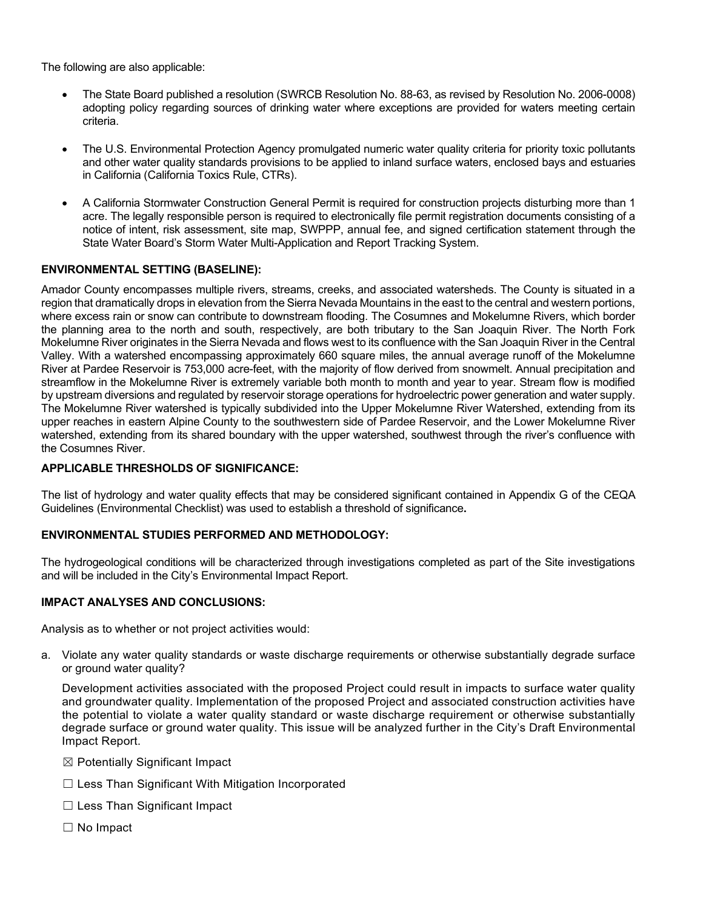The following are also applicable:

- The State Board published a resolution (SWRCB Resolution No. 88-63, as revised by Resolution No. 2006-0008) adopting policy regarding sources of drinking water where exceptions are provided for waters meeting certain criteria.
- The U.S. Environmental Protection Agency promulgated numeric water quality criteria for priority toxic pollutants and other water quality standards provisions to be applied to inland surface waters, enclosed bays and estuaries in California (California Toxics Rule, CTRs).
- A California Stormwater Construction General Permit is required for construction projects disturbing more than 1 acre. The legally responsible person is required to electronically file permit registration documents consisting of a notice of intent, risk assessment, site map, SWPPP, annual fee, and signed certification statement through the State Water Board's Storm Water Multi-Application and Report Tracking System.

**ENVIRONMENTAL SETTING (BASELINE):**

Amador County encompasses multiple rivers, streams, creeks, and associated watersheds. The County is situated in a region that dramatically drops in elevation from the Sierra Nevada Mountains in the east to the central and western portions, where excess rain or snow can contribute to downstream flooding. The Cosumnes and Mokelumne Rivers, which border the planning area to the north and south, respectively, are both tributary to the San Joaquin River. The North Fork Mokelumne River originates in the Sierra Nevada and flows west to its confluence with the San Joaquin River in the Central Valley. With a watershed encompassing approximately 660 square miles, the annual average runoff of the Mokelumne River at Pardee Reservoir is 753,000 acre-feet, with the majority of flow derived from snowmelt. Annual precipitation and streamflow in the Mokelumne River is extremely variable both month to month and year to year. Stream flow is modified by upstream diversions and regulated by reservoir storage operations for hydroelectric power generation and water supply. The Mokelumne River watershed is typically subdivided into the Upper Mokelumne River Watershed, extending from its upper reaches in eastern Alpine County to the southwestern side of Pardee Reservoir, and the Lower Mokelumne River watershed, extending from its shared boundary with the upper watershed, southwest through the river's confluence with the Cosumnes River.

**APPLICABLE THRESHOLDS OF SIGNIFICANCE:**

The list of hydrology and water quality effects that may be considered significant contained in Appendix G of the CEQA Guidelines (Environmental Checklist) was used to establish a threshold of significance**.**

**ENVIRONMENTAL STUDIES PERFORMED AND METHODOLOGY:**

The hydrogeological conditions will be characterized through investigations completed as part of the Site investigations and will be included in the City's Environmental Impact Report.

**IMPACT ANALYSES AND CONCLUSIONS:**

Analysis as to whether or not project activities would:

a. Violate any water quality standards or waste discharge requirements or otherwise substantially degrade surface or ground water quality?

   Development activities associated with the proposed Project could result in impacts to surface water quality and groundwater quality. Implementation of the proposed Project and associated construction activities have the potential to violate a water quality standard or waste discharge requirement or otherwise substantially degrade surface or ground water quality. This issue will be analyzed further in the City's Draft Environmental Impact Report.

   ☒ Potentially Significant Impact

   ☐ Less Than Significant With Mitigation Incorporated

   ☐ Less Than Significant Impact

   ☐ No Impact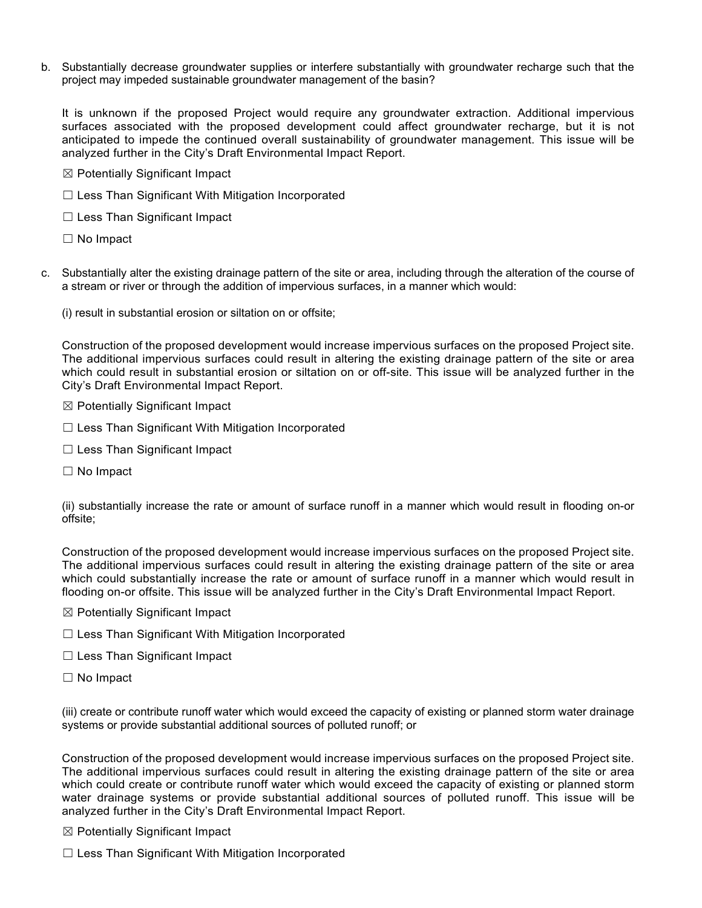b. Substantially decrease groundwater supplies or interfere substantially with groundwater recharge such that the project may impeded sustainable groundwater management of the basin?

   It is unknown if the proposed Project would require any groundwater extraction. Additional impervious surfaces associated with the proposed development could affect groundwater recharge, but it is not anticipated to impede the continued overall sustainability of groundwater management. This issue will be analyzed further in the City's Draft Environmental Impact Report.

   ☒ Potentially Significant Impact

   ☐ Less Than Significant With Mitigation Incorporated

   ☐ Less Than Significant Impact

   ☐ No Impact

c. Substantially alter the existing drainage pattern of the site or area, including through the alteration of the course of a stream or river or through the addition of impervious surfaces, in a manner which would:

   (i) result in substantial erosion or siltation on or offsite;

   Construction of the proposed development would increase impervious surfaces on the proposed Project site. The additional impervious surfaces could result in altering the existing drainage pattern of the site or area which could result in substantial erosion or siltation on or off-site. This issue will be analyzed further in the City's Draft Environmental Impact Report.

   ☒ Potentially Significant Impact

   ☐ Less Than Significant With Mitigation Incorporated

   ☐ Less Than Significant Impact

   ☐ No Impact

   (ii) substantially increase the rate or amount of surface runoff in a manner which would result in flooding on-or offsite;

   Construction of the proposed development would increase impervious surfaces on the proposed Project site. The additional impervious surfaces could result in altering the existing drainage pattern of the site or area which could substantially increase the rate or amount of surface runoff in a manner which would result in flooding on-or offsite. This issue will be analyzed further in the City's Draft Environmental Impact Report.

   ☒ Potentially Significant Impact

   ☐ Less Than Significant With Mitigation Incorporated

   ☐ Less Than Significant Impact

   ☐ No Impact

   (iii) create or contribute runoff water which would exceed the capacity of existing or planned storm water drainage systems or provide substantial additional sources of polluted runoff; or

   Construction of the proposed development would increase impervious surfaces on the proposed Project site. The additional impervious surfaces could result in altering the existing drainage pattern of the site or area which could create or contribute runoff water which would exceed the capacity of existing or planned storm water drainage systems or provide substantial additional sources of polluted runoff. This issue will be analyzed further in the City's Draft Environmental Impact Report.

   ☒ Potentially Significant Impact

   ☐ Less Than Significant With Mitigation Incorporated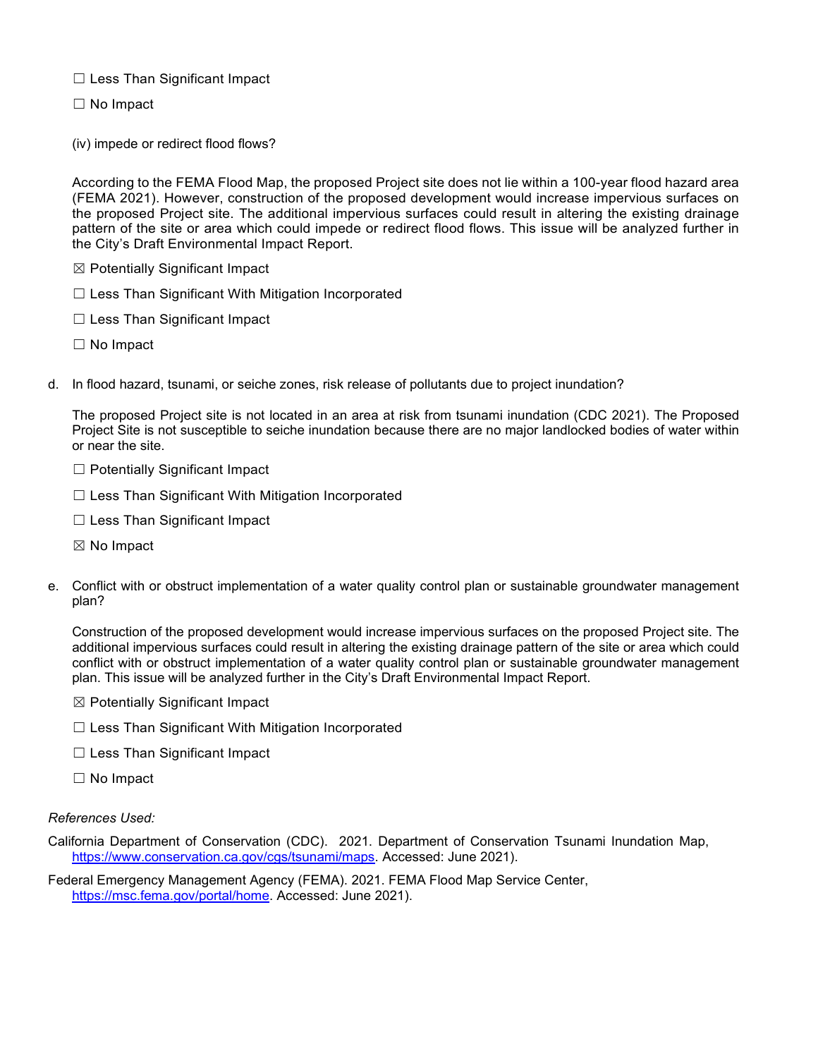☐ Less Than Significant Impact

☐ No Impact

(iv) impede or redirect flood flows?

According to the FEMA Flood Map, the proposed Project site does not lie within a 100-year flood hazard area (FEMA 2021). However, construction of the proposed development would increase impervious surfaces on the proposed Project site. The additional impervious surfaces could result in altering the existing drainage pattern of the site or area which could impede or redirect flood flows. This issue will be analyzed further in the City's Draft Environmental Impact Report.

☒ Potentially Significant Impact

☐ Less Than Significant With Mitigation Incorporated

☐ Less Than Significant Impact

☐ No Impact

d. In flood hazard, tsunami, or seiche zones, risk release of pollutants due to project inundation?

The proposed Project site is not located in an area at risk from tsunami inundation (CDC 2021). The Proposed Project Site is not susceptible to seiche inundation because there are no major landlocked bodies of water within or near the site.

☐ Potentially Significant Impact

☐ Less Than Significant With Mitigation Incorporated

☐ Less Than Significant Impact

☒ No Impact

e. Conflict with or obstruct implementation of a water quality control plan or sustainable groundwater management plan?

Construction of the proposed development would increase impervious surfaces on the proposed Project site. The additional impervious surfaces could result in altering the existing drainage pattern of the site or area which could conflict with or obstruct implementation of a water quality control plan or sustainable groundwater management plan. This issue will be analyzed further in the City's Draft Environmental Impact Report.

☒ Potentially Significant Impact

☐ Less Than Significant With Mitigation Incorporated

☐ Less Than Significant Impact

☐ No Impact

*References Used:*

California Department of Conservation (CDC). 2021. Department of Conservation Tsunami Inundation Map, https://www.conservation.ca.gov/cgs/tsunami/maps. Accessed: June 2021).

Federal Emergency Management Agency (FEMA). 2021. FEMA Flood Map Service Center, https://msc.fema.gov/portal/home. Accessed: June 2021).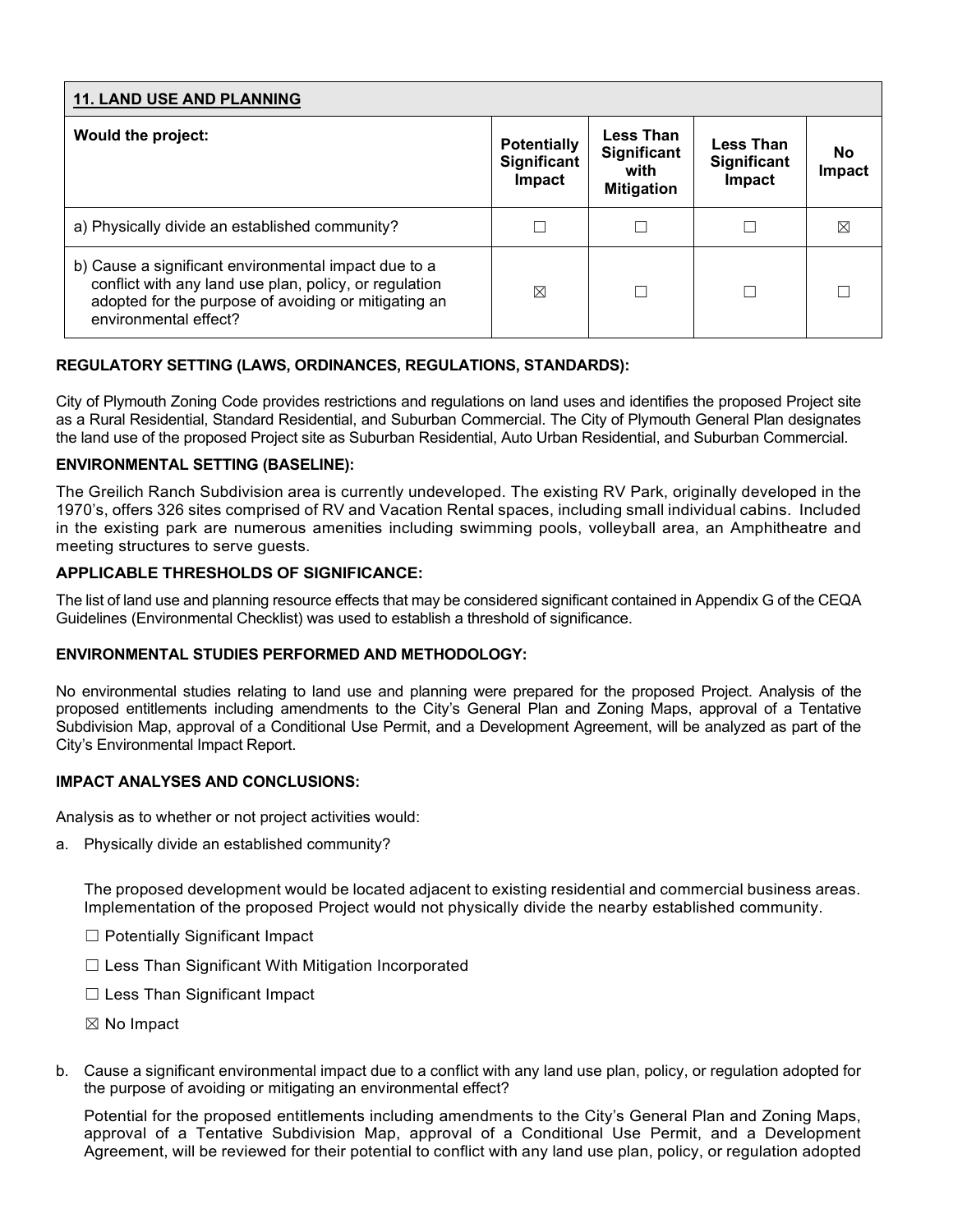| **11. LAND USE AND PLANNING** | | | | |
|---|---|---|---|---|
| **Would the project:** | **Potentially Significant Impact** | **Less Than Significant with Mitigation** | **Less Than Significant Impact** | **No Impact** |
| a) Physically divide an established community? | ☐ | ☐ | ☐ | ☒ |
| b) Cause a significant environmental impact due to a conflict with any land use plan, policy, or regulation adopted for the purpose of avoiding or mitigating an environmental effect? | ☒ | ☐ | ☐ | ☐ |

**REGULATORY SETTING (LAWS, ORDINANCES, REGULATIONS, STANDARDS):**

City of Plymouth Zoning Code provides restrictions and regulations on land uses and identifies the proposed Project site as a Rural Residential, Standard Residential, and Suburban Commercial. The City of Plymouth General Plan designates the land use of the proposed Project site as Suburban Residential, Auto Urban Residential, and Suburban Commercial.

**ENVIRONMENTAL SETTING (BASELINE):**

The Greilich Ranch Subdivision area is currently undeveloped. The existing RV Park, originally developed in the 1970's, offers 326 sites comprised of RV and Vacation Rental spaces, including small individual cabins. Included in the existing park are numerous amenities including swimming pools, volleyball area, an Amphitheatre and meeting structures to serve guests.

**APPLICABLE THRESHOLDS OF SIGNIFICANCE:**

The list of land use and planning resource effects that may be considered significant contained in Appendix G of the CEQA Guidelines (Environmental Checklist) was used to establish a threshold of significance.

**ENVIRONMENTAL STUDIES PERFORMED AND METHODOLOGY:**

No environmental studies relating to land use and planning were prepared for the proposed Project. Analysis of the proposed entitlements including amendments to the City's General Plan and Zoning Maps, approval of a Tentative Subdivision Map, approval of a Conditional Use Permit, and a Development Agreement, will be analyzed as part of the City's Environmental Impact Report.

**IMPACT ANALYSES AND CONCLUSIONS:**

Analysis as to whether or not project activities would:

a. Physically divide an established community?

The proposed development would be located adjacent to existing residential and commercial business areas. Implementation of the proposed Project would not physically divide the nearby established community.

☐ Potentially Significant Impact

☐ Less Than Significant With Mitigation Incorporated

☐ Less Than Significant Impact

☒ No Impact

b. Cause a significant environmental impact due to a conflict with any land use plan, policy, or regulation adopted for the purpose of avoiding or mitigating an environmental effect?

Potential for the proposed entitlements including amendments to the City's General Plan and Zoning Maps, approval of a Tentative Subdivision Map, approval of a Conditional Use Permit, and a Development Agreement, will be reviewed for their potential to conflict with any land use plan, policy, or regulation adopted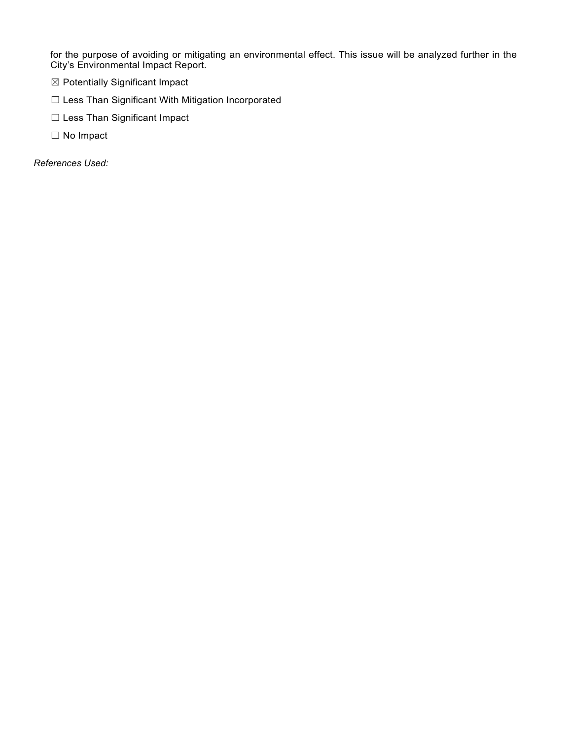for the purpose of avoiding or mitigating an environmental effect. This issue will be analyzed further in the City's Environmental Impact Report.

☒ Potentially Significant Impact

☐ Less Than Significant With Mitigation Incorporated

☐ Less Than Significant Impact

☐ No Impact

*References Used:*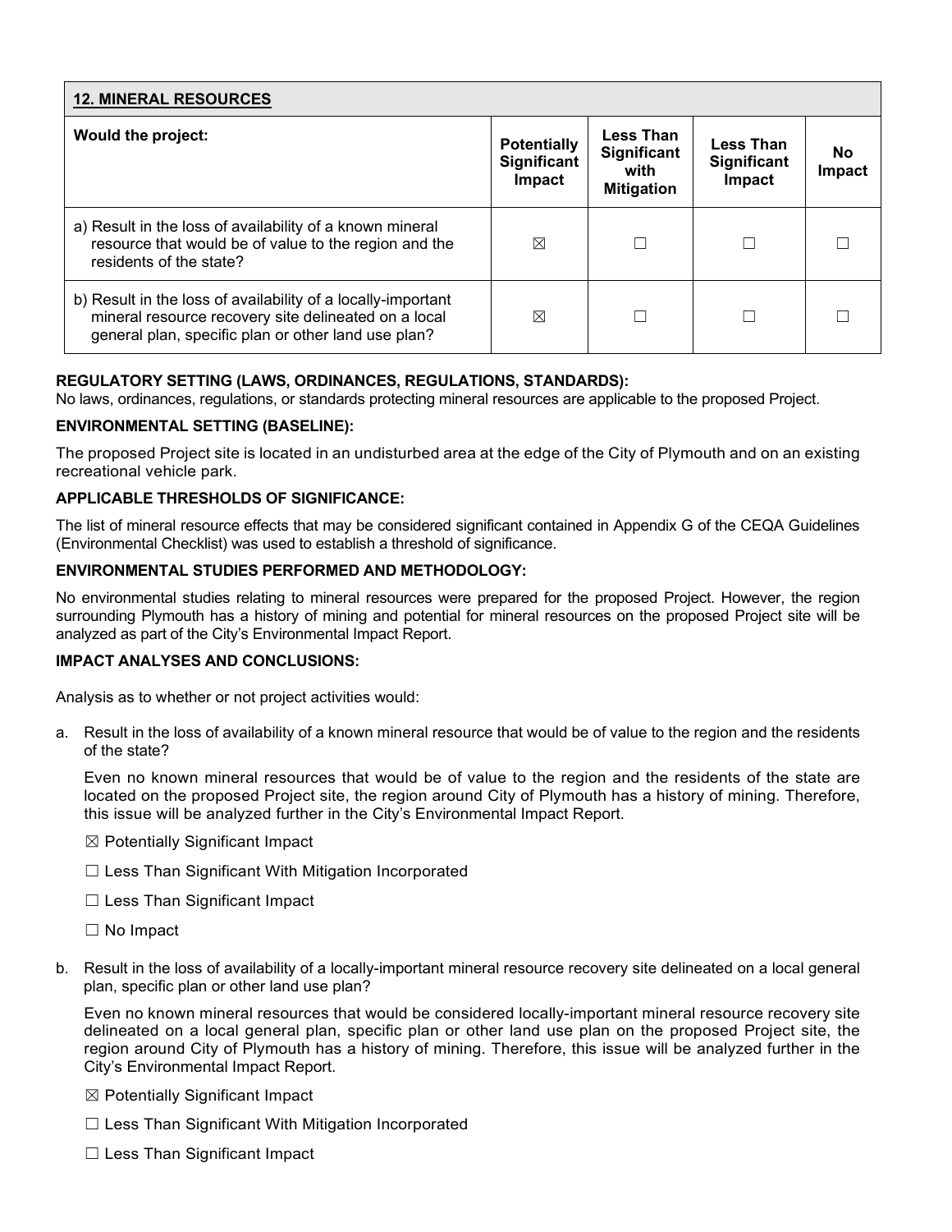| **12. MINERAL RESOURCES** | | | | |
|---|---|---|---|---|
| **Would the project:** | **Potentially Significant Impact** | **Less Than Significant with Mitigation** | **Less Than Significant Impact** | **No Impact** |
| a) Result in the loss of availability of a known mineral resource that would be of value to the region and the residents of the state? | ☒ | ☐ | ☐ | ☐ |
| b) Result in the loss of availability of a locally-important mineral resource recovery site delineated on a local general plan, specific plan or other land use plan? | ☒ | ☐ | ☐ | ☐ |

**REGULATORY SETTING (LAWS, ORDINANCES, REGULATIONS, STANDARDS):**

No laws, ordinances, regulations, or standards protecting mineral resources are applicable to the proposed Project.

**ENVIRONMENTAL SETTING (BASELINE):**

The proposed Project site is located in an undisturbed area at the edge of the City of Plymouth and on an existing recreational vehicle park.

**APPLICABLE THRESHOLDS OF SIGNIFICANCE:**

The list of mineral resource effects that may be considered significant contained in Appendix G of the CEQA Guidelines (Environmental Checklist) was used to establish a threshold of significance.

**ENVIRONMENTAL STUDIES PERFORMED AND METHODOLOGY:**

No environmental studies relating to mineral resources were prepared for the proposed Project. However, the region surrounding Plymouth has a history of mining and potential for mineral resources on the proposed Project site will be analyzed as part of the City's Environmental Impact Report.

**IMPACT ANALYSES AND CONCLUSIONS:**

Analysis as to whether or not project activities would:

a. Result in the loss of availability of a known mineral resource that would be of value to the region and the residents of the state?

   Even no known mineral resources that would be of value to the region and the residents of the state are located on the proposed Project site, the region around City of Plymouth has a history of mining. Therefore, this issue will be analyzed further in the City's Environmental Impact Report.

   ☒ Potentially Significant Impact

   ☐ Less Than Significant With Mitigation Incorporated

   ☐ Less Than Significant Impact

   ☐ No Impact

b. Result in the loss of availability of a locally-important mineral resource recovery site delineated on a local general plan, specific plan or other land use plan?

   Even no known mineral resources that would be considered locally-important mineral resource recovery site delineated on a local general plan, specific plan or other land use plan on the proposed Project site, the region around City of Plymouth has a history of mining. Therefore, this issue will be analyzed further in the City's Environmental Impact Report.

   ☒ Potentially Significant Impact

   ☐ Less Than Significant With Mitigation Incorporated

   ☐ Less Than Significant Impact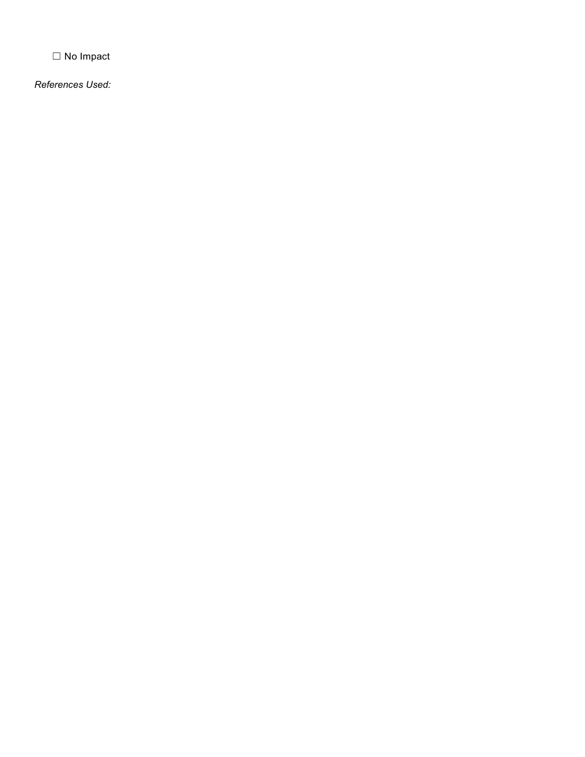☐ No Impact

*References Used:*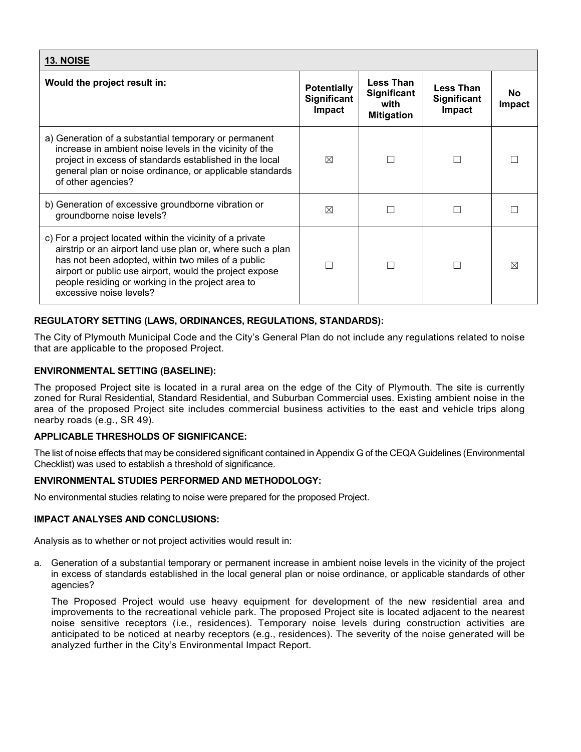| **13. NOISE** | | | | |
|---|---|---|---|---|
| **Would the project result in:** | **Potentially Significant Impact** | **Less Than Significant with Mitigation** | **Less Than Significant Impact** | **No Impact** |
| a) Generation of a substantial temporary or permanent increase in ambient noise levels in the vicinity of the project in excess of standards established in the local general plan or noise ordinance, or applicable standards of other agencies? | ☒ | ☐ | ☐ | ☐ |
| b) Generation of excessive groundborne vibration or groundborne noise levels? | ☒ | ☐ | ☐ | ☐ |
| c) For a project located within the vicinity of a private airstrip or an airport land use plan or, where such a plan has not been adopted, within two miles of a public airport or public use airport, would the project expose people residing or working in the project area to excessive noise levels? | ☐ | ☐ | ☐ | ☒ |

**REGULATORY SETTING (LAWS, ORDINANCES, REGULATIONS, STANDARDS):**

The City of Plymouth Municipal Code and the City's General Plan do not include any regulations related to noise that are applicable to the proposed Project.

**ENVIRONMENTAL SETTING (BASELINE):**

The proposed Project site is located in a rural area on the edge of the City of Plymouth. The site is currently zoned for Rural Residential, Standard Residential, and Suburban Commercial uses. Existing ambient noise in the area of the proposed Project site includes commercial business activities to the east and vehicle trips along nearby roads (e.g., SR 49).

**APPLICABLE THRESHOLDS OF SIGNIFICANCE:**

The list of noise effects that may be considered significant contained in Appendix G of the CEQA Guidelines (Environmental Checklist) was used to establish a threshold of significance.

**ENVIRONMENTAL STUDIES PERFORMED AND METHODOLOGY:**

No environmental studies relating to noise were prepared for the proposed Project.

**IMPACT ANALYSES AND CONCLUSIONS:**

Analysis as to whether or not project activities would result in:

a. Generation of a substantial temporary or permanent increase in ambient noise levels in the vicinity of the project in excess of standards established in the local general plan or noise ordinance, or applicable standards of other agencies?

   The Proposed Project would use heavy equipment for development of the new residential area and improvements to the recreational vehicle park. The proposed Project site is located adjacent to the nearest noise sensitive receptors (i.e., residences). Temporary noise levels during construction activities are anticipated to be noticed at nearby receptors (e.g., residences). The severity of the noise generated will be analyzed further in the City's Environmental Impact Report.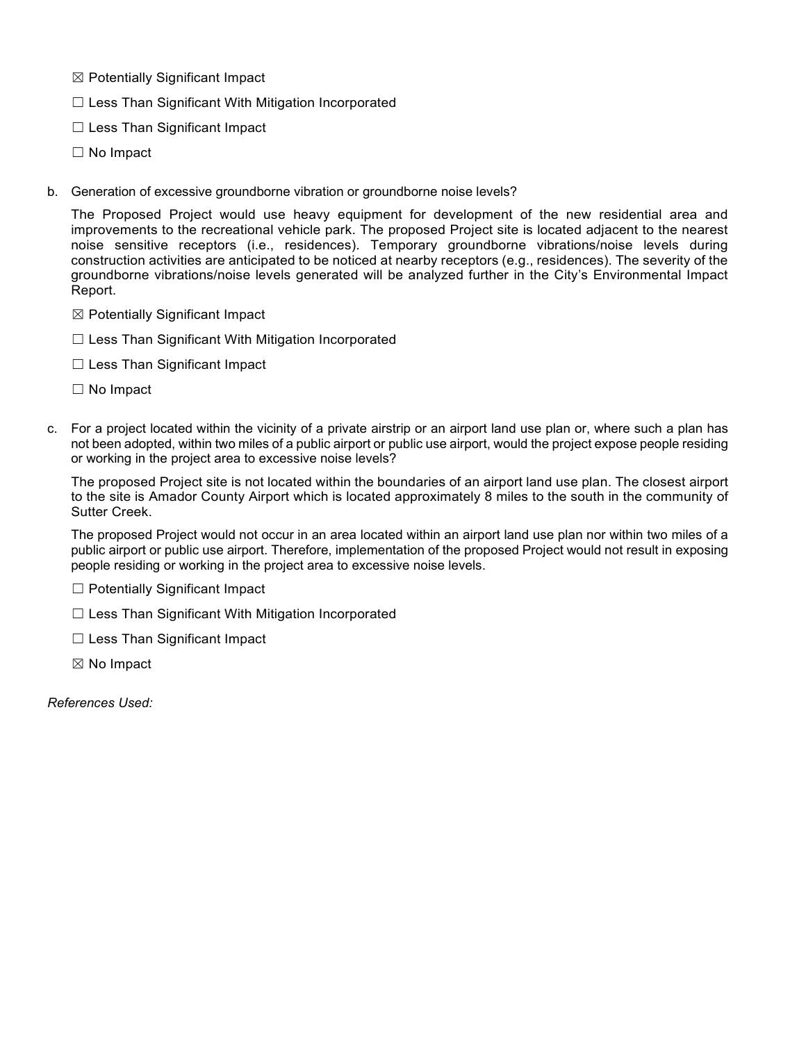☒ Potentially Significant Impact

☐ Less Than Significant With Mitigation Incorporated

☐ Less Than Significant Impact

☐ No Impact

b. Generation of excessive groundborne vibration or groundborne noise levels?

The Proposed Project would use heavy equipment for development of the new residential area and improvements to the recreational vehicle park. The proposed Project site is located adjacent to the nearest noise sensitive receptors (i.e., residences). Temporary groundborne vibrations/noise levels during construction activities are anticipated to be noticed at nearby receptors (e.g., residences). The severity of the groundborne vibrations/noise levels generated will be analyzed further in the City's Environmental Impact Report.

☒ Potentially Significant Impact

☐ Less Than Significant With Mitigation Incorporated

☐ Less Than Significant Impact

☐ No Impact

c. For a project located within the vicinity of a private airstrip or an airport land use plan or, where such a plan has not been adopted, within two miles of a public airport or public use airport, would the project expose people residing or working in the project area to excessive noise levels?

The proposed Project site is not located within the boundaries of an airport land use plan. The closest airport to the site is Amador County Airport which is located approximately 8 miles to the south in the community of Sutter Creek.

The proposed Project would not occur in an area located within an airport land use plan nor within two miles of a public airport or public use airport. Therefore, implementation of the proposed Project would not result in exposing people residing or working in the project area to excessive noise levels.

☐ Potentially Significant Impact

☐ Less Than Significant With Mitigation Incorporated

☐ Less Than Significant Impact

☒ No Impact

*References Used:*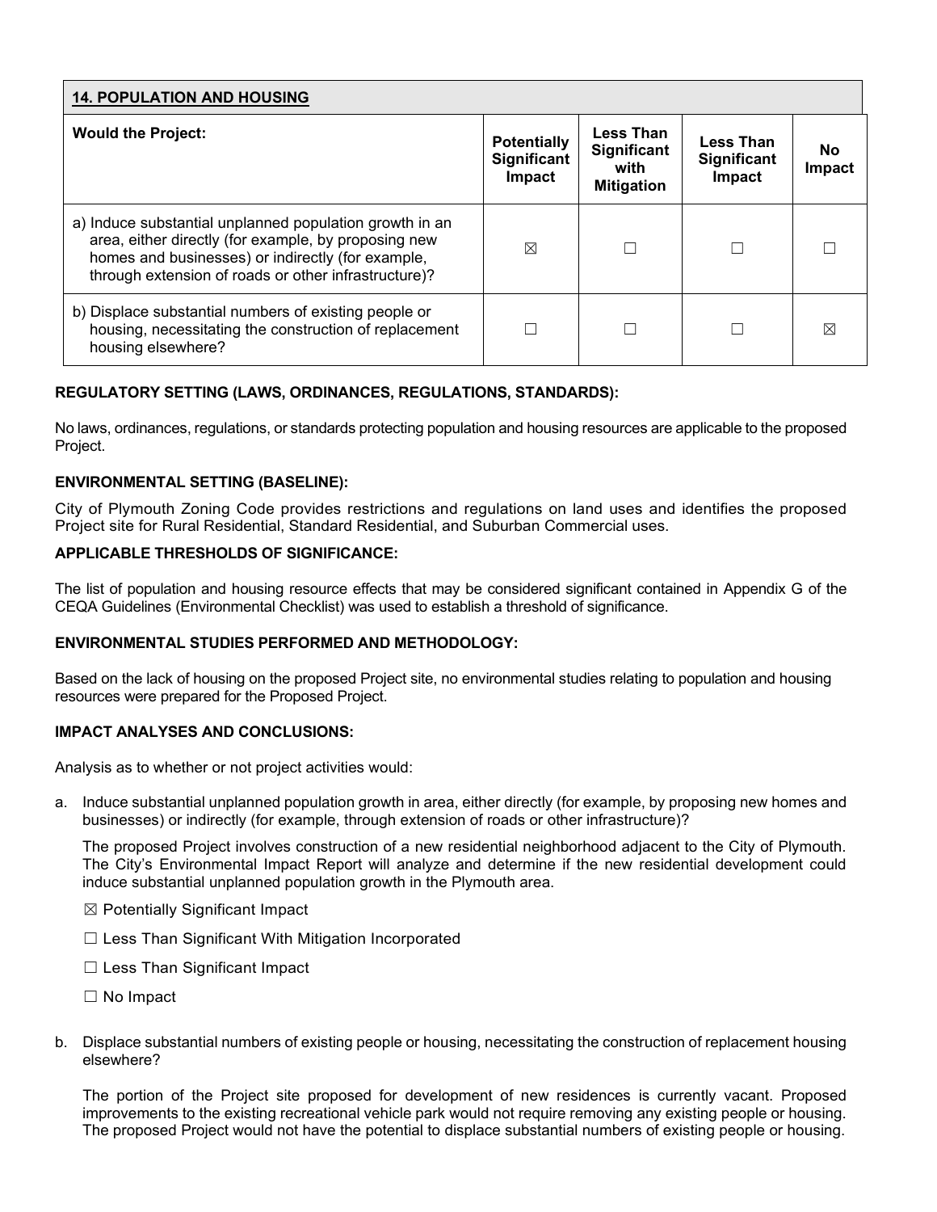| 14. POPULATION AND HOUSING | | | | |
|---|---|---|---|---|
| **Would the Project:** | **Potentially Significant Impact** | **Less Than Significant with Mitigation** | **Less Than Significant Impact** | **No Impact** |
| a) Induce substantial unplanned population growth in an area, either directly (for example, by proposing new homes and businesses) or indirectly (for example, through extension of roads or other infrastructure)? | ☒ | ☐ | ☐ | ☐ |
| b) Displace substantial numbers of existing people or housing, necessitating the construction of replacement housing elsewhere? | ☐ | ☐ | ☐ | ☒ |

**REGULATORY SETTING (LAWS, ORDINANCES, REGULATIONS, STANDARDS):**

No laws, ordinances, regulations, or standards protecting population and housing resources are applicable to the proposed Project.

**ENVIRONMENTAL SETTING (BASELINE):**

City of Plymouth Zoning Code provides restrictions and regulations on land uses and identifies the proposed Project site for Rural Residential, Standard Residential, and Suburban Commercial uses.

**APPLICABLE THRESHOLDS OF SIGNIFICANCE:**

The list of population and housing resource effects that may be considered significant contained in Appendix G of the CEQA Guidelines (Environmental Checklist) was used to establish a threshold of significance.

**ENVIRONMENTAL STUDIES PERFORMED AND METHODOLOGY:**

Based on the lack of housing on the proposed Project site, no environmental studies relating to population and housing resources were prepared for the Proposed Project.

**IMPACT ANALYSES AND CONCLUSIONS:**

Analysis as to whether or not project activities would:

a. Induce substantial unplanned population growth in area, either directly (for example, by proposing new homes and businesses) or indirectly (for example, through extension of roads or other infrastructure)?

   The proposed Project involves construction of a new residential neighborhood adjacent to the City of Plymouth. The City's Environmental Impact Report will analyze and determine if the new residential development could induce substantial unplanned population growth in the Plymouth area.

   ☒ Potentially Significant Impact

   ☐ Less Than Significant With Mitigation Incorporated

   ☐ Less Than Significant Impact

   ☐ No Impact

b. Displace substantial numbers of existing people or housing, necessitating the construction of replacement housing elsewhere?

   The portion of the Project site proposed for development of new residences is currently vacant. Proposed improvements to the existing recreational vehicle park would not require removing any existing people or housing. The proposed Project would not have the potential to displace substantial numbers of existing people or housing.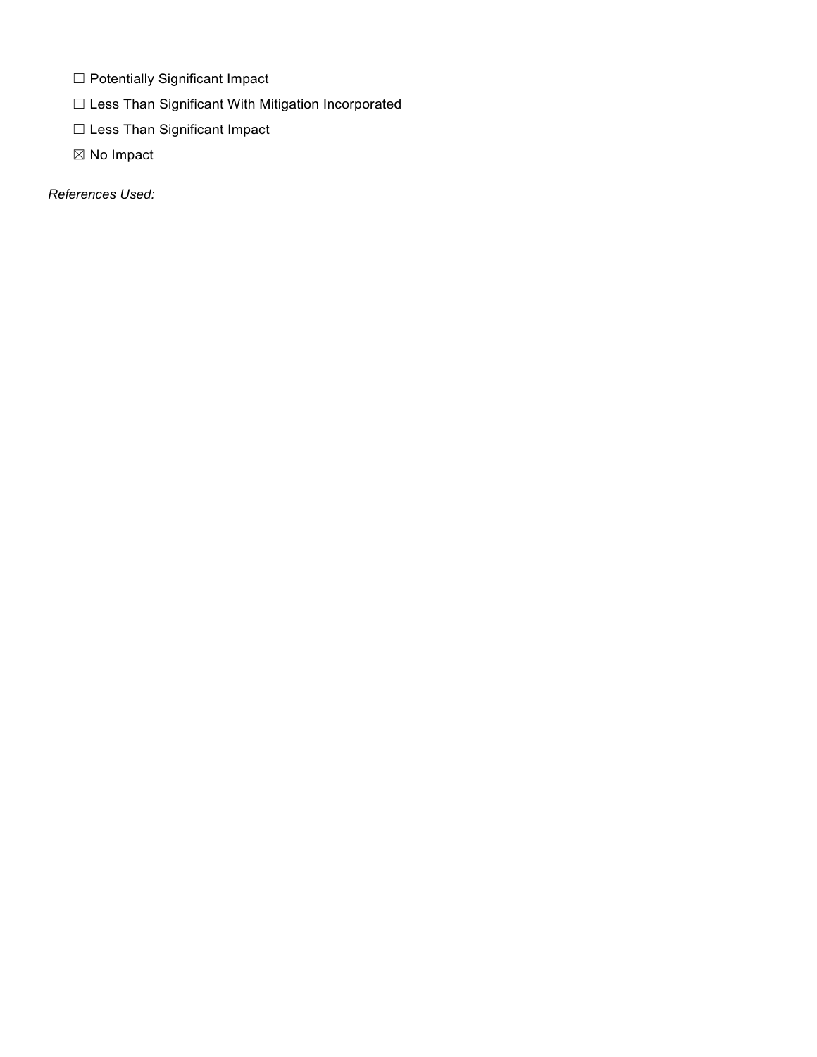☐ Potentially Significant Impact

☐ Less Than Significant With Mitigation Incorporated

☐ Less Than Significant Impact

☒ No Impact

*References Used:*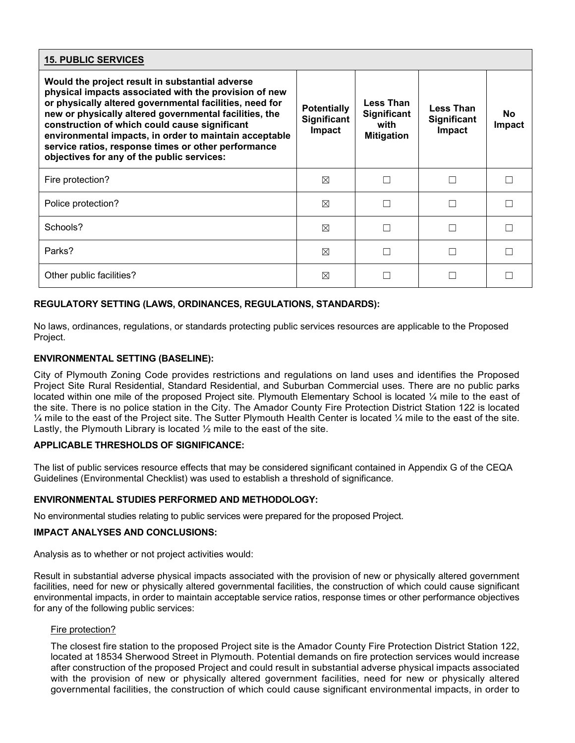| **15. PUBLIC SERVICES** | | | | |
|---|---|---|---|---|
| **Would the project result in substantial adverse physical impacts associated with the provision of new or physically altered governmental facilities, need for new or physically altered governmental facilities, the construction of which could cause significant environmental impacts, in order to maintain acceptable service ratios, response times or other performance objectives for any of the public services:** | **Potentially Significant Impact** | **Less Than Significant with Mitigation** | **Less Than Significant Impact** | **No Impact** |
| Fire protection? | ☒ | ☐ | ☐ | ☐ |
| Police protection? | ☒ | ☐ | ☐ | ☐ |
| Schools? | ☒ | ☐ | ☐ | ☐ |
| Parks? | ☒ | ☐ | ☐ | ☐ |
| Other public facilities? | ☒ | ☐ | ☐ | ☐ |

**REGULATORY SETTING (LAWS, ORDINANCES, REGULATIONS, STANDARDS):**

No laws, ordinances, regulations, or standards protecting public services resources are applicable to the Proposed Project.

**ENVIRONMENTAL SETTING (BASELINE):**

City of Plymouth Zoning Code provides restrictions and regulations on land uses and identifies the Proposed Project Site Rural Residential, Standard Residential, and Suburban Commercial uses. There are no public parks located within one mile of the proposed Project site. Plymouth Elementary School is located ¼ mile to the east of the site. There is no police station in the City. The Amador County Fire Protection District Station 122 is located ¼ mile to the east of the Project site. The Sutter Plymouth Health Center is located ¼ mile to the east of the site. Lastly, the Plymouth Library is located ½ mile to the east of the site.

**APPLICABLE THRESHOLDS OF SIGNIFICANCE:**

The list of public services resource effects that may be considered significant contained in Appendix G of the CEQA Guidelines (Environmental Checklist) was used to establish a threshold of significance.

**ENVIRONMENTAL STUDIES PERFORMED AND METHODOLOGY:**

No environmental studies relating to public services were prepared for the proposed Project.

**IMPACT ANALYSES AND CONCLUSIONS:**

Analysis as to whether or not project activities would:

Result in substantial adverse physical impacts associated with the provision of new or physically altered government facilities, need for new or physically altered governmental facilities, the construction of which could cause significant environmental impacts, in order to maintain acceptable service ratios, response times or other performance objectives for any of the following public services:

Fire protection?

The closest fire station to the proposed Project site is the Amador County Fire Protection District Station 122, located at 18534 Sherwood Street in Plymouth. Potential demands on fire protection services would increase after construction of the proposed Project and could result in substantial adverse physical impacts associated with the provision of new or physically altered government facilities, need for new or physically altered governmental facilities, the construction of which could cause significant environmental impacts, in order to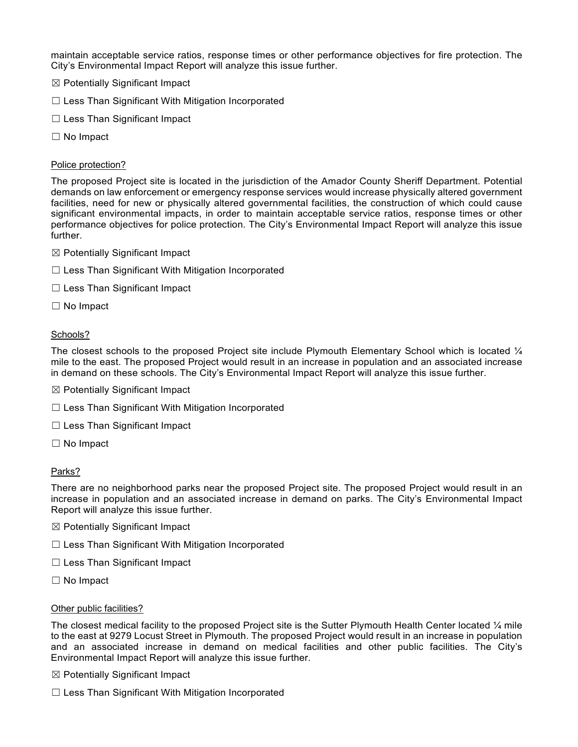maintain acceptable service ratios, response times or other performance objectives for fire protection. The City's Environmental Impact Report will analyze this issue further.

☒ Potentially Significant Impact

☐ Less Than Significant With Mitigation Incorporated

☐ Less Than Significant Impact

☐ No Impact

<u>Police protection?</u>

The proposed Project site is located in the jurisdiction of the Amador County Sheriff Department. Potential demands on law enforcement or emergency response services would increase physically altered government facilities, need for new or physically altered governmental facilities, the construction of which could cause significant environmental impacts, in order to maintain acceptable service ratios, response times or other performance objectives for police protection. The City's Environmental Impact Report will analyze this issue further.

☒ Potentially Significant Impact

☐ Less Than Significant With Mitigation Incorporated

☐ Less Than Significant Impact

☐ No Impact

<u>Schools?</u>

The closest schools to the proposed Project site include Plymouth Elementary School which is located ¼ mile to the east. The proposed Project would result in an increase in population and an associated increase in demand on these schools. The City's Environmental Impact Report will analyze this issue further.

☒ Potentially Significant Impact

☐ Less Than Significant With Mitigation Incorporated

☐ Less Than Significant Impact

☐ No Impact

<u>Parks?</u>

There are no neighborhood parks near the proposed Project site. The proposed Project would result in an increase in population and an associated increase in demand on parks. The City's Environmental Impact Report will analyze this issue further.

☒ Potentially Significant Impact

☐ Less Than Significant With Mitigation Incorporated

☐ Less Than Significant Impact

☐ No Impact

<u>Other public facilities?</u>

The closest medical facility to the proposed Project site is the Sutter Plymouth Health Center located ¼ mile to the east at 9279 Locust Street in Plymouth. The proposed Project would result in an increase in population and an associated increase in demand on medical facilities and other public facilities. The City's Environmental Impact Report will analyze this issue further.

☒ Potentially Significant Impact

☐ Less Than Significant With Mitigation Incorporated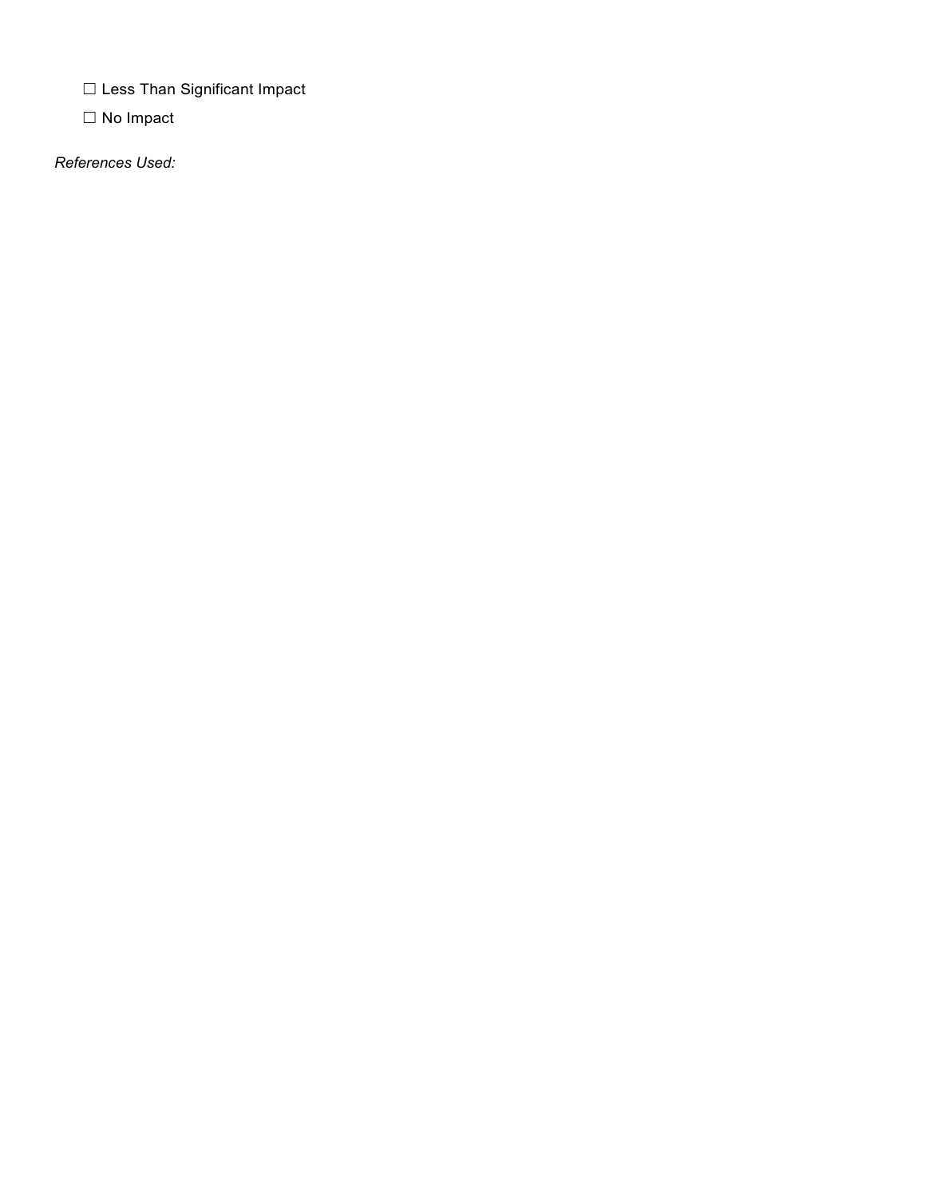☐ Less Than Significant Impact

☐ No Impact

*References Used:*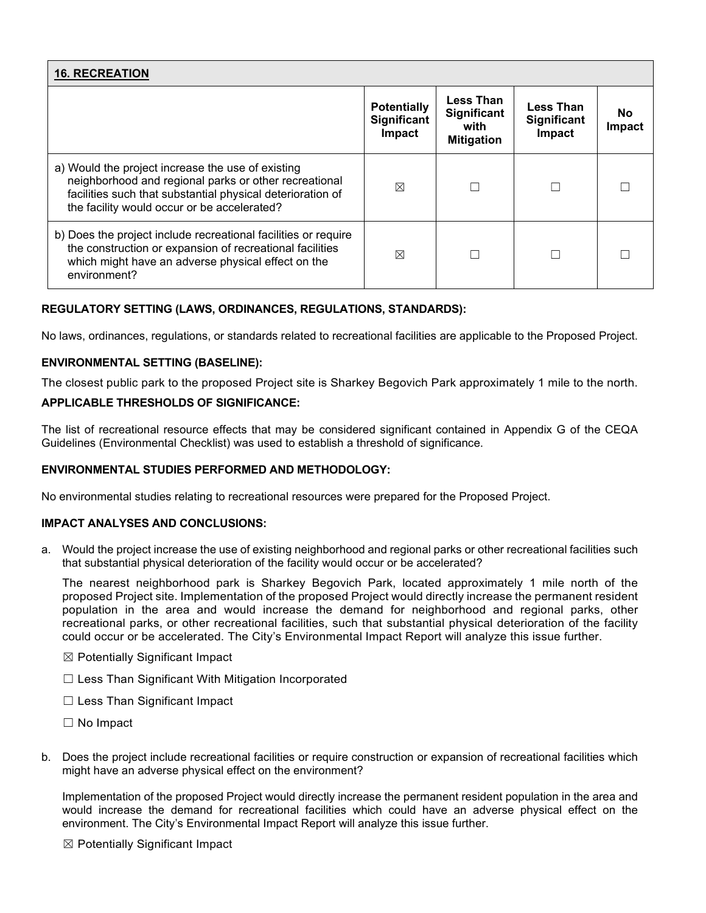| 16. RECREATION | | | | |
|---|---|---|---|---|
| | Potentially Significant Impact | Less Than Significant with Mitigation | Less Than Significant Impact | No Impact |
| a) Would the project increase the use of existing neighborhood and regional parks or other recreational facilities such that substantial physical deterioration of the facility would occur or be accelerated? | ☒ | ☐ | ☐ | ☐ |
| b) Does the project include recreational facilities or require the construction or expansion of recreational facilities which might have an adverse physical effect on the environment? | ☒ | ☐ | ☐ | ☐ |

**REGULATORY SETTING (LAWS, ORDINANCES, REGULATIONS, STANDARDS):**

No laws, ordinances, regulations, or standards related to recreational facilities are applicable to the Proposed Project.

**ENVIRONMENTAL SETTING (BASELINE):**

The closest public park to the proposed Project site is Sharkey Begovich Park approximately 1 mile to the north.

**APPLICABLE THRESHOLDS OF SIGNIFICANCE:**

The list of recreational resource effects that may be considered significant contained in Appendix G of the CEQA Guidelines (Environmental Checklist) was used to establish a threshold of significance.

**ENVIRONMENTAL STUDIES PERFORMED AND METHODOLOGY:**

No environmental studies relating to recreational resources were prepared for the Proposed Project.

**IMPACT ANALYSES AND CONCLUSIONS:**

a. Would the project increase the use of existing neighborhood and regional parks or other recreational facilities such that substantial physical deterioration of the facility would occur or be accelerated?

   The nearest neighborhood park is Sharkey Begovich Park, located approximately 1 mile north of the proposed Project site. Implementation of the proposed Project would directly increase the permanent resident population in the area and would increase the demand for neighborhood and regional parks, other recreational parks, or other recreational facilities, such that substantial physical deterioration of the facility could occur or be accelerated. The City's Environmental Impact Report will analyze this issue further.

   ☒ Potentially Significant Impact

   ☐ Less Than Significant With Mitigation Incorporated

   ☐ Less Than Significant Impact

   ☐ No Impact

b. Does the project include recreational facilities or require construction or expansion of recreational facilities which might have an adverse physical effect on the environment?

   Implementation of the proposed Project would directly increase the permanent resident population in the area and would increase the demand for recreational facilities which could have an adverse physical effect on the environment. The City's Environmental Impact Report will analyze this issue further.

   ☒ Potentially Significant Impact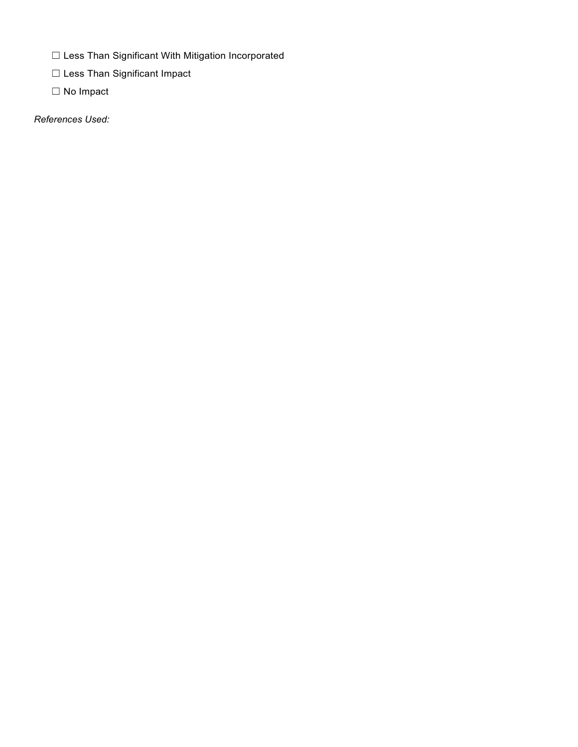☐ Less Than Significant With Mitigation Incorporated

☐ Less Than Significant Impact

☐ No Impact

*References Used:*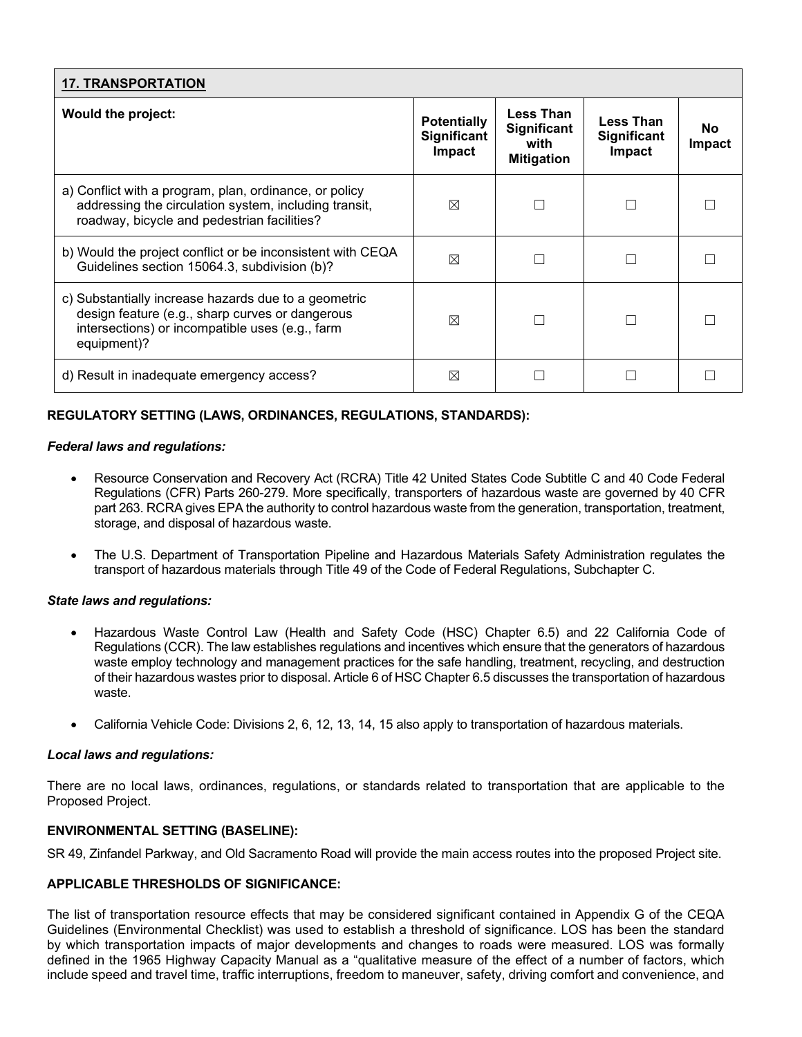| **17. TRANSPORTATION** | | | | |
|---|---|---|---|---|
| **Would the project:** | **Potentially Significant Impact** | **Less Than Significant with Mitigation** | **Less Than Significant Impact** | **No Impact** |
| a) Conflict with a program, plan, ordinance, or policy addressing the circulation system, including transit, roadway, bicycle and pedestrian facilities? | ☒ | ☐ | ☐ | ☐ |
| b) Would the project conflict or be inconsistent with CEQA Guidelines section 15064.3, subdivision (b)? | ☒ | ☐ | ☐ | ☐ |
| c) Substantially increase hazards due to a geometric design feature (e.g., sharp curves or dangerous intersections) or incompatible uses (e.g., farm equipment)? | ☒ | ☐ | ☐ | ☐ |
| d) Result in inadequate emergency access? | ☒ | ☐ | ☐ | ☐ |

**REGULATORY SETTING (LAWS, ORDINANCES, REGULATIONS, STANDARDS):**

***Federal laws and regulations:***

- Resource Conservation and Recovery Act (RCRA) Title 42 United States Code Subtitle C and 40 Code Federal Regulations (CFR) Parts 260-279. More specifically, transporters of hazardous waste are governed by 40 CFR part 263. RCRA gives EPA the authority to control hazardous waste from the generation, transportation, treatment, storage, and disposal of hazardous waste.
- The U.S. Department of Transportation Pipeline and Hazardous Materials Safety Administration regulates the transport of hazardous materials through Title 49 of the Code of Federal Regulations, Subchapter C.

***State laws and regulations:***

- Hazardous Waste Control Law (Health and Safety Code (HSC) Chapter 6.5) and 22 California Code of Regulations (CCR). The law establishes regulations and incentives which ensure that the generators of hazardous waste employ technology and management practices for the safe handling, treatment, recycling, and destruction of their hazardous wastes prior to disposal. Article 6 of HSC Chapter 6.5 discusses the transportation of hazardous waste.
- California Vehicle Code: Divisions 2, 6, 12, 13, 14, 15 also apply to transportation of hazardous materials.

***Local laws and regulations:***

There are no local laws, ordinances, regulations, or standards related to transportation that are applicable to the Proposed Project.

**ENVIRONMENTAL SETTING (BASELINE):**

SR 49, Zinfandel Parkway, and Old Sacramento Road will provide the main access routes into the proposed Project site.

**APPLICABLE THRESHOLDS OF SIGNIFICANCE:**

The list of transportation resource effects that may be considered significant contained in Appendix G of the CEQA Guidelines (Environmental Checklist) was used to establish a threshold of significance. LOS has been the standard by which transportation impacts of major developments and changes to roads were measured. LOS was formally defined in the 1965 Highway Capacity Manual as a "qualitative measure of the effect of a number of factors, which include speed and travel time, traffic interruptions, freedom to maneuver, safety, driving comfort and convenience, and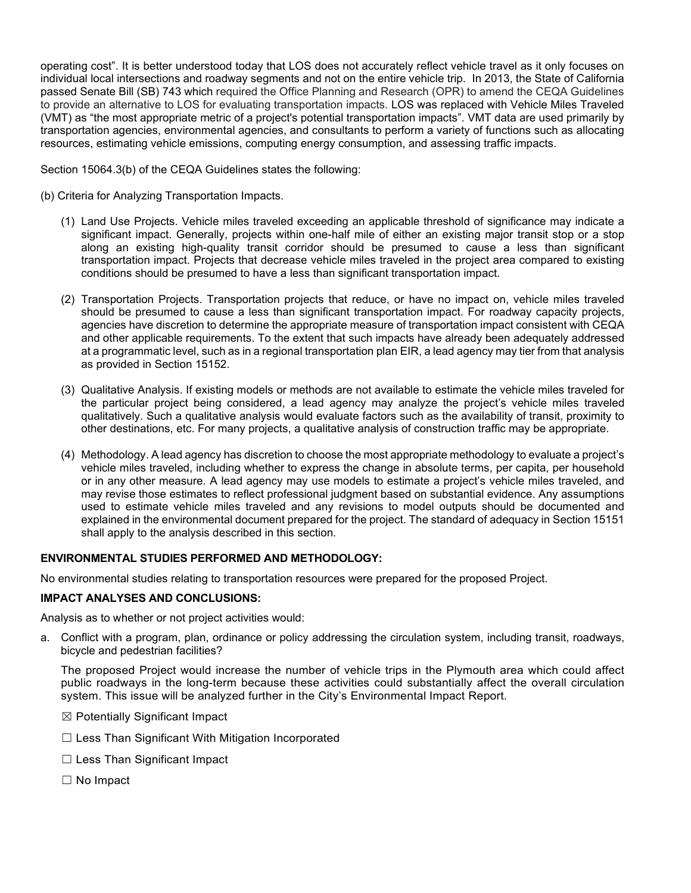operating cost". It is better understood today that LOS does not accurately reflect vehicle travel as it only focuses on individual local intersections and roadway segments and not on the entire vehicle trip. In 2013, the State of California passed Senate Bill (SB) 743 which required the Office Planning and Research (OPR) to amend the CEQA Guidelines to provide an alternative to LOS for evaluating transportation impacts. LOS was replaced with Vehicle Miles Traveled (VMT) as "the most appropriate metric of a project's potential transportation impacts". VMT data are used primarily by transportation agencies, environmental agencies, and consultants to perform a variety of functions such as allocating resources, estimating vehicle emissions, computing energy consumption, and assessing traffic impacts.

Section 15064.3(b) of the CEQA Guidelines states the following:

(b) Criteria for Analyzing Transportation Impacts.

(1) Land Use Projects. Vehicle miles traveled exceeding an applicable threshold of significance may indicate a significant impact. Generally, projects within one-half mile of either an existing major transit stop or a stop along an existing high-quality transit corridor should be presumed to cause a less than significant transportation impact. Projects that decrease vehicle miles traveled in the project area compared to existing conditions should be presumed to have a less than significant transportation impact.

(2) Transportation Projects. Transportation projects that reduce, or have no impact on, vehicle miles traveled should be presumed to cause a less than significant transportation impact. For roadway capacity projects, agencies have discretion to determine the appropriate measure of transportation impact consistent with CEQA and other applicable requirements. To the extent that such impacts have already been adequately addressed at a programmatic level, such as in a regional transportation plan EIR, a lead agency may tier from that analysis as provided in Section 15152.

(3) Qualitative Analysis. If existing models or methods are not available to estimate the vehicle miles traveled for the particular project being considered, a lead agency may analyze the project's vehicle miles traveled qualitatively. Such a qualitative analysis would evaluate factors such as the availability of transit, proximity to other destinations, etc. For many projects, a qualitative analysis of construction traffic may be appropriate.

(4) Methodology. A lead agency has discretion to choose the most appropriate methodology to evaluate a project's vehicle miles traveled, including whether to express the change in absolute terms, per capita, per household or in any other measure. A lead agency may use models to estimate a project's vehicle miles traveled, and may revise those estimates to reflect professional judgment based on substantial evidence. Any assumptions used to estimate vehicle miles traveled and any revisions to model outputs should be documented and explained in the environmental document prepared for the project. The standard of adequacy in Section 15151 shall apply to the analysis described in this section.

**ENVIRONMENTAL STUDIES PERFORMED AND METHODOLOGY:**

No environmental studies relating to transportation resources were prepared for the proposed Project.

**IMPACT ANALYSES AND CONCLUSIONS:**

Analysis as to whether or not project activities would:

a. Conflict with a program, plan, ordinance or policy addressing the circulation system, including transit, roadways, bicycle and pedestrian facilities?

The proposed Project would increase the number of vehicle trips in the Plymouth area which could affect public roadways in the long-term because these activities could substantially affect the overall circulation system. This issue will be analyzed further in the City's Environmental Impact Report.

☒ Potentially Significant Impact

☐ Less Than Significant With Mitigation Incorporated

☐ Less Than Significant Impact

☐ No Impact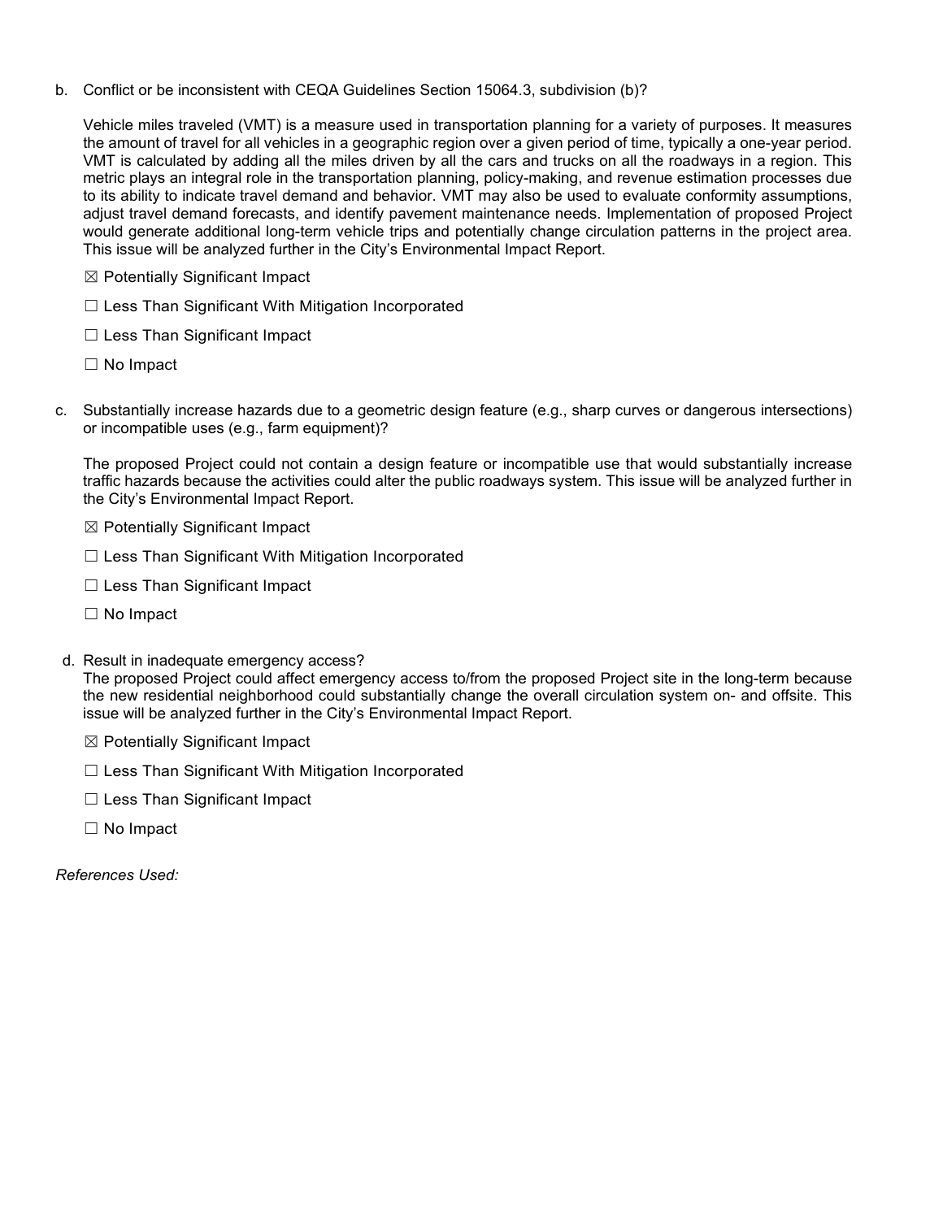b. Conflict or be inconsistent with CEQA Guidelines Section 15064.3, subdivision (b)?

   Vehicle miles traveled (VMT) is a measure used in transportation planning for a variety of purposes. It measures the amount of travel for all vehicles in a geographic region over a given period of time, typically a one-year period. VMT is calculated by adding all the miles driven by all the cars and trucks on all the roadways in a region. This metric plays an integral role in the transportation planning, policy-making, and revenue estimation processes due to its ability to indicate travel demand and behavior. VMT may also be used to evaluate conformity assumptions, adjust travel demand forecasts, and identify pavement maintenance needs. Implementation of proposed Project would generate additional long-term vehicle trips and potentially change circulation patterns in the project area. This issue will be analyzed further in the City's Environmental Impact Report.

   ☒ Potentially Significant Impact

   ☐ Less Than Significant With Mitigation Incorporated

   ☐ Less Than Significant Impact

   ☐ No Impact

c. Substantially increase hazards due to a geometric design feature (e.g., sharp curves or dangerous intersections) or incompatible uses (e.g., farm equipment)?

   The proposed Project could not contain a design feature or incompatible use that would substantially increase traffic hazards because the activities could alter the public roadways system. This issue will be analyzed further in the City's Environmental Impact Report.

   ☒ Potentially Significant Impact

   ☐ Less Than Significant With Mitigation Incorporated

   ☐ Less Than Significant Impact

   ☐ No Impact

d. Result in inadequate emergency access?

   The proposed Project could affect emergency access to/from the proposed Project site in the long-term because the new residential neighborhood could substantially change the overall circulation system on- and offsite. This issue will be analyzed further in the City's Environmental Impact Report.

   ☒ Potentially Significant Impact

   ☐ Less Than Significant With Mitigation Incorporated

   ☐ Less Than Significant Impact

   ☐ No Impact

*References Used:*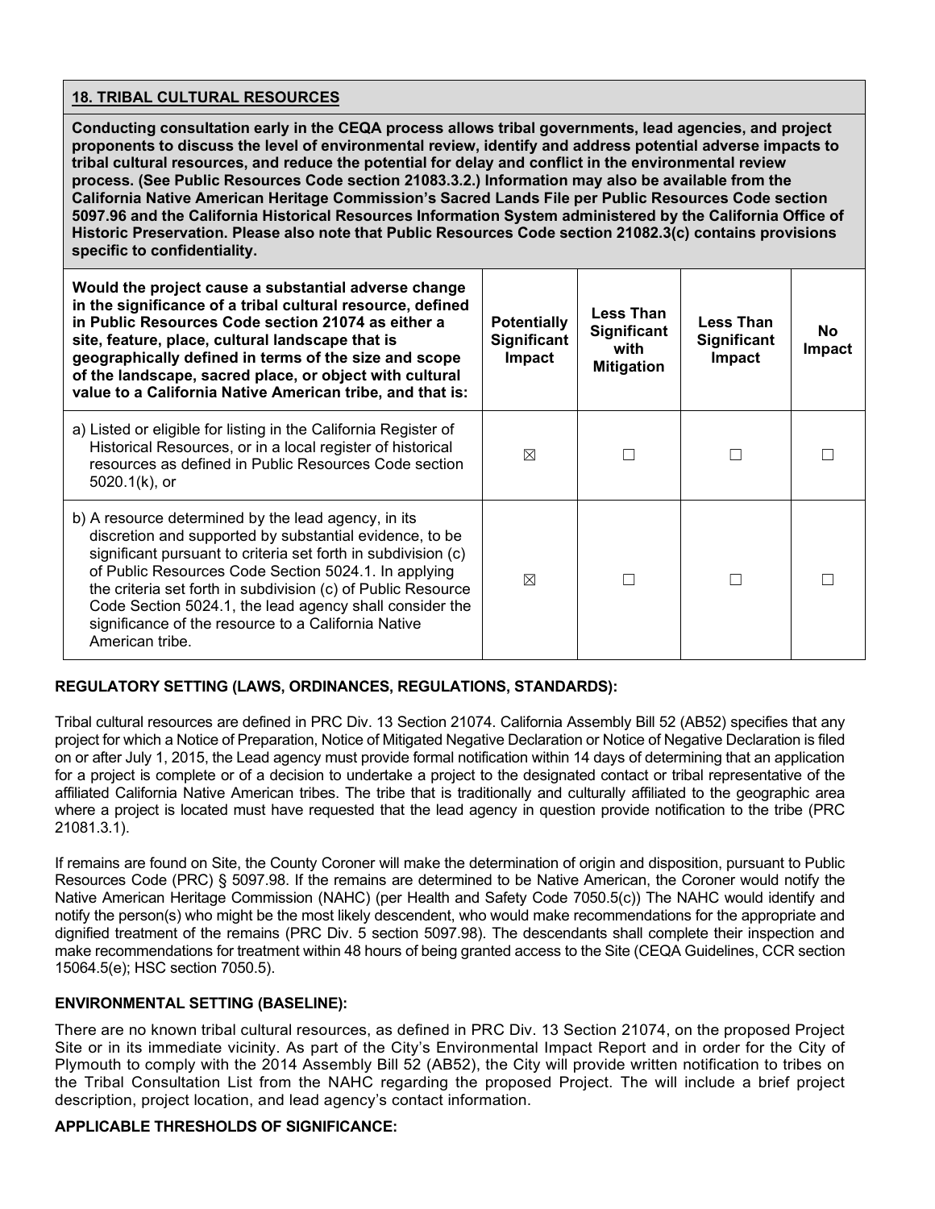## 18. TRIBAL CULTURAL RESOURCES

**Conducting consultation early in the CEQA process allows tribal governments, lead agencies, and project proponents to discuss the level of environmental review, identify and address potential adverse impacts to tribal cultural resources, and reduce the potential for delay and conflict in the environmental review process. (See Public Resources Code section 21083.3.2.) Information may also be available from the California Native American Heritage Commission's Sacred Lands File per Public Resources Code section 5097.96 and the California Historical Resources Information System administered by the California Office of Historic Preservation. Please also note that Public Resources Code section 21082.3(c) contains provisions specific to confidentiality.**

| Would the project cause a substantial adverse change in the significance of a tribal cultural resource, defined in Public Resources Code section 21074 as either a site, feature, place, cultural landscape that is geographically defined in terms of the size and scope of the landscape, sacred place, or object with cultural value to a California Native American tribe, and that is: | Potentially Significant Impact | Less Than Significant with Mitigation | Less Than Significant Impact | No Impact |
|---|---|---|---|---|
| a) Listed or eligible for listing in the California Register of Historical Resources, or in a local register of historical resources as defined in Public Resources Code section 5020.1(k), or | ☒ | ☐ | ☐ | ☐ |
| b) A resource determined by the lead agency, in its discretion and supported by substantial evidence, to be significant pursuant to criteria set forth in subdivision (c) of Public Resources Code Section 5024.1. In applying the criteria set forth in subdivision (c) of Public Resource Code Section 5024.1, the lead agency shall consider the significance of the resource to a California Native American tribe. | ☒ | ☐ | ☐ | ☐ |

### REGULATORY SETTING (LAWS, ORDINANCES, REGULATIONS, STANDARDS):

Tribal cultural resources are defined in PRC Div. 13 Section 21074. California Assembly Bill 52 (AB52) specifies that any project for which a Notice of Preparation, Notice of Mitigated Negative Declaration or Notice of Negative Declaration is filed on or after July 1, 2015, the Lead agency must provide formal notification within 14 days of determining that an application for a project is complete or of a decision to undertake a project to the designated contact or tribal representative of the affiliated California Native American tribes. The tribe that is traditionally and culturally affiliated to the geographic area where a project is located must have requested that the lead agency in question provide notification to the tribe (PRC 21081.3.1).

If remains are found on Site, the County Coroner will make the determination of origin and disposition, pursuant to Public Resources Code (PRC) § 5097.98. If the remains are determined to be Native American, the Coroner would notify the Native American Heritage Commission (NAHC) (per Health and Safety Code 7050.5(c)) The NAHC would identify and notify the person(s) who might be the most likely descendent, who would make recommendations for the appropriate and dignified treatment of the remains (PRC Div. 5 section 5097.98). The descendants shall complete their inspection and make recommendations for treatment within 48 hours of being granted access to the Site (CEQA Guidelines, CCR section 15064.5(e); HSC section 7050.5).

### ENVIRONMENTAL SETTING (BASELINE):

There are no known tribal cultural resources, as defined in PRC Div. 13 Section 21074, on the proposed Project Site or in its immediate vicinity. As part of the City's Environmental Impact Report and in order for the City of Plymouth to comply with the 2014 Assembly Bill 52 (AB52), the City will provide written notification to tribes on the Tribal Consultation List from the NAHC regarding the proposed Project. The will include a brief project description, project location, and lead agency's contact information.

### APPLICABLE THRESHOLDS OF SIGNIFICANCE: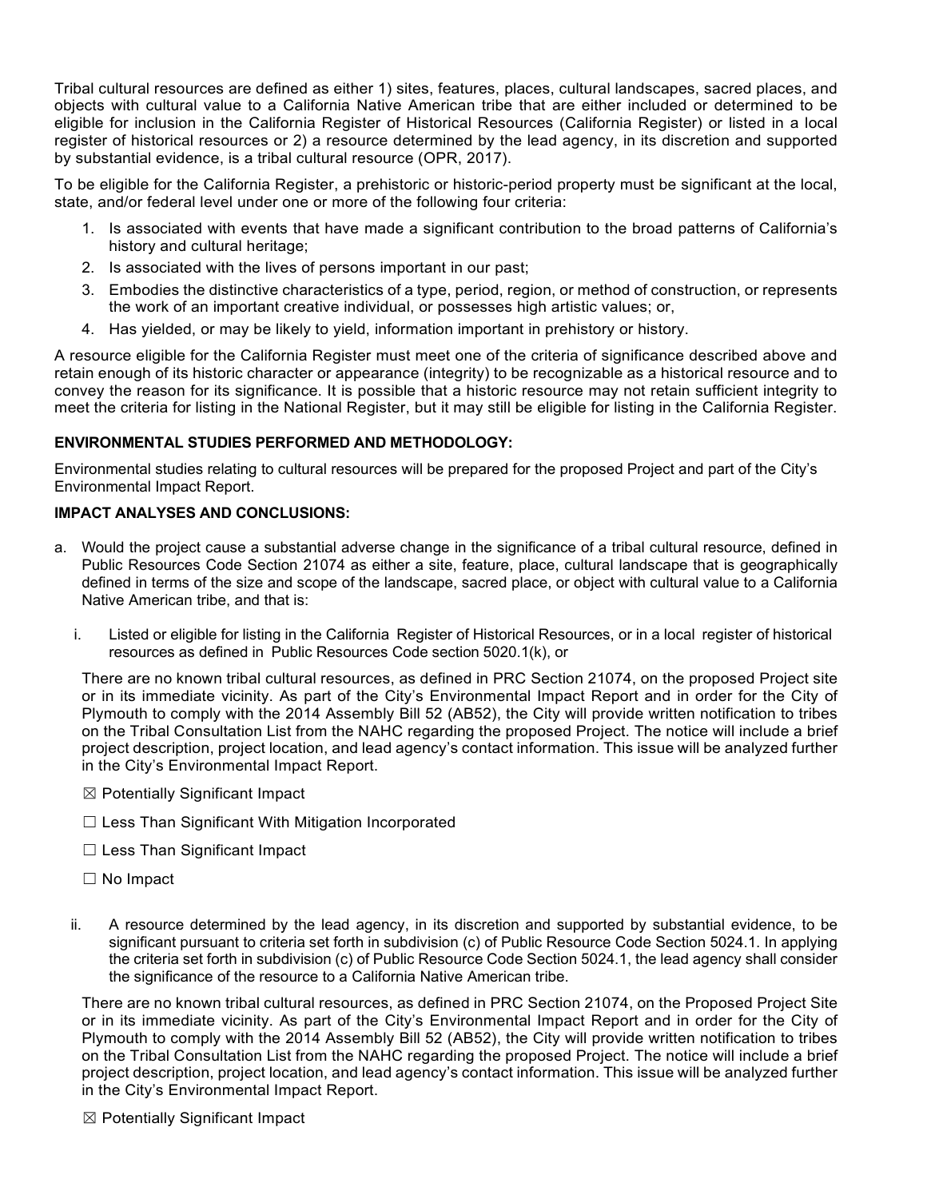Tribal cultural resources are defined as either 1) sites, features, places, cultural landscapes, sacred places, and objects with cultural value to a California Native American tribe that are either included or determined to be eligible for inclusion in the California Register of Historical Resources (California Register) or listed in a local register of historical resources or 2) a resource determined by the lead agency, in its discretion and supported by substantial evidence, is a tribal cultural resource (OPR, 2017).

To be eligible for the California Register, a prehistoric or historic-period property must be significant at the local, state, and/or federal level under one or more of the following four criteria:

1. Is associated with events that have made a significant contribution to the broad patterns of California's history and cultural heritage;
2. Is associated with the lives of persons important in our past;
3. Embodies the distinctive characteristics of a type, period, region, or method of construction, or represents the work of an important creative individual, or possesses high artistic values; or,
4. Has yielded, or may be likely to yield, information important in prehistory or history.

A resource eligible for the California Register must meet one of the criteria of significance described above and retain enough of its historic character or appearance (integrity) to be recognizable as a historical resource and to convey the reason for its significance. It is possible that a historic resource may not retain sufficient integrity to meet the criteria for listing in the National Register, but it may still be eligible for listing in the California Register.

**ENVIRONMENTAL STUDIES PERFORMED AND METHODOLOGY:**

Environmental studies relating to cultural resources will be prepared for the proposed Project and part of the City's Environmental Impact Report.

**IMPACT ANALYSES AND CONCLUSIONS:**

a. Would the project cause a substantial adverse change in the significance of a tribal cultural resource, defined in Public Resources Code Section 21074 as either a site, feature, place, cultural landscape that is geographically defined in terms of the size and scope of the landscape, sacred place, or object with cultural value to a California Native American tribe, and that is:

   i. Listed or eligible for listing in the California Register of Historical Resources, or in a local register of historical resources as defined in Public Resources Code section 5020.1(k), or

   There are no known tribal cultural resources, as defined in PRC Section 21074, on the proposed Project site or in its immediate vicinity. As part of the City's Environmental Impact Report and in order for the City of Plymouth to comply with the 2014 Assembly Bill 52 (AB52), the City will provide written notification to tribes on the Tribal Consultation List from the NAHC regarding the proposed Project. The notice will include a brief project description, project location, and lead agency's contact information. This issue will be analyzed further in the City's Environmental Impact Report.

   ☒ Potentially Significant Impact

   ☐ Less Than Significant With Mitigation Incorporated

   ☐ Less Than Significant Impact

   ☐ No Impact

   ii. A resource determined by the lead agency, in its discretion and supported by substantial evidence, to be significant pursuant to criteria set forth in subdivision (c) of Public Resource Code Section 5024.1. In applying the criteria set forth in subdivision (c) of Public Resource Code Section 5024.1, the lead agency shall consider the significance of the resource to a California Native American tribe.

   There are no known tribal cultural resources, as defined in PRC Section 21074, on the Proposed Project Site or in its immediate vicinity. As part of the City's Environmental Impact Report and in order for the City of Plymouth to comply with the 2014 Assembly Bill 52 (AB52), the City will provide written notification to tribes on the Tribal Consultation List from the NAHC regarding the proposed Project. The notice will include a brief project description, project location, and lead agency's contact information. This issue will be analyzed further in the City's Environmental Impact Report.

   ☒ Potentially Significant Impact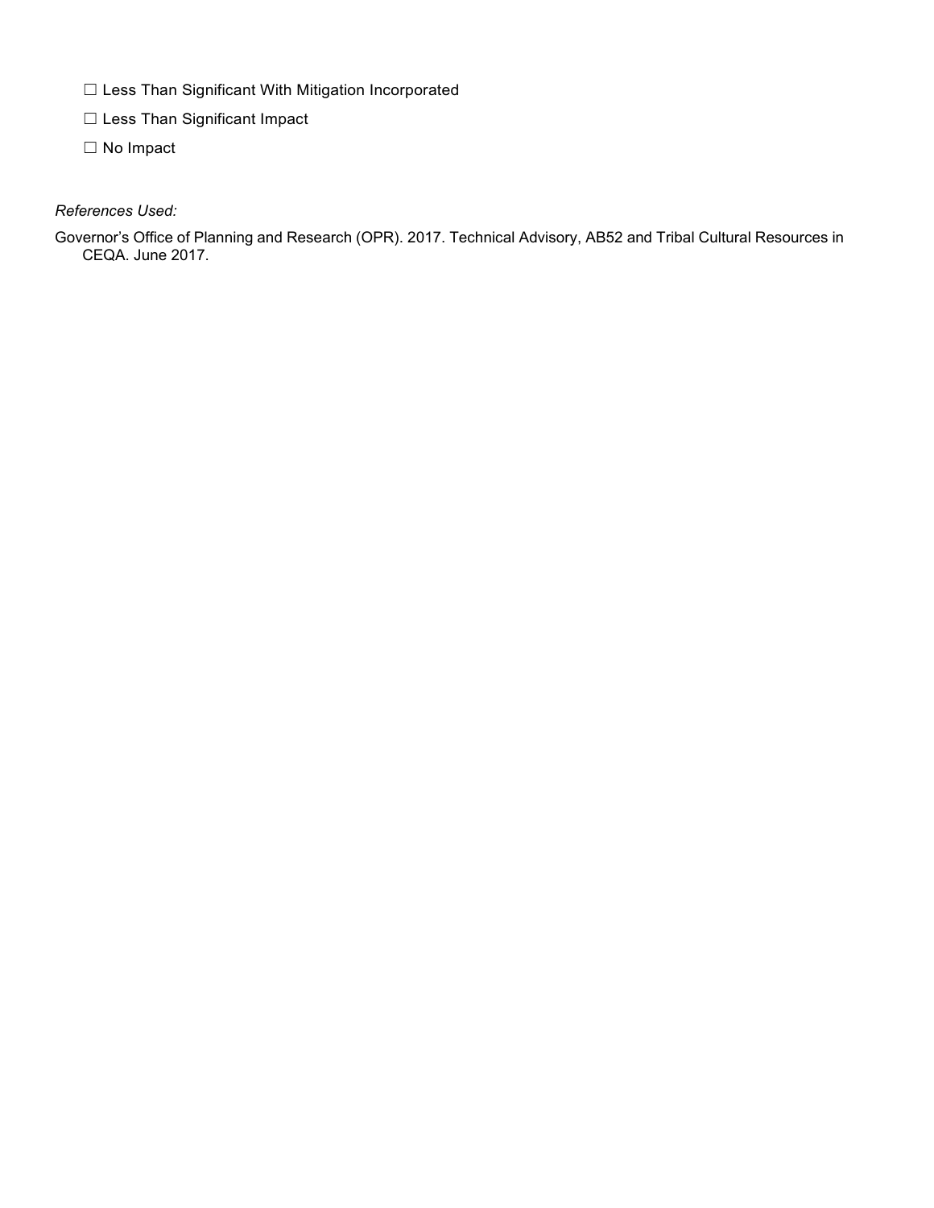☐ Less Than Significant With Mitigation Incorporated

☐ Less Than Significant Impact

☐ No Impact

*References Used:*

Governor's Office of Planning and Research (OPR). 2017. Technical Advisory, AB52 and Tribal Cultural Resources in CEQA. June 2017.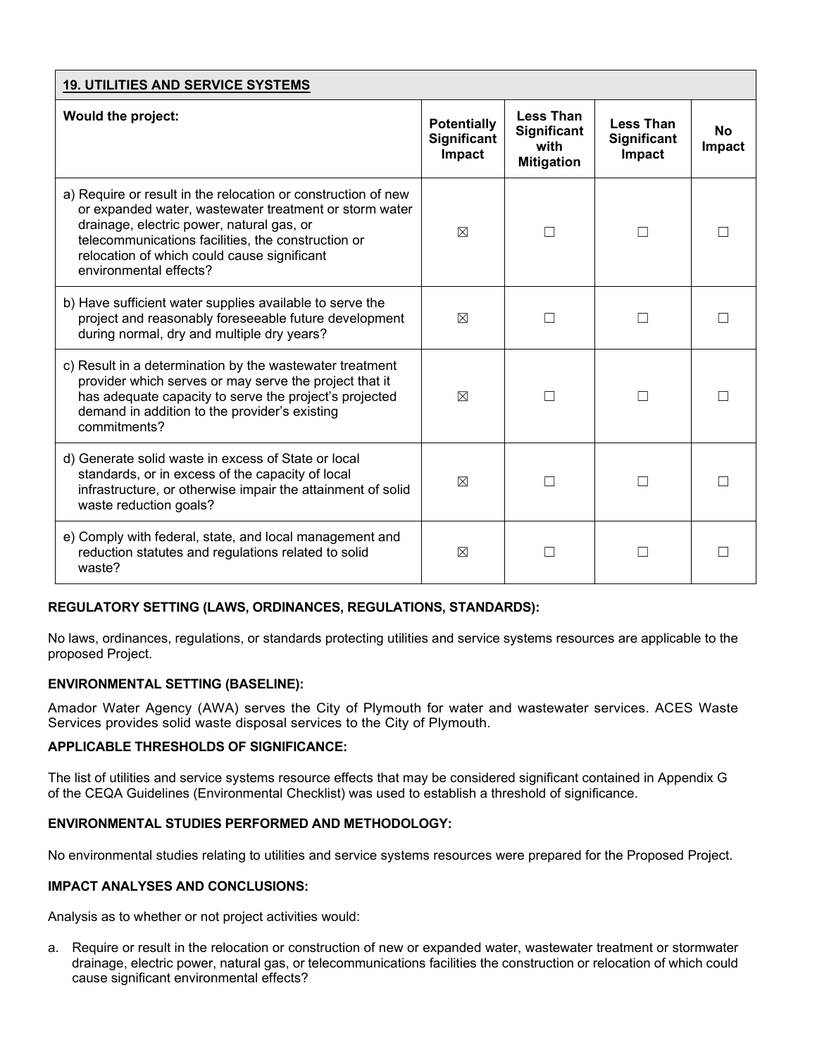| **19. UTILITIES AND SERVICE SYSTEMS** | | | | |
|---|---|---|---|---|
| **Would the project:** | **Potentially Significant Impact** | **Less Than Significant with Mitigation** | **Less Than Significant Impact** | **No Impact** |
| a) Require or result in the relocation or construction of new or expanded water, wastewater treatment or storm water drainage, electric power, natural gas, or telecommunications facilities, the construction or relocation of which could cause significant environmental effects? | ☒ | ☐ | ☐ | ☐ |
| b) Have sufficient water supplies available to serve the project and reasonably foreseeable future development during normal, dry and multiple dry years? | ☒ | ☐ | ☐ | ☐ |
| c) Result in a determination by the wastewater treatment provider which serves or may serve the project that it has adequate capacity to serve the project's projected demand in addition to the provider's existing commitments? | ☒ | ☐ | ☐ | ☐ |
| d) Generate solid waste in excess of State or local standards, or in excess of the capacity of local infrastructure, or otherwise impair the attainment of solid waste reduction goals? | ☒ | ☐ | ☐ | ☐ |
| e) Comply with federal, state, and local management and reduction statutes and regulations related to solid waste? | ☒ | ☐ | ☐ | ☐ |

**REGULATORY SETTING (LAWS, ORDINANCES, REGULATIONS, STANDARDS):**

No laws, ordinances, regulations, or standards protecting utilities and service systems resources are applicable to the proposed Project.

**ENVIRONMENTAL SETTING (BASELINE):**

Amador Water Agency (AWA) serves the City of Plymouth for water and wastewater services. ACES Waste Services provides solid waste disposal services to the City of Plymouth.

**APPLICABLE THRESHOLDS OF SIGNIFICANCE:**

The list of utilities and service systems resource effects that may be considered significant contained in Appendix G of the CEQA Guidelines (Environmental Checklist) was used to establish a threshold of significance.

**ENVIRONMENTAL STUDIES PERFORMED AND METHODOLOGY:**

No environmental studies relating to utilities and service systems resources were prepared for the Proposed Project.

**IMPACT ANALYSES AND CONCLUSIONS:**

Analysis as to whether or not project activities would:

a. Require or result in the relocation or construction of new or expanded water, wastewater treatment or stormwater drainage, electric power, natural gas, or telecommunications facilities the construction or relocation of which could cause significant environmental effects?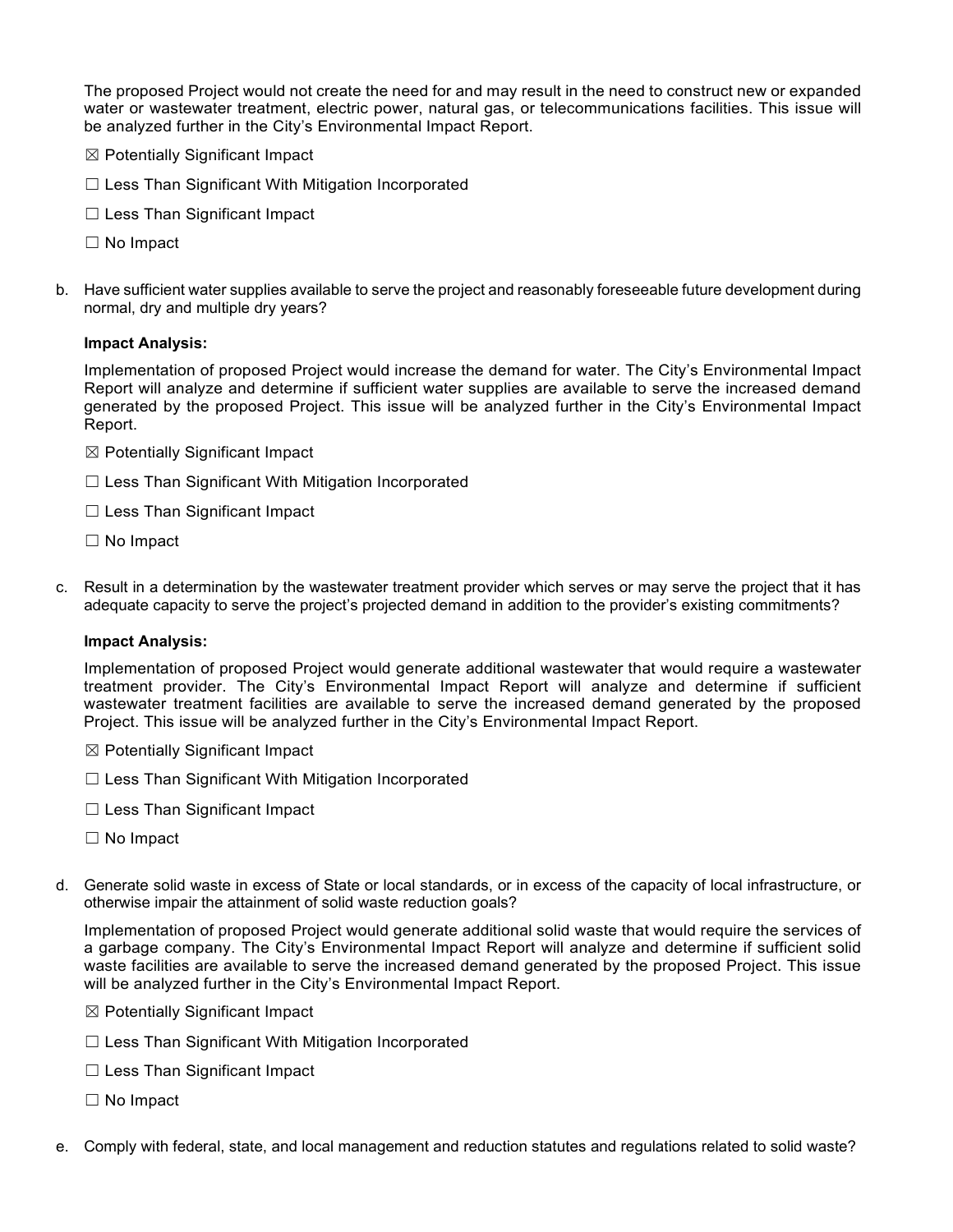The proposed Project would not create the need for and may result in the need to construct new or expanded water or wastewater treatment, electric power, natural gas, or telecommunications facilities. This issue will be analyzed further in the City's Environmental Impact Report.

☒ Potentially Significant Impact

☐ Less Than Significant With Mitigation Incorporated

☐ Less Than Significant Impact

☐ No Impact

b. Have sufficient water supplies available to serve the project and reasonably foreseeable future development during normal, dry and multiple dry years?

**Impact Analysis:**

Implementation of proposed Project would increase the demand for water. The City's Environmental Impact Report will analyze and determine if sufficient water supplies are available to serve the increased demand generated by the proposed Project. This issue will be analyzed further in the City's Environmental Impact Report.

☒ Potentially Significant Impact

☐ Less Than Significant With Mitigation Incorporated

☐ Less Than Significant Impact

☐ No Impact

c. Result in a determination by the wastewater treatment provider which serves or may serve the project that it has adequate capacity to serve the project's projected demand in addition to the provider's existing commitments?

**Impact Analysis:**

Implementation of proposed Project would generate additional wastewater that would require a wastewater treatment provider. The City's Environmental Impact Report will analyze and determine if sufficient wastewater treatment facilities are available to serve the increased demand generated by the proposed Project. This issue will be analyzed further in the City's Environmental Impact Report.

☒ Potentially Significant Impact

☐ Less Than Significant With Mitigation Incorporated

☐ Less Than Significant Impact

☐ No Impact

d. Generate solid waste in excess of State or local standards, or in excess of the capacity of local infrastructure, or otherwise impair the attainment of solid waste reduction goals?

Implementation of proposed Project would generate additional solid waste that would require the services of a garbage company. The City's Environmental Impact Report will analyze and determine if sufficient solid waste facilities are available to serve the increased demand generated by the proposed Project. This issue will be analyzed further in the City's Environmental Impact Report.

☒ Potentially Significant Impact

☐ Less Than Significant With Mitigation Incorporated

☐ Less Than Significant Impact

☐ No Impact

e. Comply with federal, state, and local management and reduction statutes and regulations related to solid waste?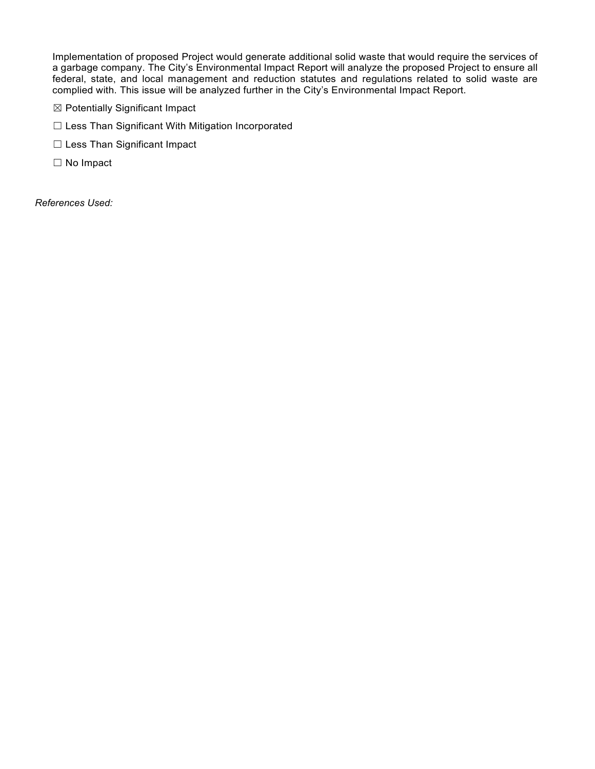Implementation of proposed Project would generate additional solid waste that would require the services of a garbage company. The City's Environmental Impact Report will analyze the proposed Project to ensure all federal, state, and local management and reduction statutes and regulations related to solid waste are complied with. This issue will be analyzed further in the City's Environmental Impact Report.

☒ Potentially Significant Impact

☐ Less Than Significant With Mitigation Incorporated

☐ Less Than Significant Impact

☐ No Impact

*References Used:*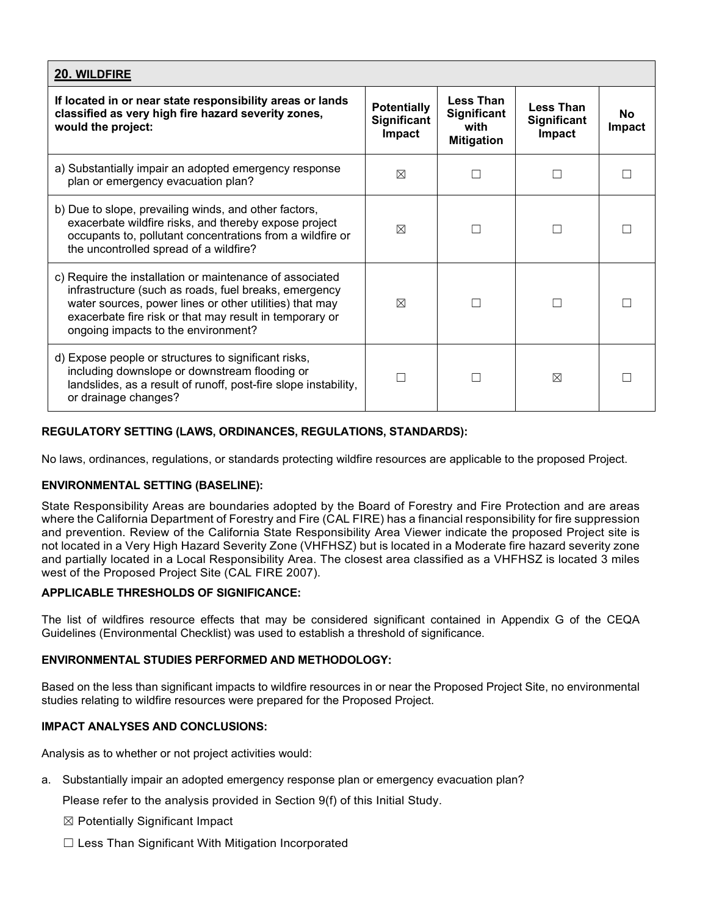| **20. WILDFIRE** | | | | |
|---|---|---|---|---|
| **If located in or near state responsibility areas or lands classified as very high fire hazard severity zones, would the project:** | **Potentially Significant Impact** | **Less Than Significant with Mitigation** | **Less Than Significant Impact** | **No Impact** |
| a) Substantially impair an adopted emergency response plan or emergency evacuation plan? | ☒ | ☐ | ☐ | ☐ |
| b) Due to slope, prevailing winds, and other factors, exacerbate wildfire risks, and thereby expose project occupants to, pollutant concentrations from a wildfire or the uncontrolled spread of a wildfire? | ☒ | ☐ | ☐ | ☐ |
| c) Require the installation or maintenance of associated infrastructure (such as roads, fuel breaks, emergency water sources, power lines or other utilities) that may exacerbate fire risk or that may result in temporary or ongoing impacts to the environment? | ☒ | ☐ | ☐ | ☐ |
| d) Expose people or structures to significant risks, including downslope or downstream flooding or landslides, as a result of runoff, post-fire slope instability, or drainage changes? | ☐ | ☐ | ☒ | ☐ |

**REGULATORY SETTING (LAWS, ORDINANCES, REGULATIONS, STANDARDS):**

No laws, ordinances, regulations, or standards protecting wildfire resources are applicable to the proposed Project.

**ENVIRONMENTAL SETTING (BASELINE):**

State Responsibility Areas are boundaries adopted by the Board of Forestry and Fire Protection and are areas where the California Department of Forestry and Fire (CAL FIRE) has a financial responsibility for fire suppression and prevention. Review of the California State Responsibility Area Viewer indicate the proposed Project site is not located in a Very High Hazard Severity Zone (VHFHSZ) but is located in a Moderate fire hazard severity zone and partially located in a Local Responsibility Area. The closest area classified as a VHFHSZ is located 3 miles west of the Proposed Project Site (CAL FIRE 2007).

**APPLICABLE THRESHOLDS OF SIGNIFICANCE:**

The list of wildfires resource effects that may be considered significant contained in Appendix G of the CEQA Guidelines (Environmental Checklist) was used to establish a threshold of significance.

**ENVIRONMENTAL STUDIES PERFORMED AND METHODOLOGY:**

Based on the less than significant impacts to wildfire resources in or near the Proposed Project Site, no environmental studies relating to wildfire resources were prepared for the Proposed Project.

**IMPACT ANALYSES AND CONCLUSIONS:**

Analysis as to whether or not project activities would:

a. Substantially impair an adopted emergency response plan or emergency evacuation plan?

   Please refer to the analysis provided in Section 9(f) of this Initial Study.

   ☒ Potentially Significant Impact

   ☐ Less Than Significant With Mitigation Incorporated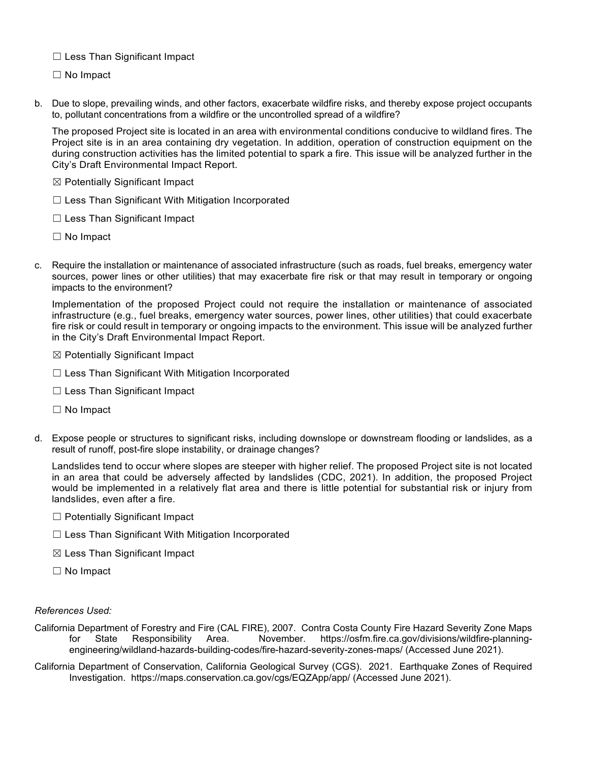☐ Less Than Significant Impact

☐ No Impact

b. Due to slope, prevailing winds, and other factors, exacerbate wildfire risks, and thereby expose project occupants to, pollutant concentrations from a wildfire or the uncontrolled spread of a wildfire?

The proposed Project site is located in an area with environmental conditions conducive to wildland fires. The Project site is in an area containing dry vegetation. In addition, operation of construction equipment on the during construction activities has the limited potential to spark a fire. This issue will be analyzed further in the City's Draft Environmental Impact Report.

☒ Potentially Significant Impact

☐ Less Than Significant With Mitigation Incorporated

☐ Less Than Significant Impact

☐ No Impact

c. Require the installation or maintenance of associated infrastructure (such as roads, fuel breaks, emergency water sources, power lines or other utilities) that may exacerbate fire risk or that may result in temporary or ongoing impacts to the environment?

Implementation of the proposed Project could not require the installation or maintenance of associated infrastructure (e.g., fuel breaks, emergency water sources, power lines, other utilities) that could exacerbate fire risk or could result in temporary or ongoing impacts to the environment. This issue will be analyzed further in the City's Draft Environmental Impact Report.

☒ Potentially Significant Impact

☐ Less Than Significant With Mitigation Incorporated

☐ Less Than Significant Impact

☐ No Impact

d. Expose people or structures to significant risks, including downslope or downstream flooding or landslides, as a result of runoff, post-fire slope instability, or drainage changes?

Landslides tend to occur where slopes are steeper with higher relief. The proposed Project site is not located in an area that could be adversely affected by landslides (CDC, 2021). In addition, the proposed Project would be implemented in a relatively flat area and there is little potential for substantial risk or injury from landslides, even after a fire.

☐ Potentially Significant Impact

☐ Less Than Significant With Mitigation Incorporated

☒ Less Than Significant Impact

☐ No Impact

*References Used:*

California Department of Forestry and Fire (CAL FIRE), 2007. Contra Costa County Fire Hazard Severity Zone Maps for State Responsibility Area. November. https://osfm.fire.ca.gov/divisions/wildfire-planning-engineering/wildland-hazards-building-codes/fire-hazard-severity-zones-maps/ (Accessed June 2021).

California Department of Conservation, California Geological Survey (CGS). 2021. Earthquake Zones of Required Investigation. https://maps.conservation.ca.gov/cgs/EQZApp/app/ (Accessed June 2021).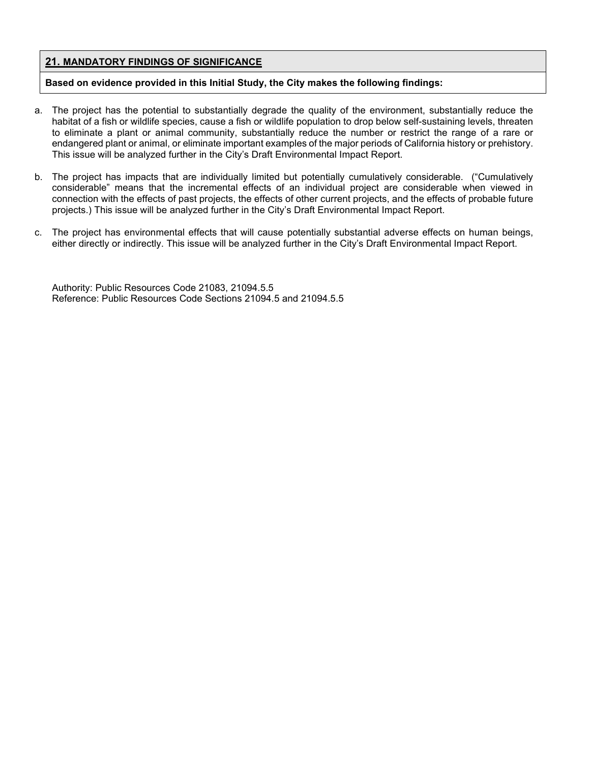## 21. MANDATORY FINDINGS OF SIGNIFICANCE

**Based on evidence provided in this Initial Study, the City makes the following findings:**

a. The project has the potential to substantially degrade the quality of the environment, substantially reduce the habitat of a fish or wildlife species, cause a fish or wildlife population to drop below self-sustaining levels, threaten to eliminate a plant or animal community, substantially reduce the number or restrict the range of a rare or endangered plant or animal, or eliminate important examples of the major periods of California history or prehistory. This issue will be analyzed further in the City's Draft Environmental Impact Report.

b. The project has impacts that are individually limited but potentially cumulatively considerable. ("Cumulatively considerable" means that the incremental effects of an individual project are considerable when viewed in connection with the effects of past projects, the effects of other current projects, and the effects of probable future projects.) This issue will be analyzed further in the City's Draft Environmental Impact Report.

c. The project has environmental effects that will cause potentially substantial adverse effects on human beings, either directly or indirectly. This issue will be analyzed further in the City's Draft Environmental Impact Report.

Authority: Public Resources Code 21083, 21094.5.5
Reference: Public Resources Code Sections 21094.5 and 21094.5.5